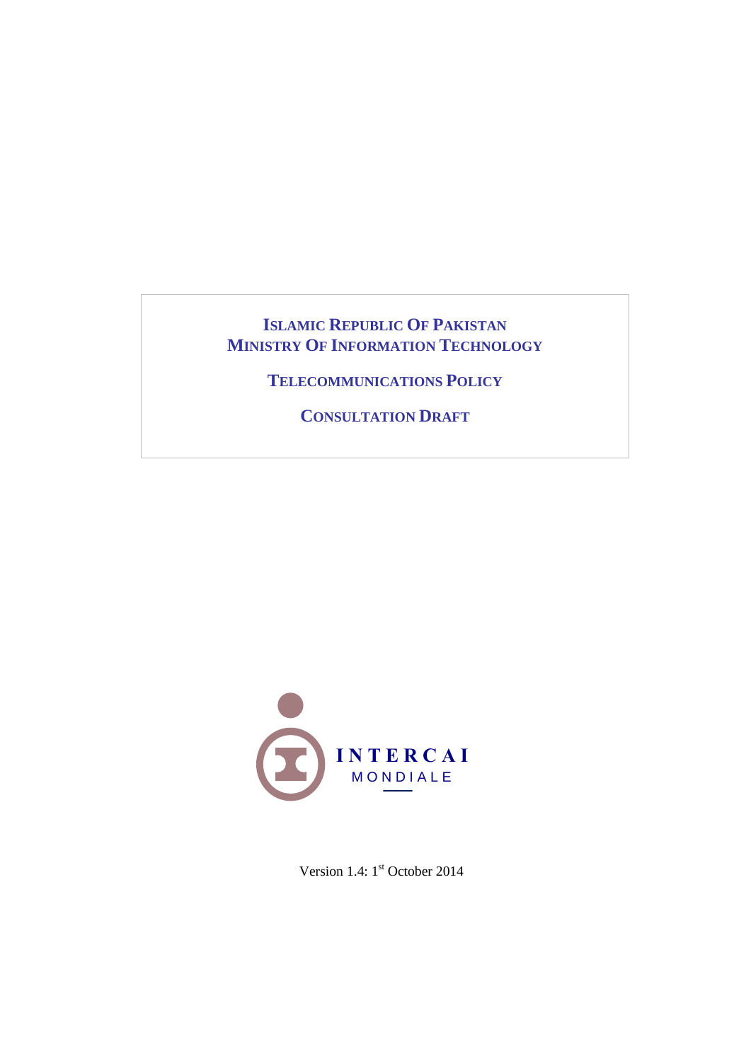# ISLAMIC REPUBLIC OF PAKISTAN
# MINISTRY OF INFORMATION TECHNOLOGY

## TELECOMMUNICATIONS POLICY

## CONSULTATION DRAFT

INTERCAI
MONDIALE

Version 1.4: 1st October 2014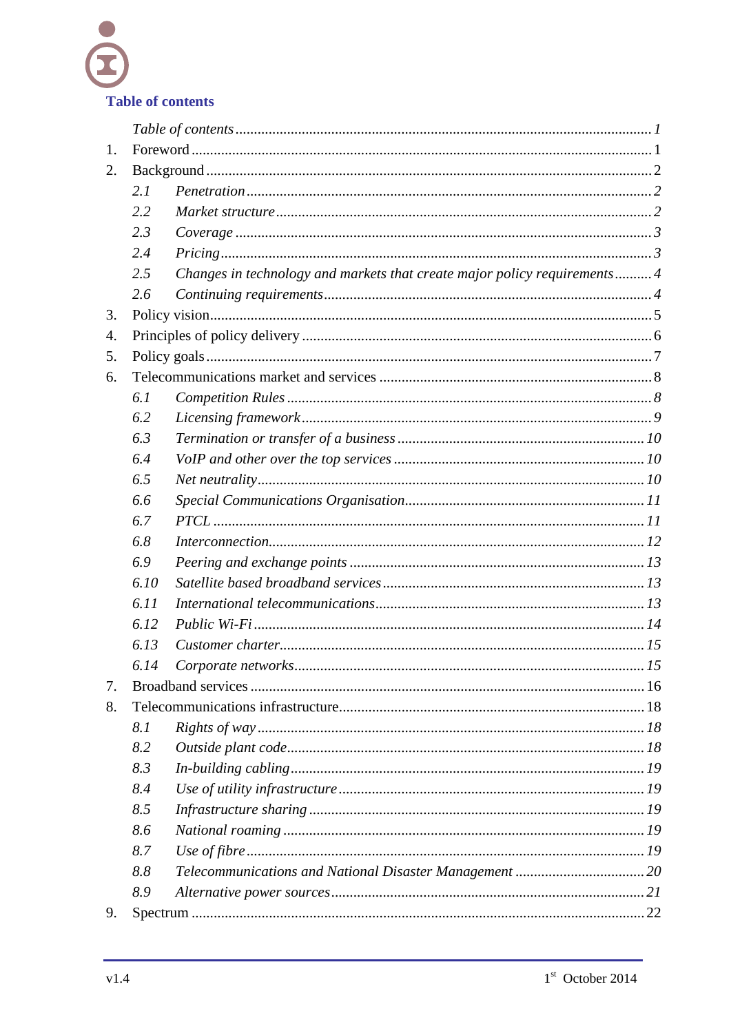## Table of contents

*Table of contents* ... *1*

1. Foreword ... 1
2. Background ... 2
   - *2.1 Penetration* ... *2*
   - *2.2 Market structure* ... *2*
   - *2.3 Coverage* ... *3*
   - *2.4 Pricing* ... *3*
   - *2.5 Changes in technology and markets that create major policy requirements* ... *4*
   - *2.6 Continuing requirements* ... *4*
3. Policy vision ... 5
4. Principles of policy delivery ... 6
5. Policy goals ... 7
6. Telecommunications market and services ... 8
   - *6.1 Competition Rules* ... *8*
   - *6.2 Licensing framework* ... *9*
   - *6.3 Termination or transfer of a business* ... *10*
   - *6.4 VoIP and other over the top services* ... *10*
   - *6.5 Net neutrality* ... *10*
   - *6.6 Special Communications Organisation* ... *11*
   - *6.7 PTCL* ... *11*
   - *6.8 Interconnection* ... *12*
   - *6.9 Peering and exchange points* ... *13*
   - *6.10 Satellite based broadband services* ... *13*
   - *6.11 International telecommunications* ... *13*
   - *6.12 Public Wi-Fi* ... *14*
   - *6.13 Customer charter* ... *15*
   - *6.14 Corporate networks* ... *15*
7. Broadband services ... 16
8. Telecommunications infrastructure ... 18
   - *8.1 Rights of way* ... *18*
   - *8.2 Outside plant code* ... *18*
   - *8.3 In-building cabling* ... *19*
   - *8.4 Use of utility infrastructure* ... *19*
   - *8.5 Infrastructure sharing* ... *19*
   - *8.6 National roaming* ... *19*
   - *8.7 Use of fibre* ... *19*
   - *8.8 Telecommunications and National Disaster Management* ... *20*
   - *8.9 Alternative power sources* ... *21*
9. Spectrum ... 22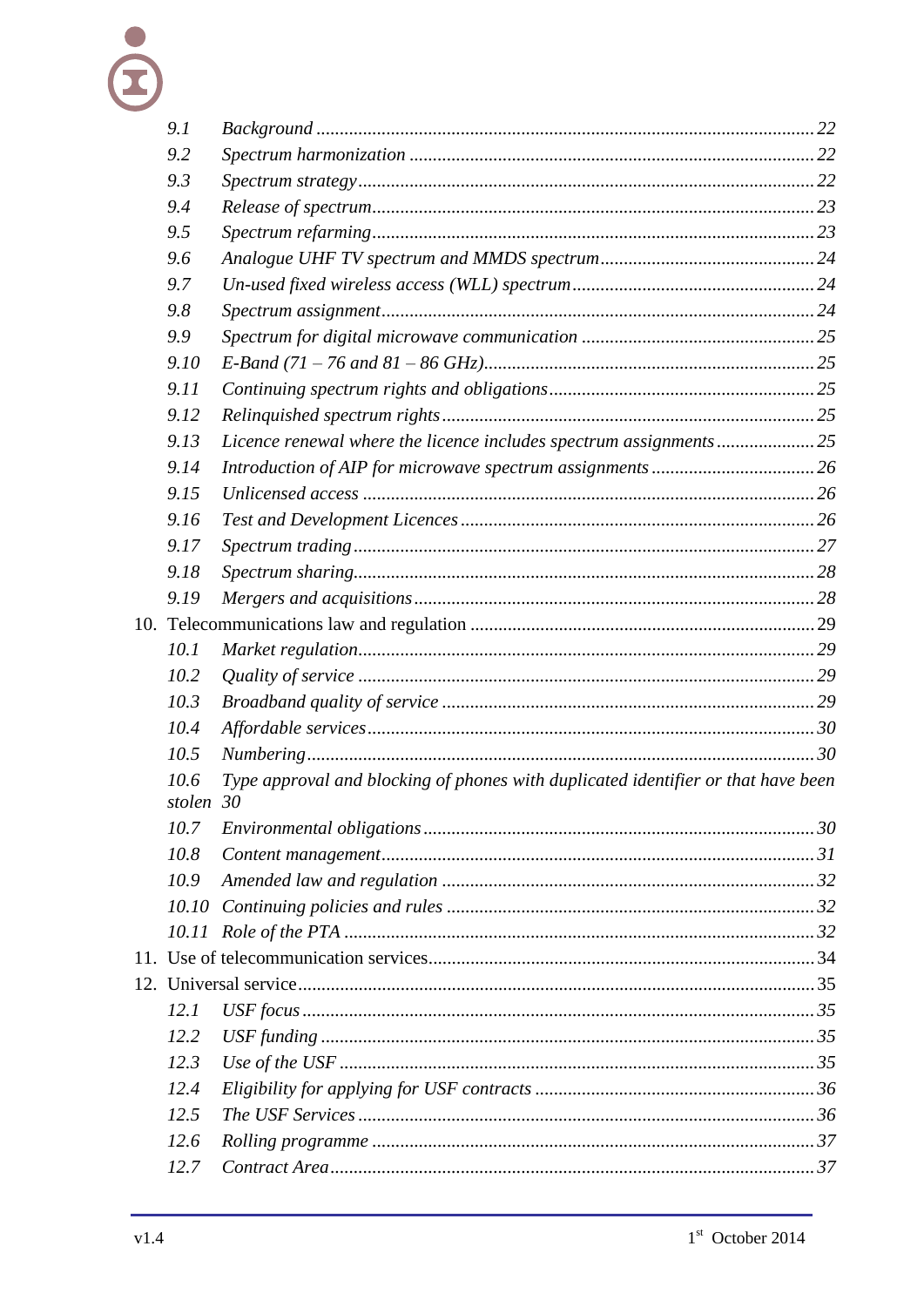*9.1 Background ........................................................................................................ 22*

*9.2 Spectrum harmonization ..................................................................................... 22*

*9.3 Spectrum strategy ............................................................................................... 22*

*9.4 Release of spectrum ............................................................................................ 23*

*9.5 Spectrum refarming ............................................................................................ 23*

*9.6 Analogue UHF TV spectrum and MMDS spectrum ........................................... 24*

*9.7 Un-used fixed wireless access (WLL) spectrum .................................................. 24*

*9.8 Spectrum assignment .......................................................................................... 24*

*9.9 Spectrum for digital microwave communication ................................................ 25*

*9.10 E-Band (71 – 76 and 81 – 86 GHz) ..................................................................... 25*

*9.11 Continuing spectrum rights and obligations ....................................................... 25*

*9.12 Relinquished spectrum rights ............................................................................. 25*

*9.13 Licence renewal where the licence includes spectrum assignments .................... 25*

*9.14 Introduction of AIP for microwave spectrum assignments ................................. 26*

*9.15 Unlicensed access ............................................................................................... 26*

*9.16 Test and Development Licences ......................................................................... 26*

*9.17 Spectrum trading ................................................................................................. 27*

*9.18 Spectrum sharing ................................................................................................. 28*

*9.19 Mergers and acquisitions .................................................................................... 28*

10. Telecommunications law and regulation ........................................................................ 29

*10.1 Market regulation ................................................................................................ 29*

*10.2 Quality of service ................................................................................................ 29*

*10.3 Broadband quality of service .............................................................................. 29*

*10.4 Affordable services .............................................................................................. 30*

*10.5 Numbering .......................................................................................................... 30*

*10.6 Type approval and blocking of phones with duplicated identifier or that have been stolen 30*

*10.7 Environmental obligations .................................................................................. 30*

*10.8 Content management ........................................................................................... 31*

*10.9 Amended law and regulation .............................................................................. 32*

*10.10 Continuing policies and rules ............................................................................. 32*

*10.11 Role of the PTA ................................................................................................... 32*

11. Use of telecommunication services ................................................................................. 34

12. Universal service ............................................................................................................ 35

*12.1 USF focus ............................................................................................................ 35*

*12.2 USF funding ........................................................................................................ 35*

*12.3 Use of the USF .................................................................................................... 35*

*12.4 Eligibility for applying for USF contracts ........................................................... 36*

*12.5 The USF Services ................................................................................................. 36*

*12.6 Rolling programme .............................................................................................. 37*

*12.7 Contract Area ...................................................................................................... 37*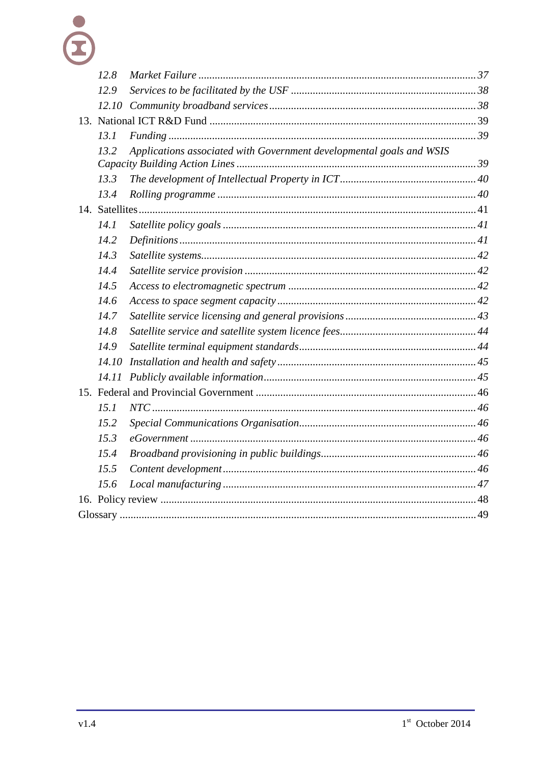*12.8 Market Failure* ... *37*
*12.9 Services to be facilitated by the USF* ... *38*
*12.10 Community broadband services* ... *38*

13. National ICT R&D Fund ... 39
*13.1 Funding* ... *39*
*13.2 Applications associated with Government developmental goals and WSIS Capacity Building Action Lines* ... *39*
*13.3 The development of Intellectual Property in ICT* ... *40*
*13.4 Rolling programme* ... *40*

14. Satellites ... 41
*14.1 Satellite policy goals* ... *41*
*14.2 Definitions* ... *41*
*14.3 Satellite systems* ... *42*
*14.4 Satellite service provision* ... *42*
*14.5 Access to electromagnetic spectrum* ... *42*
*14.6 Access to space segment capacity* ... *42*
*14.7 Satellite service licensing and general provisions* ... *43*
*14.8 Satellite service and satellite system licence fees* ... *44*
*14.9 Satellite terminal equipment standards* ... *44*
*14.10 Installation and health and safety* ... *45*
*14.11 Publicly available information* ... *45*

15. Federal and Provincial Government ... 46
*15.1 NTC* ... *46*
*15.2 Special Communications Organisation* ... *46*
*15.3 eGovernment* ... *46*
*15.4 Broadband provisioning in public buildings* ... *46*
*15.5 Content development* ... *46*
*15.6 Local manufacturing* ... *47*

16. Policy review ... 48

Glossary ... 49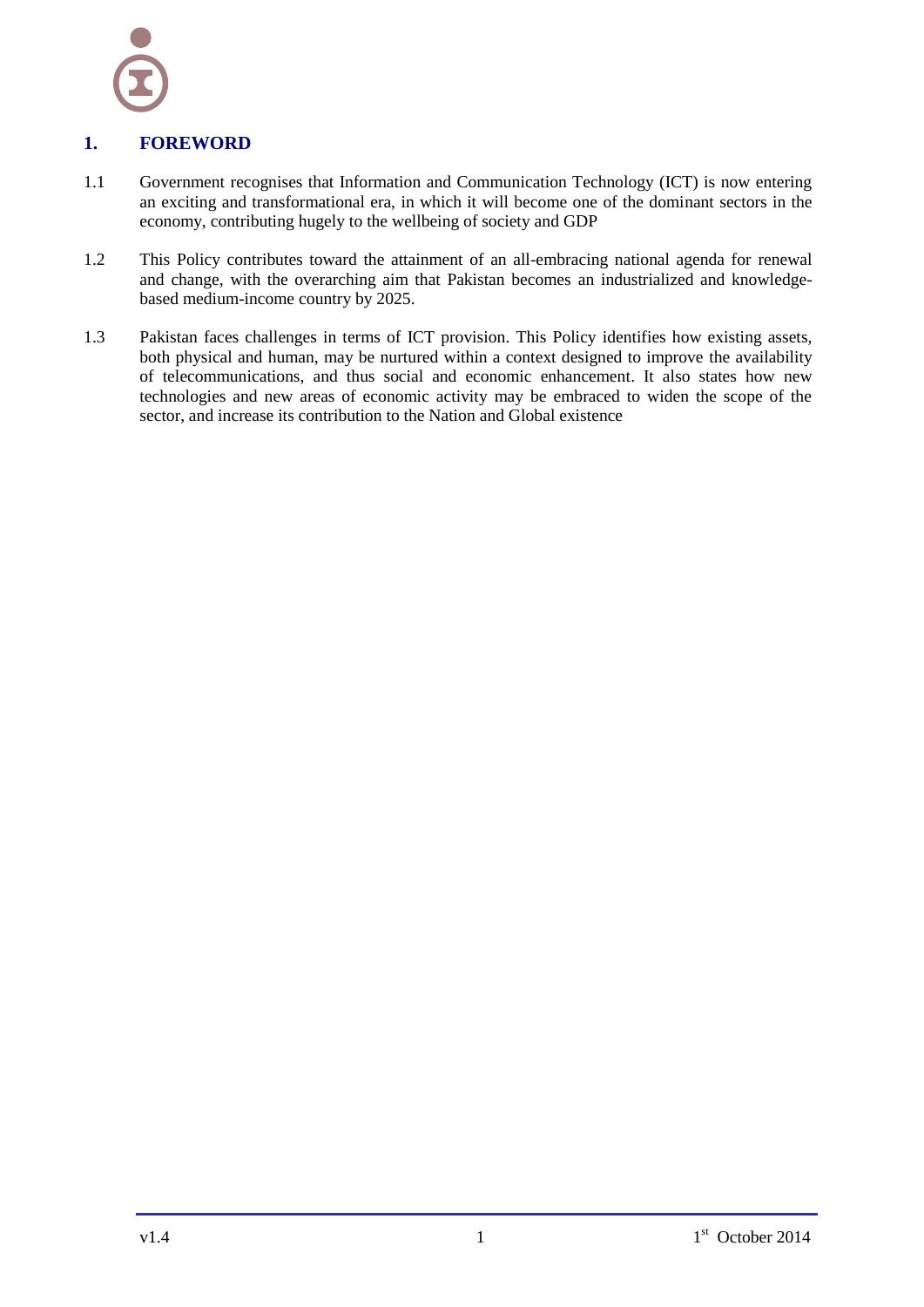## 1. FOREWORD

1.1 Government recognises that Information and Communication Technology (ICT) is now entering an exciting and transformational era, in which it will become one of the dominant sectors in the economy, contributing hugely to the wellbeing of society and GDP

1.2 This Policy contributes toward the attainment of an all-embracing national agenda for renewal and change, with the overarching aim that Pakistan becomes an industrialized and knowledge-based medium-income country by 2025.

1.3 Pakistan faces challenges in terms of ICT provision. This Policy identifies how existing assets, both physical and human, may be nurtured within a context designed to improve the availability of telecommunications, and thus social and economic enhancement. It also states how new technologies and new areas of economic activity may be embraced to widen the scope of the sector, and increase its contribution to the Nation and Global existence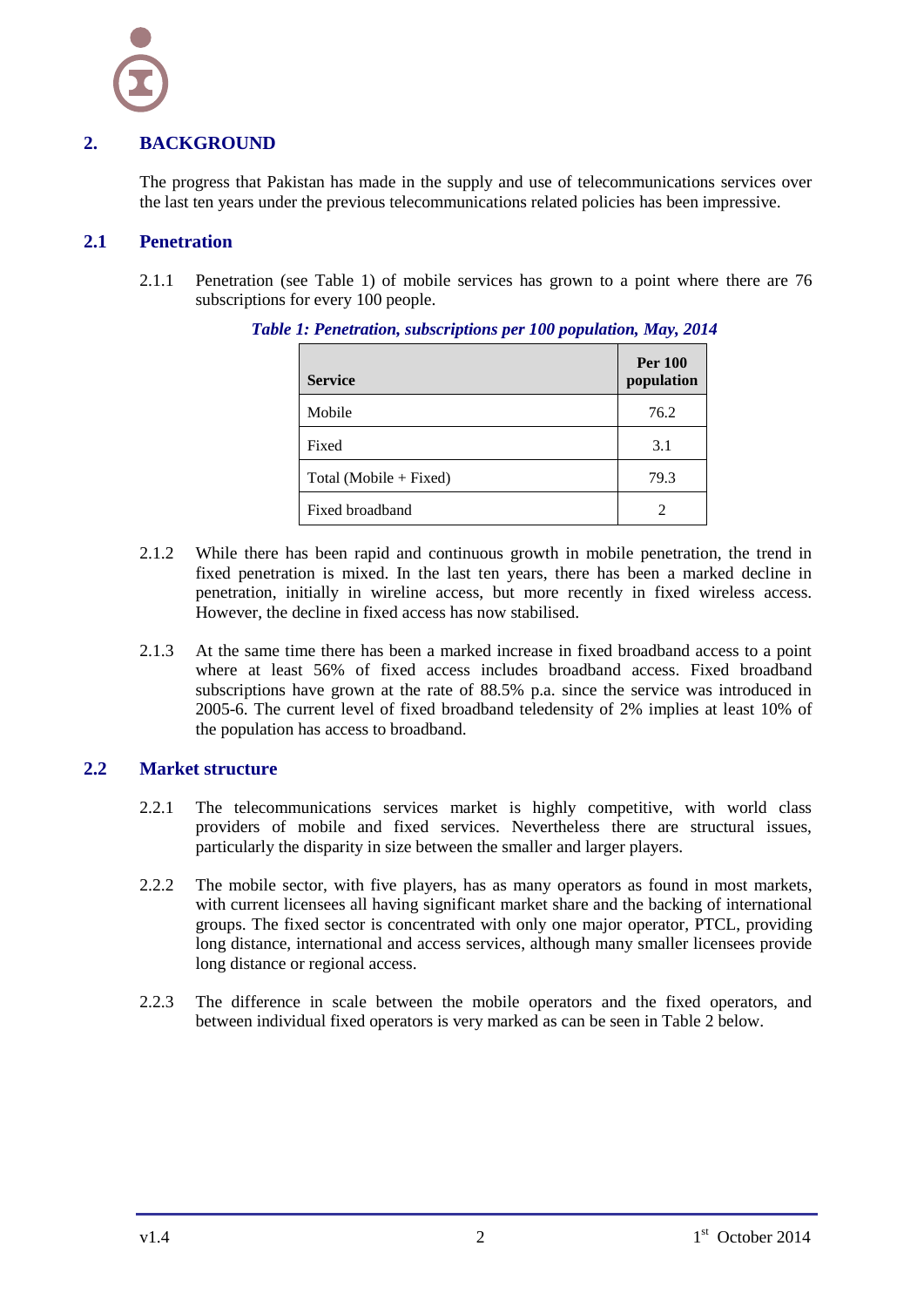## 2. BACKGROUND

The progress that Pakistan has made in the supply and use of telecommunications services over the last ten years under the previous telecommunications related policies has been impressive.

### 2.1 Penetration

2.1.1 Penetration (see Table 1) of mobile services has grown to a point where there are 76 subscriptions for every 100 people.

***Table 1: Penetration, subscriptions per 100 population, May, 2014***

| Service | Per 100 population |
|---|---|
| Mobile | 76.2 |
| Fixed | 3.1 |
| Total (Mobile + Fixed) | 79.3 |
| Fixed broadband | 2 |

2.1.2 While there has been rapid and continuous growth in mobile penetration, the trend in fixed penetration is mixed. In the last ten years, there has been a marked decline in penetration, initially in wireline access, but more recently in fixed wireless access. However, the decline in fixed access has now stabilised.

2.1.3 At the same time there has been a marked increase in fixed broadband access to a point where at least 56% of fixed access includes broadband access. Fixed broadband subscriptions have grown at the rate of 88.5% p.a. since the service was introduced in 2005-6. The current level of fixed broadband teledensity of 2% implies at least 10% of the population has access to broadband.

### 2.2 Market structure

2.2.1 The telecommunications services market is highly competitive, with world class providers of mobile and fixed services. Nevertheless there are structural issues, particularly the disparity in size between the smaller and larger players.

2.2.2 The mobile sector, with five players, has as many operators as found in most markets, with current licensees all having significant market share and the backing of international groups. The fixed sector is concentrated with only one major operator, PTCL, providing long distance, international and access services, although many smaller licensees provide long distance or regional access.

2.2.3 The difference in scale between the mobile operators and the fixed operators, and between individual fixed operators is very marked as can be seen in Table 2 below.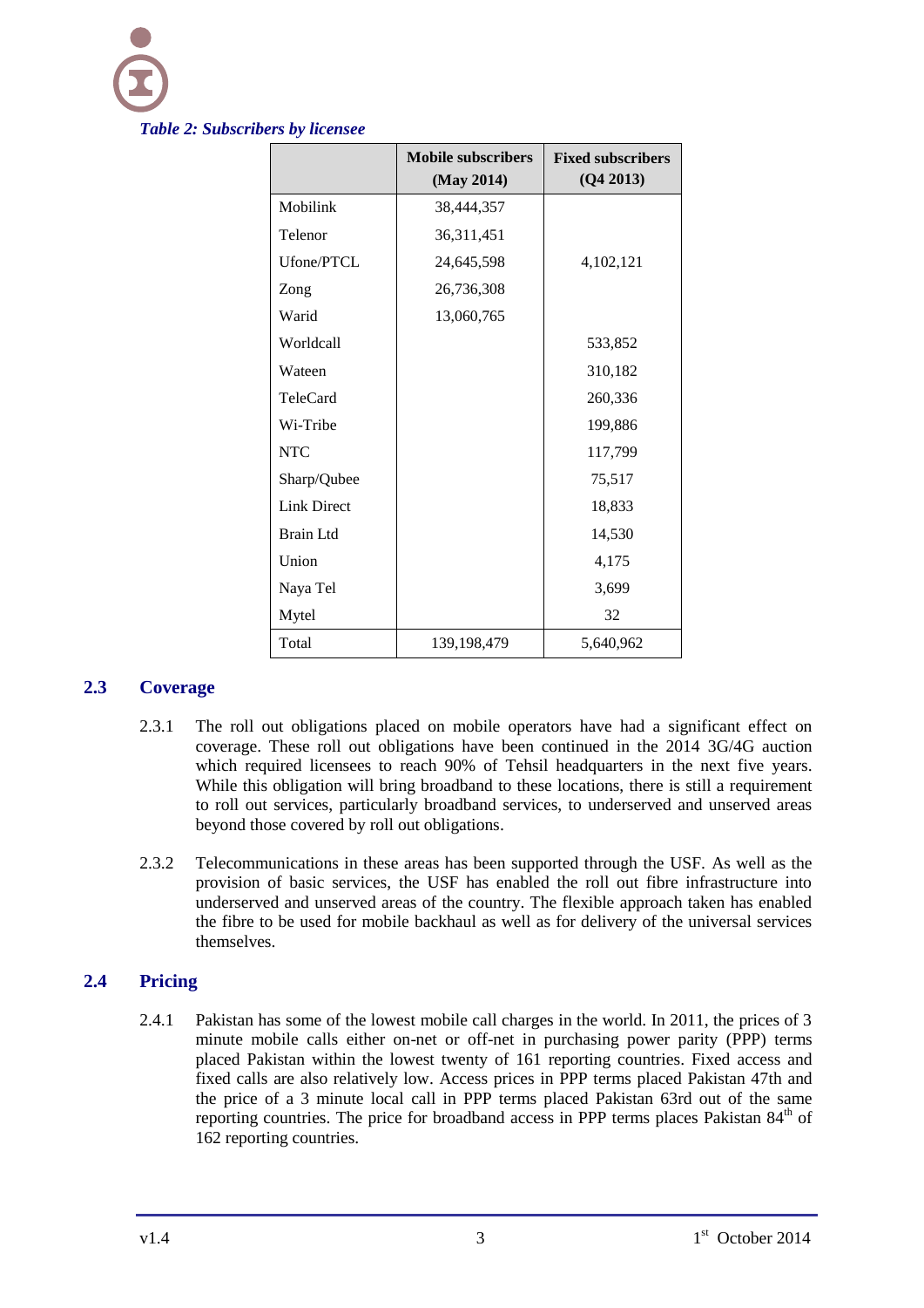*Table 2: Subscribers by licensee*

| | Mobile subscribers (May 2014) | Fixed subscribers (Q4 2013) |
|---|---|---|
| Mobilink | 38,444,357 | |
| Telenor | 36,311,451 | |
| Ufone/PTCL | 24,645,598 | 4,102,121 |
| Zong | 26,736,308 | |
| Warid | 13,060,765 | |
| Worldcall | | 533,852 |
| Wateen | | 310,182 |
| TeleCard | | 260,336 |
| Wi-Tribe | | 199,886 |
| NTC | | 117,799 |
| Sharp/Qubee | | 75,517 |
| Link Direct | | 18,833 |
| Brain Ltd | | 14,530 |
| Union | | 4,175 |
| Naya Tel | | 3,699 |
| Mytel | | 32 |
| Total | 139,198,479 | 5,640,962 |

## 2.3 Coverage

2.3.1 The roll out obligations placed on mobile operators have had a significant effect on coverage. These roll out obligations have been continued in the 2014 3G/4G auction which required licensees to reach 90% of Tehsil headquarters in the next five years. While this obligation will bring broadband to these locations, there is still a requirement to roll out services, particularly broadband services, to underserved and unserved areas beyond those covered by roll out obligations.

2.3.2 Telecommunications in these areas has been supported through the USF. As well as the provision of basic services, the USF has enabled the roll out fibre infrastructure into underserved and unserved areas of the country. The flexible approach taken has enabled the fibre to be used for mobile backhaul as well as for delivery of the universal services themselves.

## 2.4 Pricing

2.4.1 Pakistan has some of the lowest mobile call charges in the world. In 2011, the prices of 3 minute mobile calls either on-net or off-net in purchasing power parity (PPP) terms placed Pakistan within the lowest twenty of 161 reporting countries. Fixed access and fixed calls are also relatively low. Access prices in PPP terms placed Pakistan 47th and the price of a 3 minute local call in PPP terms placed Pakistan 63rd out of the same reporting countries. The price for broadband access in PPP terms places Pakistan 84th of 162 reporting countries.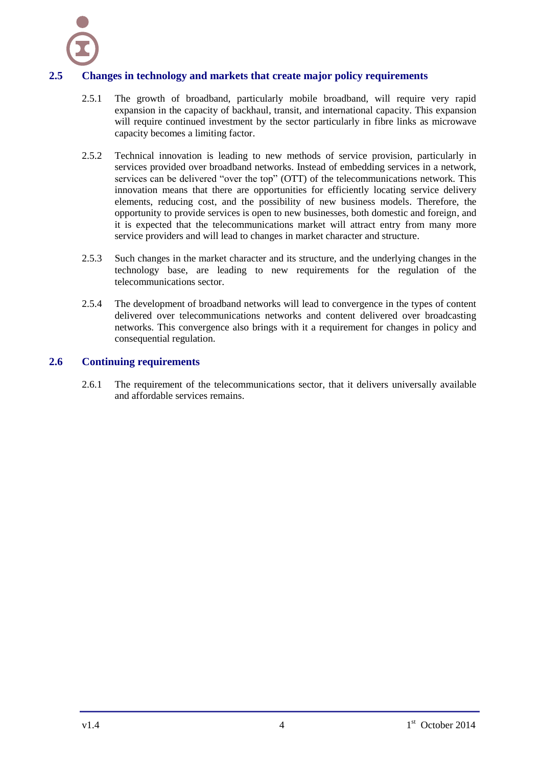## 2.5 Changes in technology and markets that create major policy requirements

2.5.1 The growth of broadband, particularly mobile broadband, will require very rapid expansion in the capacity of backhaul, transit, and international capacity. This expansion will require continued investment by the sector particularly in fibre links as microwave capacity becomes a limiting factor.

2.5.2 Technical innovation is leading to new methods of service provision, particularly in services provided over broadband networks. Instead of embedding services in a network, services can be delivered "over the top" (OTT) of the telecommunications network. This innovation means that there are opportunities for efficiently locating service delivery elements, reducing cost, and the possibility of new business models. Therefore, the opportunity to provide services is open to new businesses, both domestic and foreign, and it is expected that the telecommunications market will attract entry from many more service providers and will lead to changes in market character and structure.

2.5.3 Such changes in the market character and its structure, and the underlying changes in the technology base, are leading to new requirements for the regulation of the telecommunications sector.

2.5.4 The development of broadband networks will lead to convergence in the types of content delivered over telecommunications networks and content delivered over broadcasting networks. This convergence also brings with it a requirement for changes in policy and consequential regulation.

## 2.6 Continuing requirements

2.6.1 The requirement of the telecommunications sector, that it delivers universally available and affordable services remains.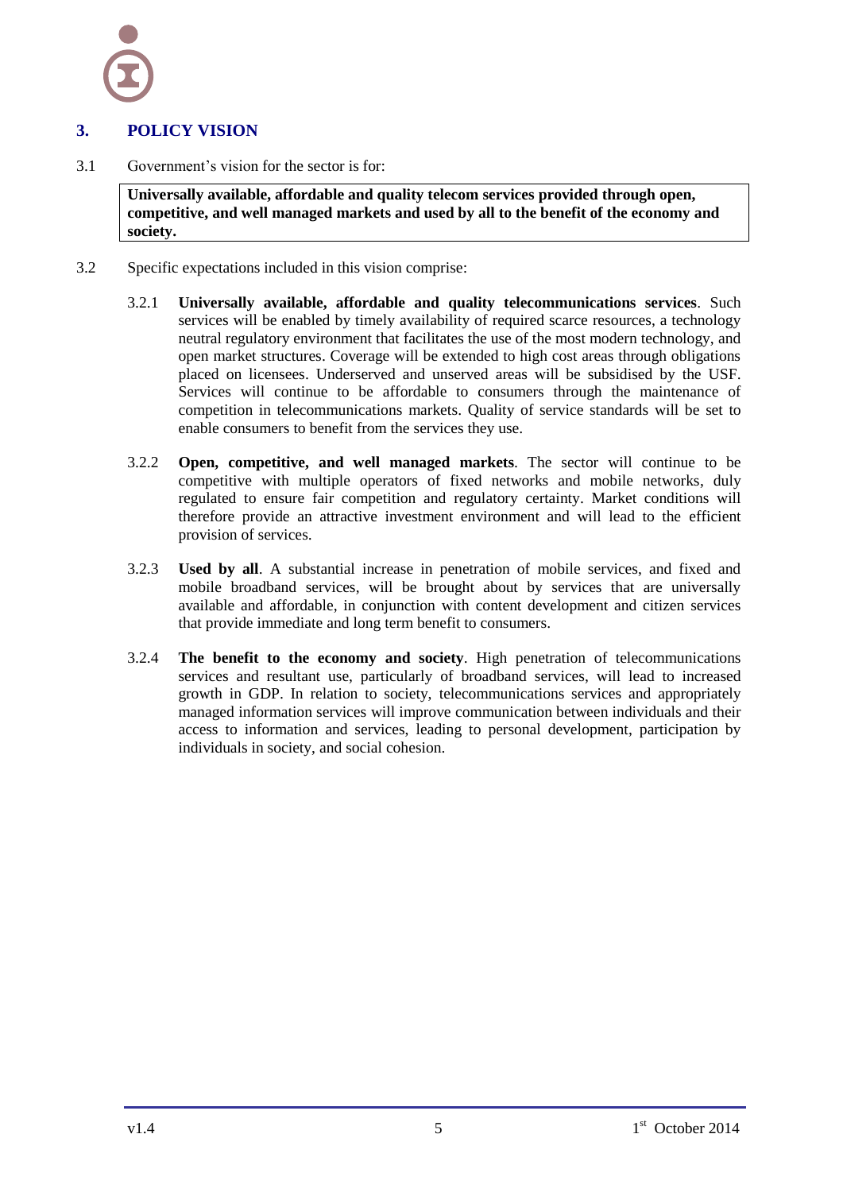## 3. POLICY VISION

3.1 Government's vision for the sector is for:

> **Universally available, affordable and quality telecom services provided through open, competitive, and well managed markets and used by all to the benefit of the economy and society.**

3.2 Specific expectations included in this vision comprise:

3.2.1 **Universally available, affordable and quality telecommunications services**. Such services will be enabled by timely availability of required scarce resources, a technology neutral regulatory environment that facilitates the use of the most modern technology, and open market structures. Coverage will be extended to high cost areas through obligations placed on licensees. Underserved and unserved areas will be subsidised by the USF. Services will continue to be affordable to consumers through the maintenance of competition in telecommunications markets. Quality of service standards will be set to enable consumers to benefit from the services they use.

3.2.2 **Open, competitive, and well managed markets**. The sector will continue to be competitive with multiple operators of fixed networks and mobile networks, duly regulated to ensure fair competition and regulatory certainty. Market conditions will therefore provide an attractive investment environment and will lead to the efficient provision of services.

3.2.3 **Used by all**. A substantial increase in penetration of mobile services, and fixed and mobile broadband services, will be brought about by services that are universally available and affordable, in conjunction with content development and citizen services that provide immediate and long term benefit to consumers.

3.2.4 **The benefit to the economy and society**. High penetration of telecommunications services and resultant use, particularly of broadband services, will lead to increased growth in GDP. In relation to society, telecommunications services and appropriately managed information services will improve communication between individuals and their access to information and services, leading to personal development, participation by individuals in society, and social cohesion.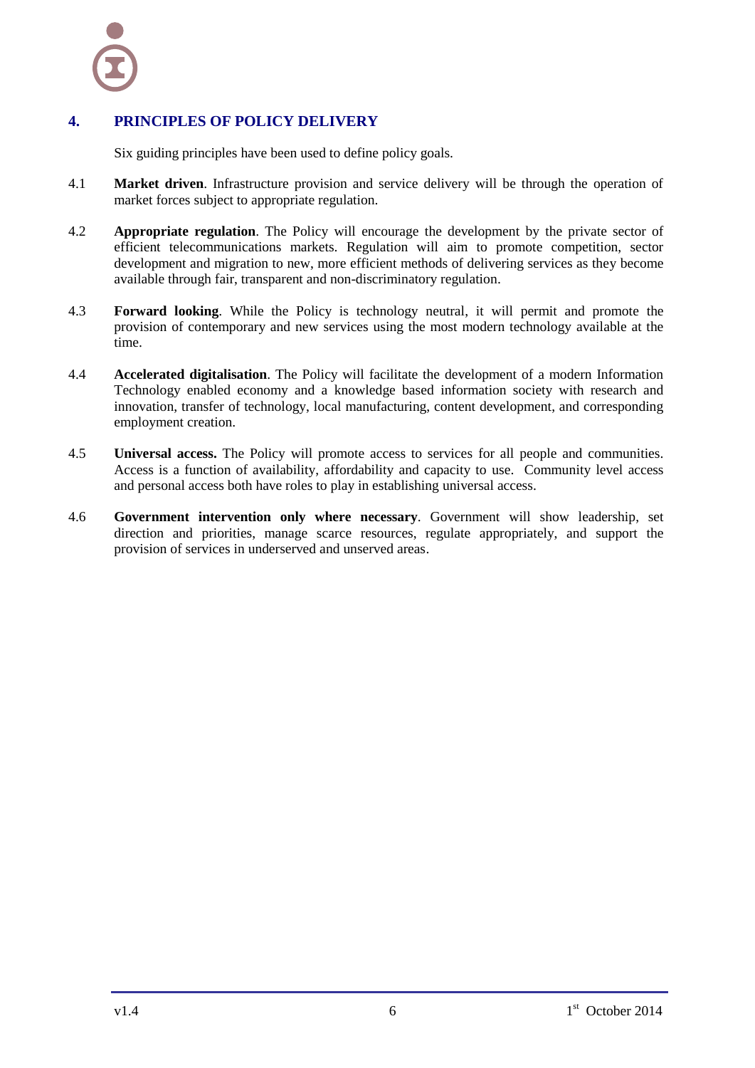## 4. PRINCIPLES OF POLICY DELIVERY

Six guiding principles have been used to define policy goals.

4.1 **Market driven**. Infrastructure provision and service delivery will be through the operation of market forces subject to appropriate regulation.

4.2 **Appropriate regulation**. The Policy will encourage the development by the private sector of efficient telecommunications markets. Regulation will aim to promote competition, sector development and migration to new, more efficient methods of delivering services as they become available through fair, transparent and non-discriminatory regulation.

4.3 **Forward looking**. While the Policy is technology neutral, it will permit and promote the provision of contemporary and new services using the most modern technology available at the time.

4.4 **Accelerated digitalisation**. The Policy will facilitate the development of a modern Information Technology enabled economy and a knowledge based information society with research and innovation, transfer of technology, local manufacturing, content development, and corresponding employment creation.

4.5 **Universal access.** The Policy will promote access to services for all people and communities. Access is a function of availability, affordability and capacity to use. Community level access and personal access both have roles to play in establishing universal access.

4.6 **Government intervention only where necessary**. Government will show leadership, set direction and priorities, manage scarce resources, regulate appropriately, and support the provision of services in underserved and unserved areas.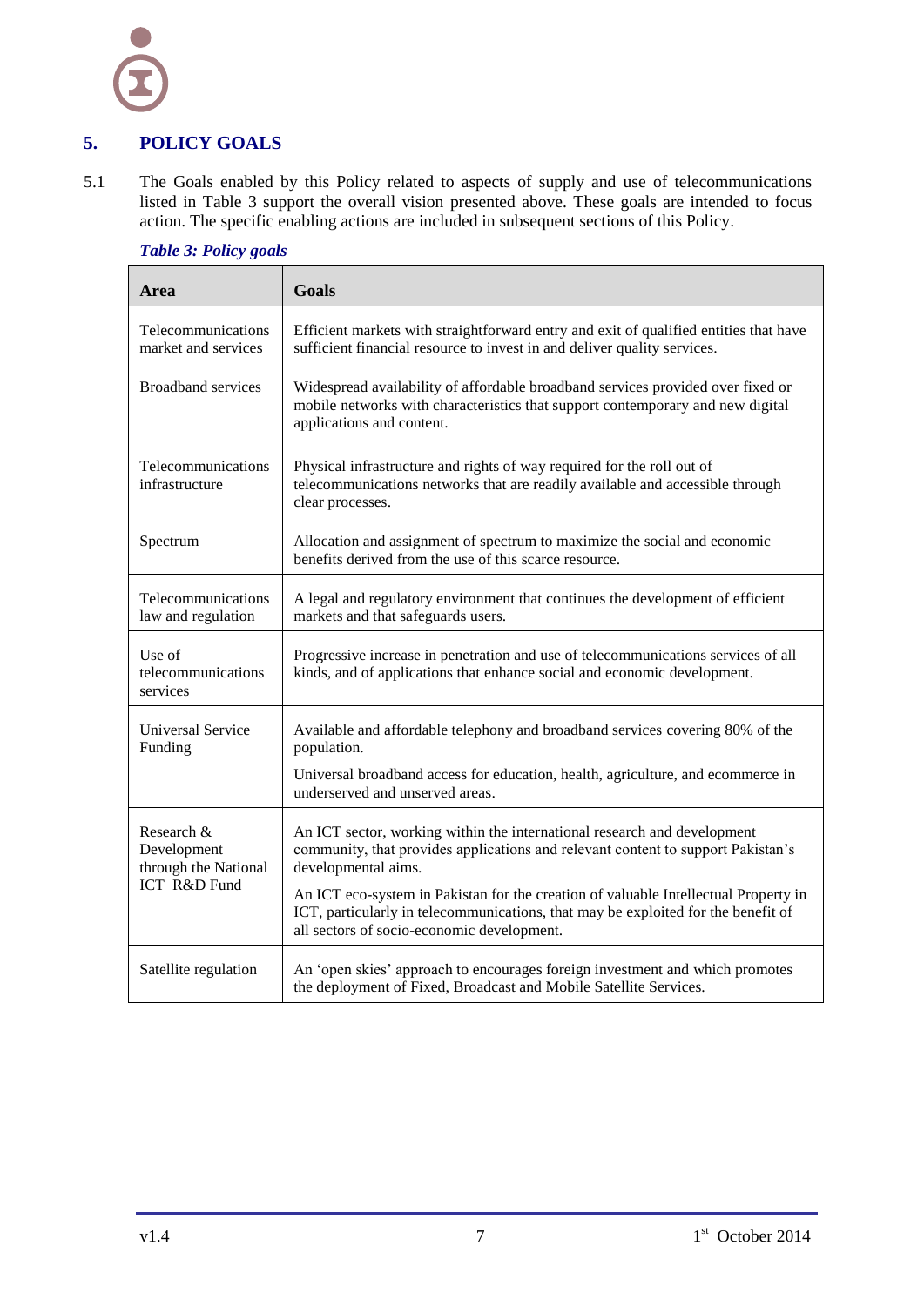## 5. POLICY GOALS

5.1 The Goals enabled by this Policy related to aspects of supply and use of telecommunications listed in Table 3 support the overall vision presented above. These goals are intended to focus action. The specific enabling actions are included in subsequent sections of this Policy.

***Table 3: Policy goals***

| Area | Goals |
|---|---|
| Telecommunications market and services | Efficient markets with straightforward entry and exit of qualified entities that have sufficient financial resource to invest in and deliver quality services. |
| Broadband services | Widespread availability of affordable broadband services provided over fixed or mobile networks with characteristics that support contemporary and new digital applications and content. |
| Telecommunications infrastructure | Physical infrastructure and rights of way required for the roll out of telecommunications networks that are readily available and accessible through clear processes. |
| Spectrum | Allocation and assignment of spectrum to maximize the social and economic benefits derived from the use of this scarce resource. |
| Telecommunications law and regulation | A legal and regulatory environment that continues the development of efficient markets and that safeguards users. |
| Use of telecommunications services | Progressive increase in penetration and use of telecommunications services of all kinds, and of applications that enhance social and economic development. |
| Universal Service Funding | Available and affordable telephony and broadband services covering 80% of the population.<br><br>Universal broadband access for education, health, agriculture, and ecommerce in underserved and unserved areas. |
| Research & Development through the National ICT R&D Fund | An ICT sector, working within the international research and development community, that provides applications and relevant content to support Pakistan's developmental aims.<br><br>An ICT eco-system in Pakistan for the creation of valuable Intellectual Property in ICT, particularly in telecommunications, that may be exploited for the benefit of all sectors of socio-economic development. |
| Satellite regulation | An 'open skies' approach to encourages foreign investment and which promotes the deployment of Fixed, Broadcast and Mobile Satellite Services. |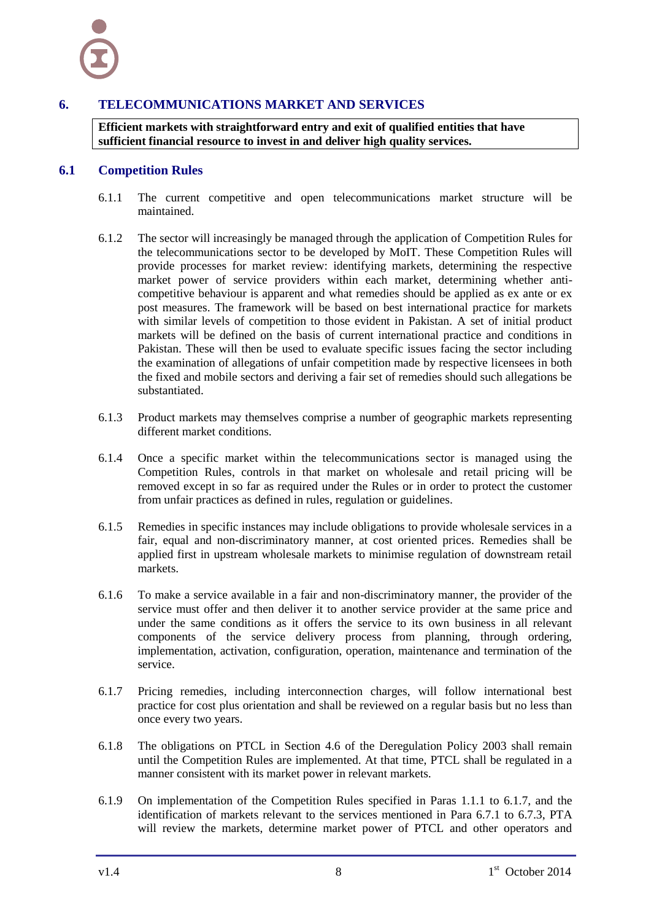# 6. TELECOMMUNICATIONS MARKET AND SERVICES

**Efficient markets with straightforward entry and exit of qualified entities that have sufficient financial resource to invest in and deliver high quality services.**

## 6.1 Competition Rules

6.1.1 The current competitive and open telecommunications market structure will be maintained.

6.1.2 The sector will increasingly be managed through the application of Competition Rules for the telecommunications sector to be developed by MoIT. These Competition Rules will provide processes for market review: identifying markets, determining the respective market power of service providers within each market, determining whether anti-competitive behaviour is apparent and what remedies should be applied as ex ante or ex post measures. The framework will be based on best international practice for markets with similar levels of competition to those evident in Pakistan. A set of initial product markets will be defined on the basis of current international practice and conditions in Pakistan. These will then be used to evaluate specific issues facing the sector including the examination of allegations of unfair competition made by respective licensees in both the fixed and mobile sectors and deriving a fair set of remedies should such allegations be substantiated.

6.1.3 Product markets may themselves comprise a number of geographic markets representing different market conditions.

6.1.4 Once a specific market within the telecommunications sector is managed using the Competition Rules, controls in that market on wholesale and retail pricing will be removed except in so far as required under the Rules or in order to protect the customer from unfair practices as defined in rules, regulation or guidelines.

6.1.5 Remedies in specific instances may include obligations to provide wholesale services in a fair, equal and non-discriminatory manner, at cost oriented prices. Remedies shall be applied first in upstream wholesale markets to minimise regulation of downstream retail markets.

6.1.6 To make a service available in a fair and non-discriminatory manner, the provider of the service must offer and then deliver it to another service provider at the same price and under the same conditions as it offers the service to its own business in all relevant components of the service delivery process from planning, through ordering, implementation, activation, configuration, operation, maintenance and termination of the service.

6.1.7 Pricing remedies, including interconnection charges, will follow international best practice for cost plus orientation and shall be reviewed on a regular basis but no less than once every two years.

6.1.8 The obligations on PTCL in Section 4.6 of the Deregulation Policy 2003 shall remain until the Competition Rules are implemented. At that time, PTCL shall be regulated in a manner consistent with its market power in relevant markets.

6.1.9 On implementation of the Competition Rules specified in Paras 1.1.1 to 6.1.7, and the identification of markets relevant to the services mentioned in Para 6.7.1 to 6.7.3, PTA will review the markets, determine market power of PTCL and other operators and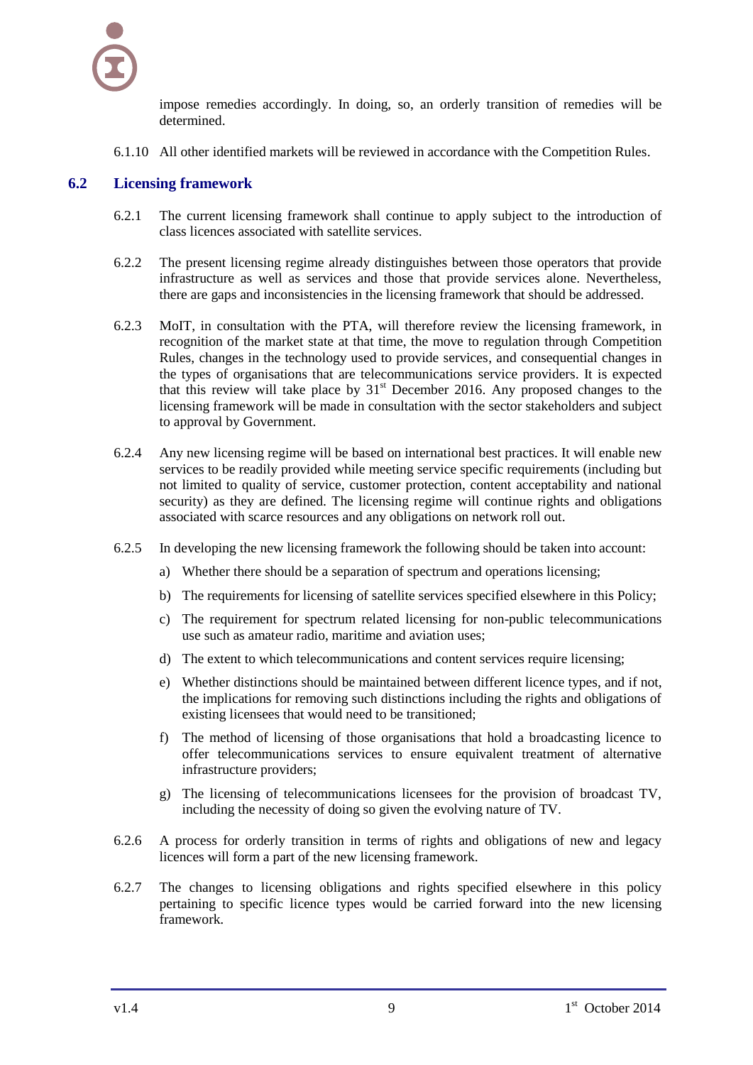impose remedies accordingly. In doing, so, an orderly transition of remedies will be determined.

6.1.10 All other identified markets will be reviewed in accordance with the Competition Rules.

## 6.2 Licensing framework

6.2.1 The current licensing framework shall continue to apply subject to the introduction of class licences associated with satellite services.

6.2.2 The present licensing regime already distinguishes between those operators that provide infrastructure as well as services and those that provide services alone. Nevertheless, there are gaps and inconsistencies in the licensing framework that should be addressed.

6.2.3 MoIT, in consultation with the PTA, will therefore review the licensing framework, in recognition of the market state at that time, the move to regulation through Competition Rules, changes in the technology used to provide services, and consequential changes in the types of organisations that are telecommunications service providers. It is expected that this review will take place by 31st December 2016. Any proposed changes to the licensing framework will be made in consultation with the sector stakeholders and subject to approval by Government.

6.2.4 Any new licensing regime will be based on international best practices. It will enable new services to be readily provided while meeting service specific requirements (including but not limited to quality of service, customer protection, content acceptability and national security) as they are defined. The licensing regime will continue rights and obligations associated with scarce resources and any obligations on network roll out.

6.2.5 In developing the new licensing framework the following should be taken into account:

a) Whether there should be a separation of spectrum and operations licensing;

b) The requirements for licensing of satellite services specified elsewhere in this Policy;

c) The requirement for spectrum related licensing for non-public telecommunications use such as amateur radio, maritime and aviation uses;

d) The extent to which telecommunications and content services require licensing;

e) Whether distinctions should be maintained between different licence types, and if not, the implications for removing such distinctions including the rights and obligations of existing licensees that would need to be transitioned;

f) The method of licensing of those organisations that hold a broadcasting licence to offer telecommunications services to ensure equivalent treatment of alternative infrastructure providers;

g) The licensing of telecommunications licensees for the provision of broadcast TV, including the necessity of doing so given the evolving nature of TV.

6.2.6 A process for orderly transition in terms of rights and obligations of new and legacy licences will form a part of the new licensing framework.

6.2.7 The changes to licensing obligations and rights specified elsewhere in this policy pertaining to specific licence types would be carried forward into the new licensing framework.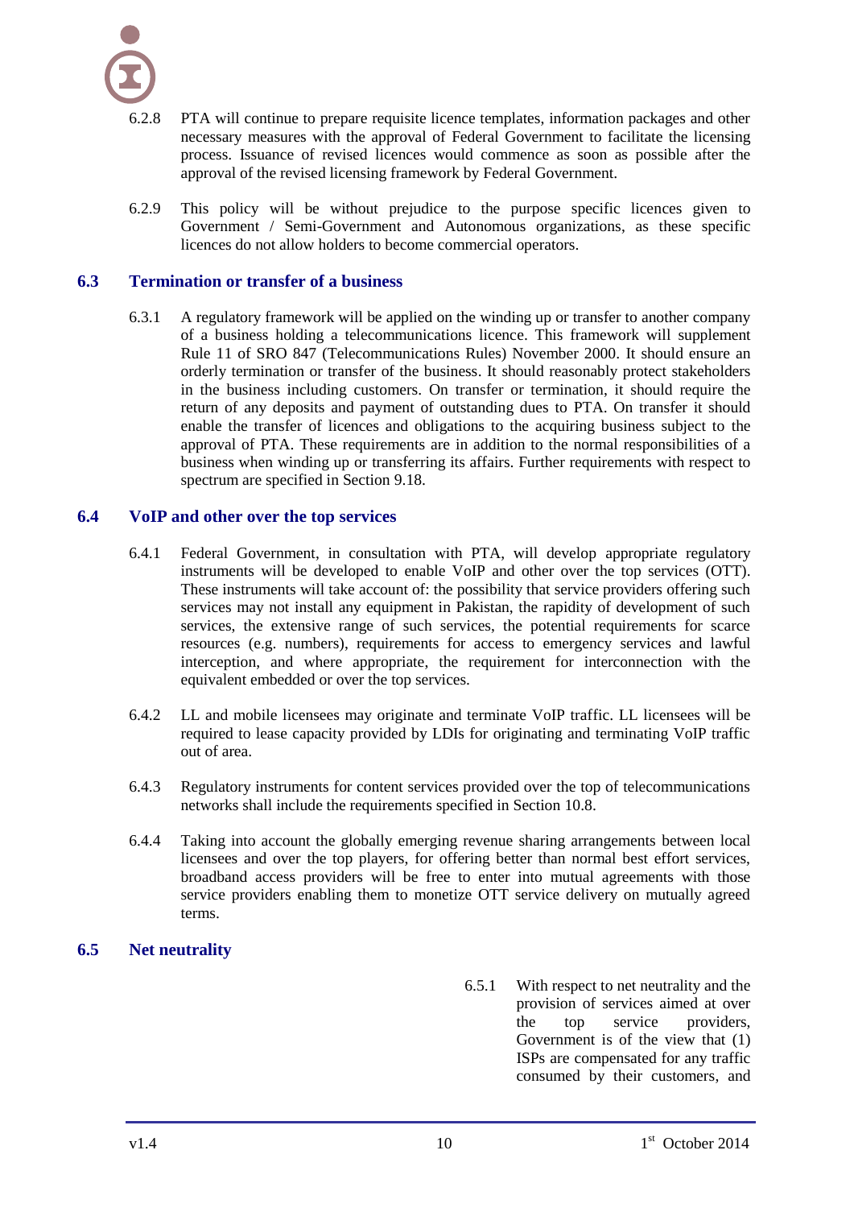6.2.8 PTA will continue to prepare requisite licence templates, information packages and other necessary measures with the approval of Federal Government to facilitate the licensing process. Issuance of revised licences would commence as soon as possible after the approval of the revised licensing framework by Federal Government.

6.2.9 This policy will be without prejudice to the purpose specific licences given to Government / Semi-Government and Autonomous organizations, as these specific licences do not allow holders to become commercial operators.

## 6.3 Termination or transfer of a business

6.3.1 A regulatory framework will be applied on the winding up or transfer to another company of a business holding a telecommunications licence. This framework will supplement Rule 11 of SRO 847 (Telecommunications Rules) November 2000. It should ensure an orderly termination or transfer of the business. It should reasonably protect stakeholders in the business including customers. On transfer or termination, it should require the return of any deposits and payment of outstanding dues to PTA. On transfer it should enable the transfer of licences and obligations to the acquiring business subject to the approval of PTA. These requirements are in addition to the normal responsibilities of a business when winding up or transferring its affairs. Further requirements with respect to spectrum are specified in Section 9.18.

## 6.4 VoIP and other over the top services

6.4.1 Federal Government, in consultation with PTA, will develop appropriate regulatory instruments will be developed to enable VoIP and other over the top services (OTT). These instruments will take account of: the possibility that service providers offering such services may not install any equipment in Pakistan, the rapidity of development of such services, the extensive range of such services, the potential requirements for scarce resources (e.g. numbers), requirements for access to emergency services and lawful interception, and where appropriate, the requirement for interconnection with the equivalent embedded or over the top services.

6.4.2 LL and mobile licensees may originate and terminate VoIP traffic. LL licensees will be required to lease capacity provided by LDIs for originating and terminating VoIP traffic out of area.

6.4.3 Regulatory instruments for content services provided over the top of telecommunications networks shall include the requirements specified in Section 10.8.

6.4.4 Taking into account the globally emerging revenue sharing arrangements between local licensees and over the top players, for offering better than normal best effort services, broadband access providers will be free to enter into mutual agreements with those service providers enabling them to monetize OTT service delivery on mutually agreed terms.

## 6.5 Net neutrality

6.5.1 With respect to net neutrality and the provision of services aimed at over the top service providers, Government is of the view that (1) ISPs are compensated for any traffic consumed by their customers, and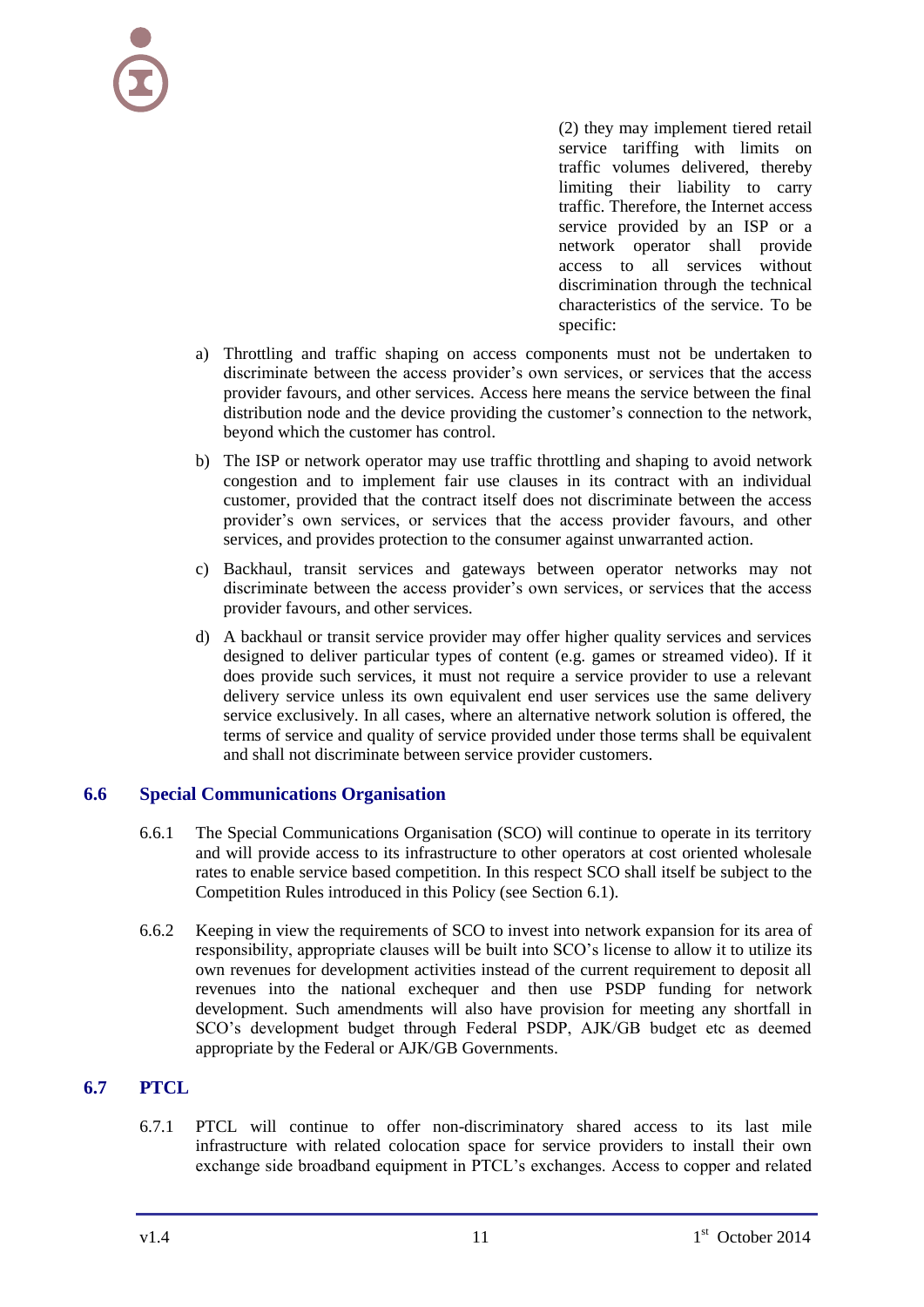(2) they may implement tiered retail service tariffing with limits on traffic volumes delivered, thereby limiting their liability to carry traffic. Therefore, the Internet access service provided by an ISP or a network operator shall provide access to all services without discrimination through the technical characteristics of the service. To be specific:

a) Throttling and traffic shaping on access components must not be undertaken to discriminate between the access provider's own services, or services that the access provider favours, and other services. Access here means the service between the final distribution node and the device providing the customer's connection to the network, beyond which the customer has control.

b) The ISP or network operator may use traffic throttling and shaping to avoid network congestion and to implement fair use clauses in its contract with an individual customer, provided that the contract itself does not discriminate between the access provider's own services, or services that the access provider favours, and other services, and provides protection to the consumer against unwarranted action.

c) Backhaul, transit services and gateways between operator networks may not discriminate between the access provider's own services, or services that the access provider favours, and other services.

d) A backhaul or transit service provider may offer higher quality services and services designed to deliver particular types of content (e.g. games or streamed video). If it does provide such services, it must not require a service provider to use a relevant delivery service unless its own equivalent end user services use the same delivery service exclusively. In all cases, where an alternative network solution is offered, the terms of service and quality of service provided under those terms shall be equivalent and shall not discriminate between service provider customers.

## 6.6 Special Communications Organisation

6.6.1 The Special Communications Organisation (SCO) will continue to operate in its territory and will provide access to its infrastructure to other operators at cost oriented wholesale rates to enable service based competition. In this respect SCO shall itself be subject to the Competition Rules introduced in this Policy (see Section 6.1).

6.6.2 Keeping in view the requirements of SCO to invest into network expansion for its area of responsibility, appropriate clauses will be built into SCO's license to allow it to utilize its own revenues for development activities instead of the current requirement to deposit all revenues into the national exchequer and then use PSDP funding for network development. Such amendments will also have provision for meeting any shortfall in SCO's development budget through Federal PSDP, AJK/GB budget etc as deemed appropriate by the Federal or AJK/GB Governments.

## 6.7 PTCL

6.7.1 PTCL will continue to offer non-discriminatory shared access to its last mile infrastructure with related colocation space for service providers to install their own exchange side broadband equipment in PTCL's exchanges. Access to copper and related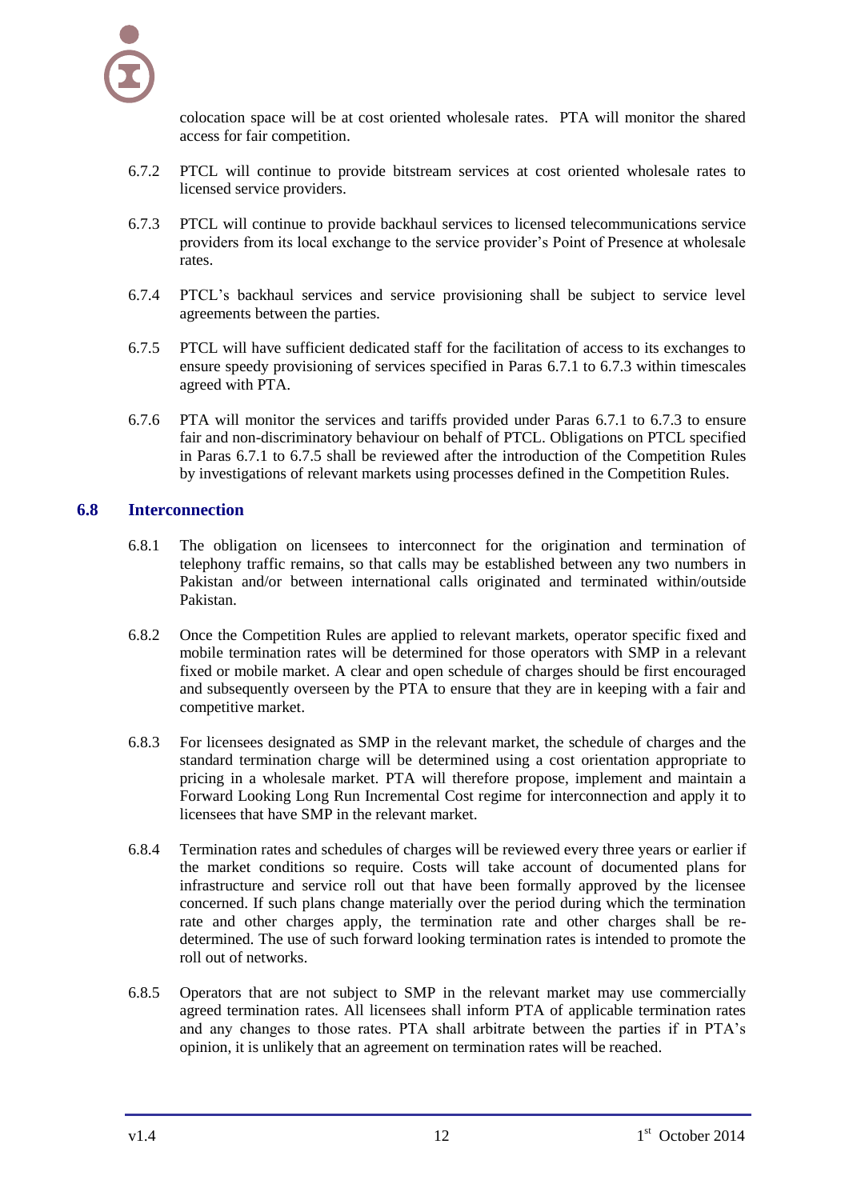colocation space will be at cost oriented wholesale rates. PTA will monitor the shared access for fair competition.

6.7.2 PTCL will continue to provide bitstream services at cost oriented wholesale rates to licensed service providers.

6.7.3 PTCL will continue to provide backhaul services to licensed telecommunications service providers from its local exchange to the service provider's Point of Presence at wholesale rates.

6.7.4 PTCL's backhaul services and service provisioning shall be subject to service level agreements between the parties.

6.7.5 PTCL will have sufficient dedicated staff for the facilitation of access to its exchanges to ensure speedy provisioning of services specified in Paras 6.7.1 to 6.7.3 within timescales agreed with PTA.

6.7.6 PTA will monitor the services and tariffs provided under Paras 6.7.1 to 6.7.3 to ensure fair and non-discriminatory behaviour on behalf of PTCL. Obligations on PTCL specified in Paras 6.7.1 to 6.7.5 shall be reviewed after the introduction of the Competition Rules by investigations of relevant markets using processes defined in the Competition Rules.

## 6.8 Interconnection

6.8.1 The obligation on licensees to interconnect for the origination and termination of telephony traffic remains, so that calls may be established between any two numbers in Pakistan and/or between international calls originated and terminated within/outside Pakistan.

6.8.2 Once the Competition Rules are applied to relevant markets, operator specific fixed and mobile termination rates will be determined for those operators with SMP in a relevant fixed or mobile market. A clear and open schedule of charges should be first encouraged and subsequently overseen by the PTA to ensure that they are in keeping with a fair and competitive market.

6.8.3 For licensees designated as SMP in the relevant market, the schedule of charges and the standard termination charge will be determined using a cost orientation appropriate to pricing in a wholesale market. PTA will therefore propose, implement and maintain a Forward Looking Long Run Incremental Cost regime for interconnection and apply it to licensees that have SMP in the relevant market.

6.8.4 Termination rates and schedules of charges will be reviewed every three years or earlier if the market conditions so require. Costs will take account of documented plans for infrastructure and service roll out that have been formally approved by the licensee concerned. If such plans change materially over the period during which the termination rate and other charges apply, the termination rate and other charges shall be re-determined. The use of such forward looking termination rates is intended to promote the roll out of networks.

6.8.5 Operators that are not subject to SMP in the relevant market may use commercially agreed termination rates. All licensees shall inform PTA of applicable termination rates and any changes to those rates. PTA shall arbitrate between the parties if in PTA's opinion, it is unlikely that an agreement on termination rates will be reached.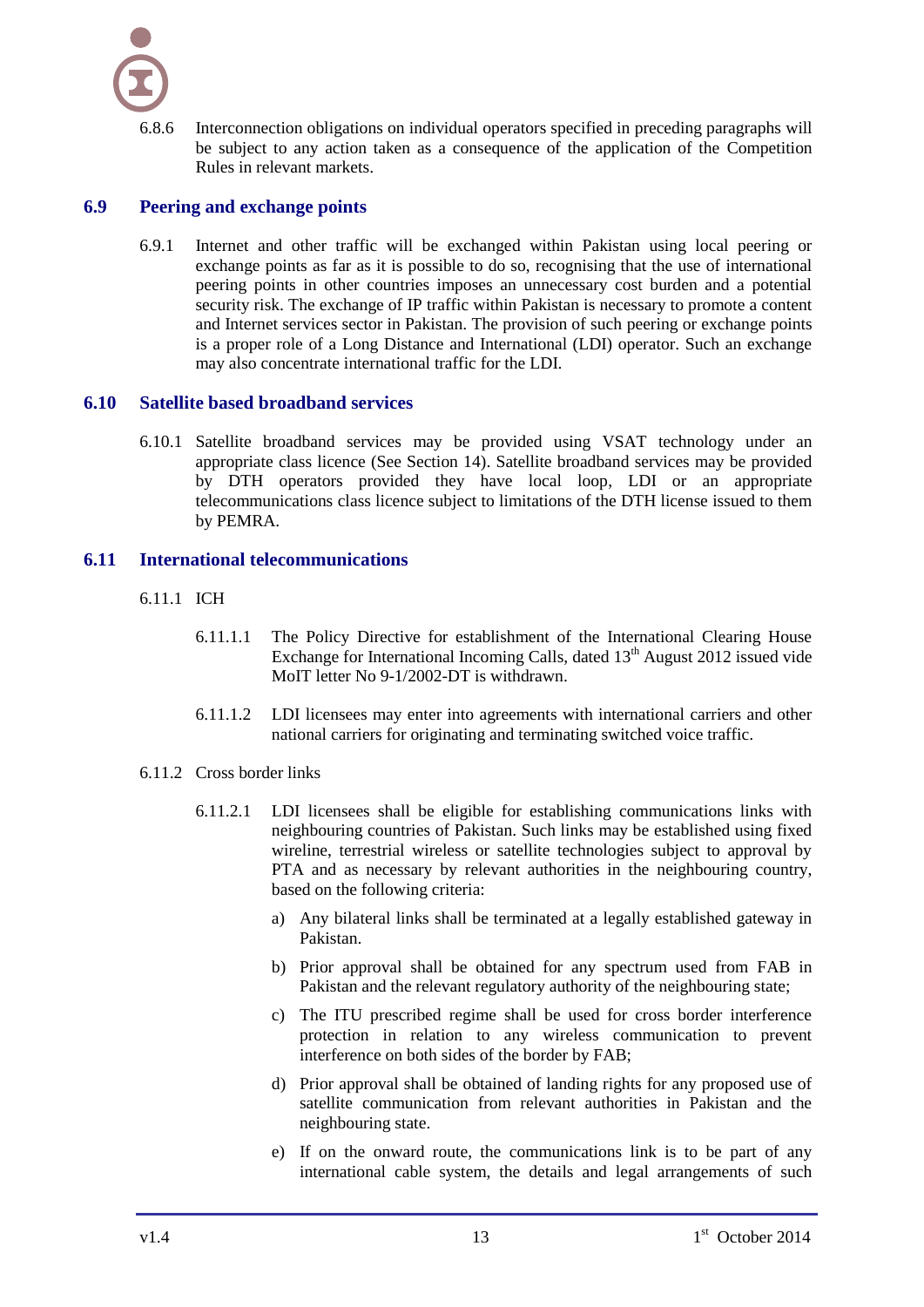6.8.6 Interconnection obligations on individual operators specified in preceding paragraphs will be subject to any action taken as a consequence of the application of the Competition Rules in relevant markets.

## 6.9 Peering and exchange points

6.9.1 Internet and other traffic will be exchanged within Pakistan using local peering or exchange points as far as it is possible to do so, recognising that the use of international peering points in other countries imposes an unnecessary cost burden and a potential security risk. The exchange of IP traffic within Pakistan is necessary to promote a content and Internet services sector in Pakistan. The provision of such peering or exchange points is a proper role of a Long Distance and International (LDI) operator. Such an exchange may also concentrate international traffic for the LDI.

## 6.10 Satellite based broadband services

6.10.1 Satellite broadband services may be provided using VSAT technology under an appropriate class licence (See Section 14). Satellite broadband services may be provided by DTH operators provided they have local loop, LDI or an appropriate telecommunications class licence subject to limitations of the DTH license issued to them by PEMRA.

## 6.11 International telecommunications

6.11.1 ICH

6.11.1.1 The Policy Directive for establishment of the International Clearing House Exchange for International Incoming Calls, dated 13th August 2012 issued vide MoIT letter No 9-1/2002-DT is withdrawn.

6.11.1.2 LDI licensees may enter into agreements with international carriers and other national carriers for originating and terminating switched voice traffic.

6.11.2 Cross border links

6.11.2.1 LDI licensees shall be eligible for establishing communications links with neighbouring countries of Pakistan. Such links may be established using fixed wireline, terrestrial wireless or satellite technologies subject to approval by PTA and as necessary by relevant authorities in the neighbouring country, based on the following criteria:

a) Any bilateral links shall be terminated at a legally established gateway in Pakistan.

b) Prior approval shall be obtained for any spectrum used from FAB in Pakistan and the relevant regulatory authority of the neighbouring state;

c) The ITU prescribed regime shall be used for cross border interference protection in relation to any wireless communication to prevent interference on both sides of the border by FAB;

d) Prior approval shall be obtained of landing rights for any proposed use of satellite communication from relevant authorities in Pakistan and the neighbouring state.

e) If on the onward route, the communications link is to be part of any international cable system, the details and legal arrangements of such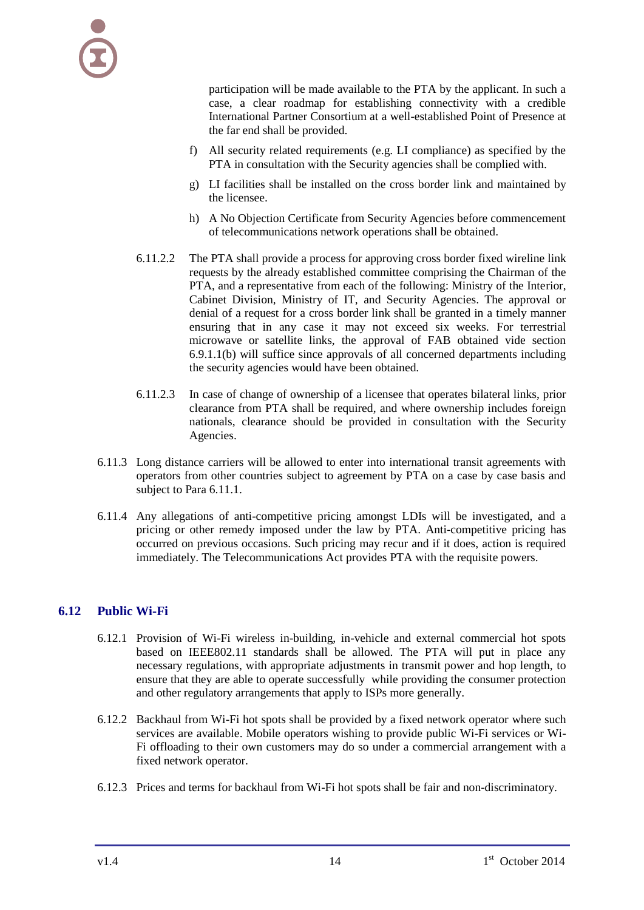participation will be made available to the PTA by the applicant. In such a case, a clear roadmap for establishing connectivity with a credible International Partner Consortium at a well-established Point of Presence at the far end shall be provided.

f) All security related requirements (e.g. LI compliance) as specified by the PTA in consultation with the Security agencies shall be complied with.

g) LI facilities shall be installed on the cross border link and maintained by the licensee.

h) A No Objection Certificate from Security Agencies before commencement of telecommunications network operations shall be obtained.

6.11.2.2 The PTA shall provide a process for approving cross border fixed wireline link requests by the already established committee comprising the Chairman of the PTA, and a representative from each of the following: Ministry of the Interior, Cabinet Division, Ministry of IT, and Security Agencies. The approval or denial of a request for a cross border link shall be granted in a timely manner ensuring that in any case it may not exceed six weeks. For terrestrial microwave or satellite links, the approval of FAB obtained vide section 6.9.1.1(b) will suffice since approvals of all concerned departments including the security agencies would have been obtained.

6.11.2.3 In case of change of ownership of a licensee that operates bilateral links, prior clearance from PTA shall be required, and where ownership includes foreign nationals, clearance should be provided in consultation with the Security Agencies.

6.11.3 Long distance carriers will be allowed to enter into international transit agreements with operators from other countries subject to agreement by PTA on a case by case basis and subject to Para 6.11.1.

6.11.4 Any allegations of anti-competitive pricing amongst LDIs will be investigated, and a pricing or other remedy imposed under the law by PTA. Anti-competitive pricing has occurred on previous occasions. Such pricing may recur and if it does, action is required immediately. The Telecommunications Act provides PTA with the requisite powers.

## 6.12 Public Wi-Fi

6.12.1 Provision of Wi-Fi wireless in-building, in-vehicle and external commercial hot spots based on IEEE802.11 standards shall be allowed. The PTA will put in place any necessary regulations, with appropriate adjustments in transmit power and hop length, to ensure that they are able to operate successfully while providing the consumer protection and other regulatory arrangements that apply to ISPs more generally.

6.12.2 Backhaul from Wi-Fi hot spots shall be provided by a fixed network operator where such services are available. Mobile operators wishing to provide public Wi-Fi services or Wi-Fi offloading to their own customers may do so under a commercial arrangement with a fixed network operator.

6.12.3 Prices and terms for backhaul from Wi-Fi hot spots shall be fair and non-discriminatory.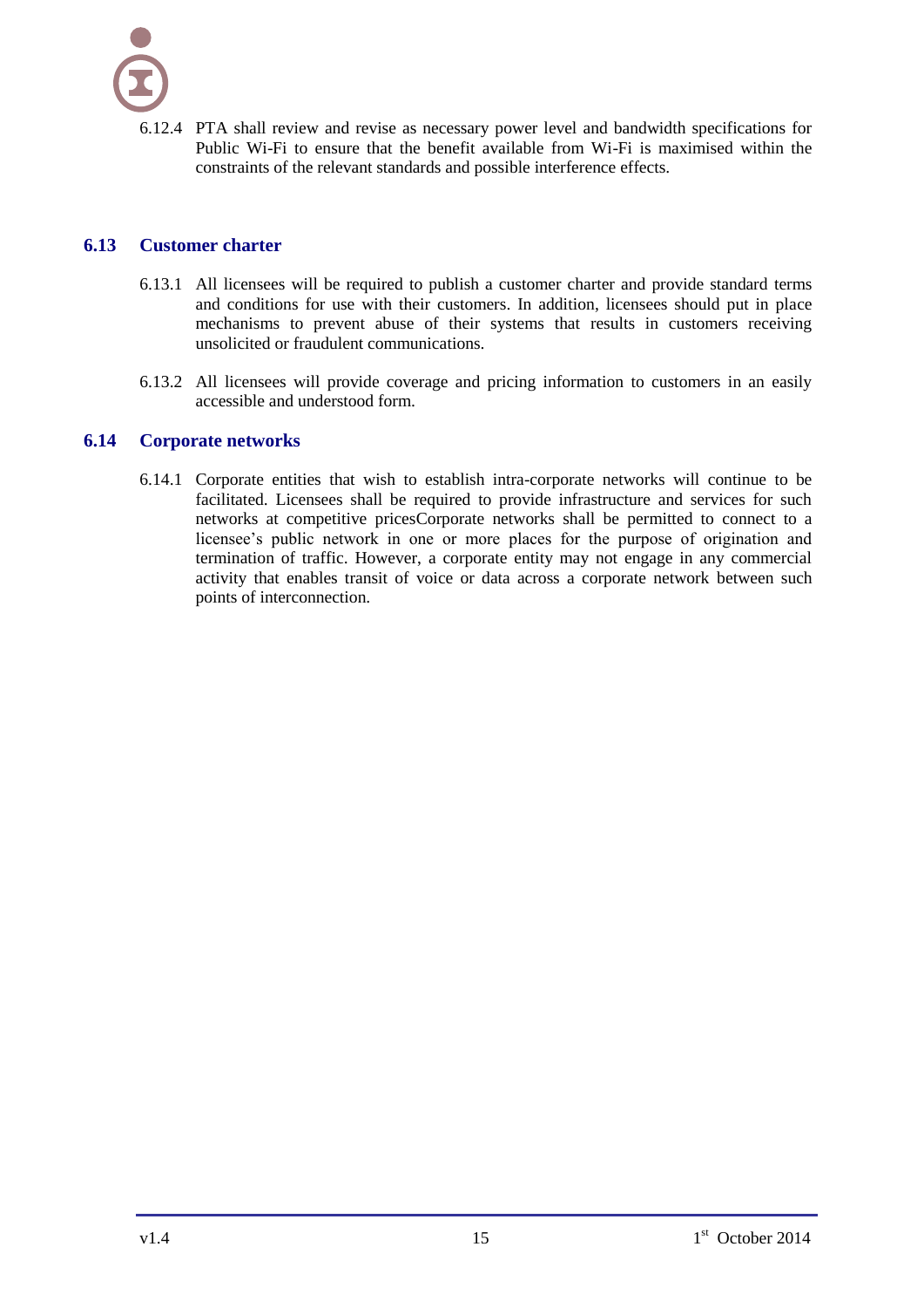6.12.4 PTA shall review and revise as necessary power level and bandwidth specifications for Public Wi-Fi to ensure that the benefit available from Wi-Fi is maximised within the constraints of the relevant standards and possible interference effects.

## 6.13 Customer charter

6.13.1 All licensees will be required to publish a customer charter and provide standard terms and conditions for use with their customers. In addition, licensees should put in place mechanisms to prevent abuse of their systems that results in customers receiving unsolicited or fraudulent communications.

6.13.2 All licensees will provide coverage and pricing information to customers in an easily accessible and understood form.

## 6.14 Corporate networks

6.14.1 Corporate entities that wish to establish intra-corporate networks will continue to be facilitated. Licensees shall be required to provide infrastructure and services for such networks at competitive pricesCorporate networks shall be permitted to connect to a licensee's public network in one or more places for the purpose of origination and termination of traffic. However, a corporate entity may not engage in any commercial activity that enables transit of voice or data across a corporate network between such points of interconnection.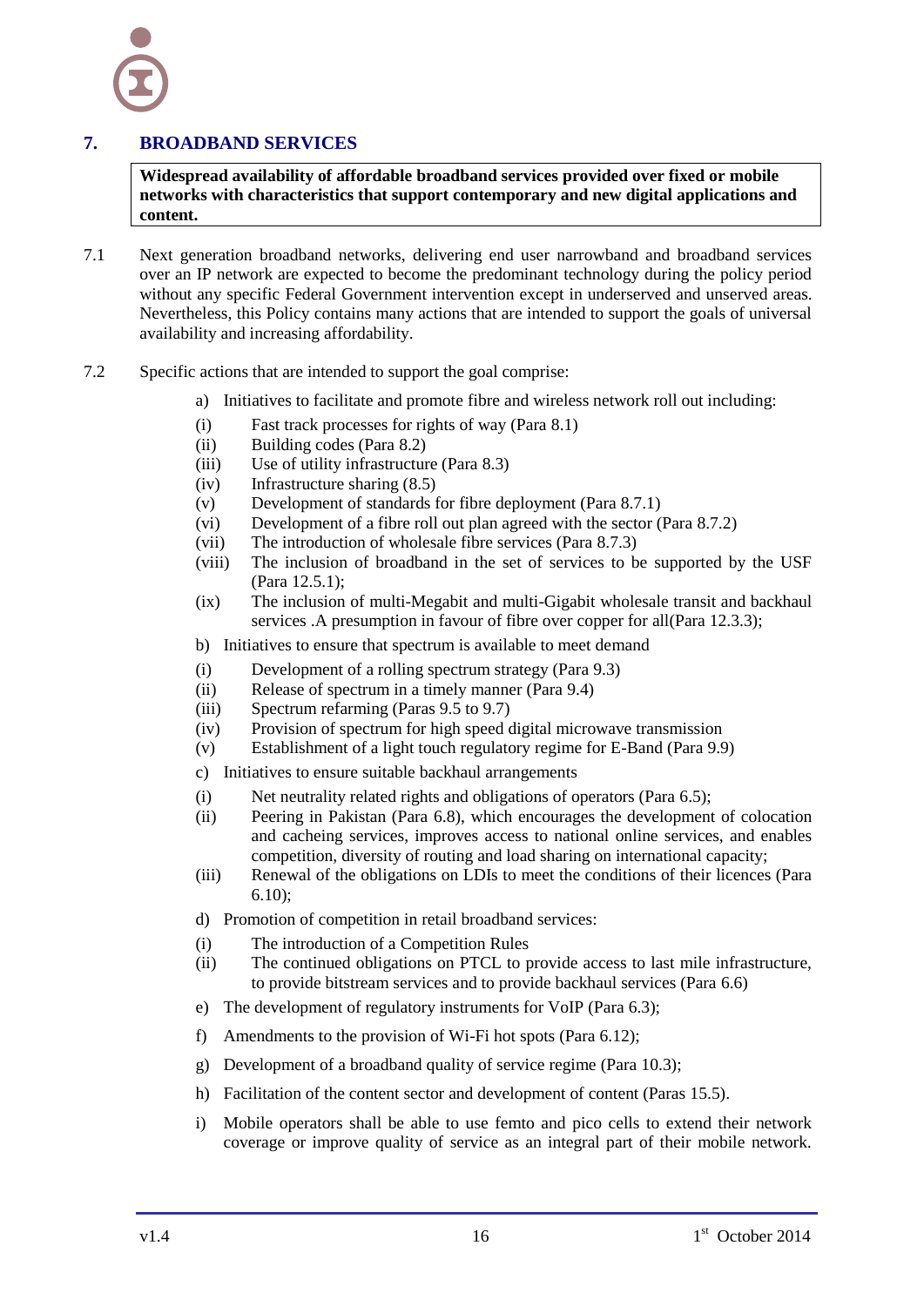## 7. BROADBAND SERVICES

**Widespread availability of affordable broadband services provided over fixed or mobile networks with characteristics that support contemporary and new digital applications and content.**

7.1 Next generation broadband networks, delivering end user narrowband and broadband services over an IP network are expected to become the predominant technology during the policy period without any specific Federal Government intervention except in underserved and unserved areas. Nevertheless, this Policy contains many actions that are intended to support the goals of universal availability and increasing affordability.

7.2 Specific actions that are intended to support the goal comprise:

a) Initiatives to facilitate and promote fibre and wireless network roll out including:

- (i) Fast track processes for rights of way (Para 8.1)
- (ii) Building codes (Para 8.2)
- (iii) Use of utility infrastructure (Para 8.3)
- (iv) Infrastructure sharing (8.5)
- (v) Development of standards for fibre deployment (Para 8.7.1)
- (vi) Development of a fibre roll out plan agreed with the sector (Para 8.7.2)
- (vii) The introduction of wholesale fibre services (Para 8.7.3)
- (viii) The inclusion of broadband in the set of services to be supported by the USF (Para 12.5.1);
- (ix) The inclusion of multi-Megabit and multi-Gigabit wholesale transit and backhaul services .A presumption in favour of fibre over copper for all(Para 12.3.3);

b) Initiatives to ensure that spectrum is available to meet demand

- (i) Development of a rolling spectrum strategy (Para 9.3)
- (ii) Release of spectrum in a timely manner (Para 9.4)
- (iii) Spectrum refarming (Paras 9.5 to 9.7)
- (iv) Provision of spectrum for high speed digital microwave transmission
- (v) Establishment of a light touch regulatory regime for E-Band (Para 9.9)

c) Initiatives to ensure suitable backhaul arrangements

- (i) Net neutrality related rights and obligations of operators (Para 6.5);
- (ii) Peering in Pakistan (Para 6.8), which encourages the development of colocation and cacheing services, improves access to national online services, and enables competition, diversity of routing and load sharing on international capacity;
- (iii) Renewal of the obligations on LDIs to meet the conditions of their licences (Para 6.10);

d) Promotion of competition in retail broadband services:

- (i) The introduction of a Competition Rules
- (ii) The continued obligations on PTCL to provide access to last mile infrastructure, to provide bitstream services and to provide backhaul services (Para 6.6)

e) The development of regulatory instruments for VoIP (Para 6.3);

f) Amendments to the provision of Wi-Fi hot spots (Para 6.12);

g) Development of a broadband quality of service regime (Para 10.3);

h) Facilitation of the content sector and development of content (Paras 15.5).

i) Mobile operators shall be able to use femto and pico cells to extend their network coverage or improve quality of service as an integral part of their mobile network.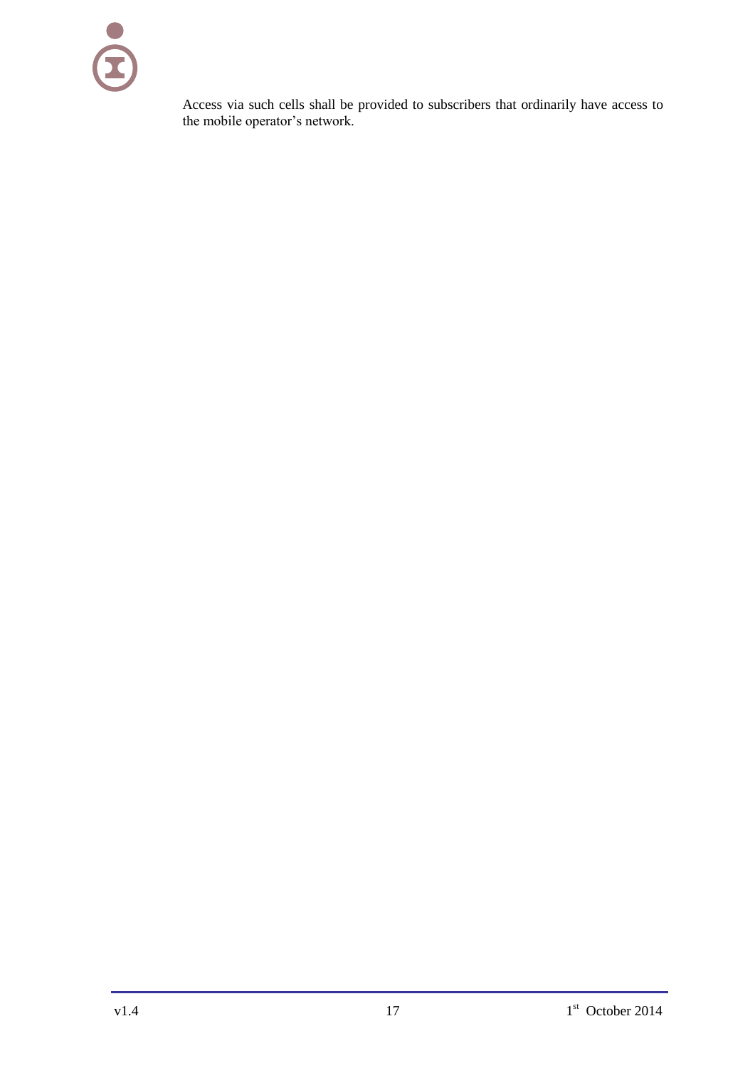Access via such cells shall be provided to subscribers that ordinarily have access to the mobile operator’s network.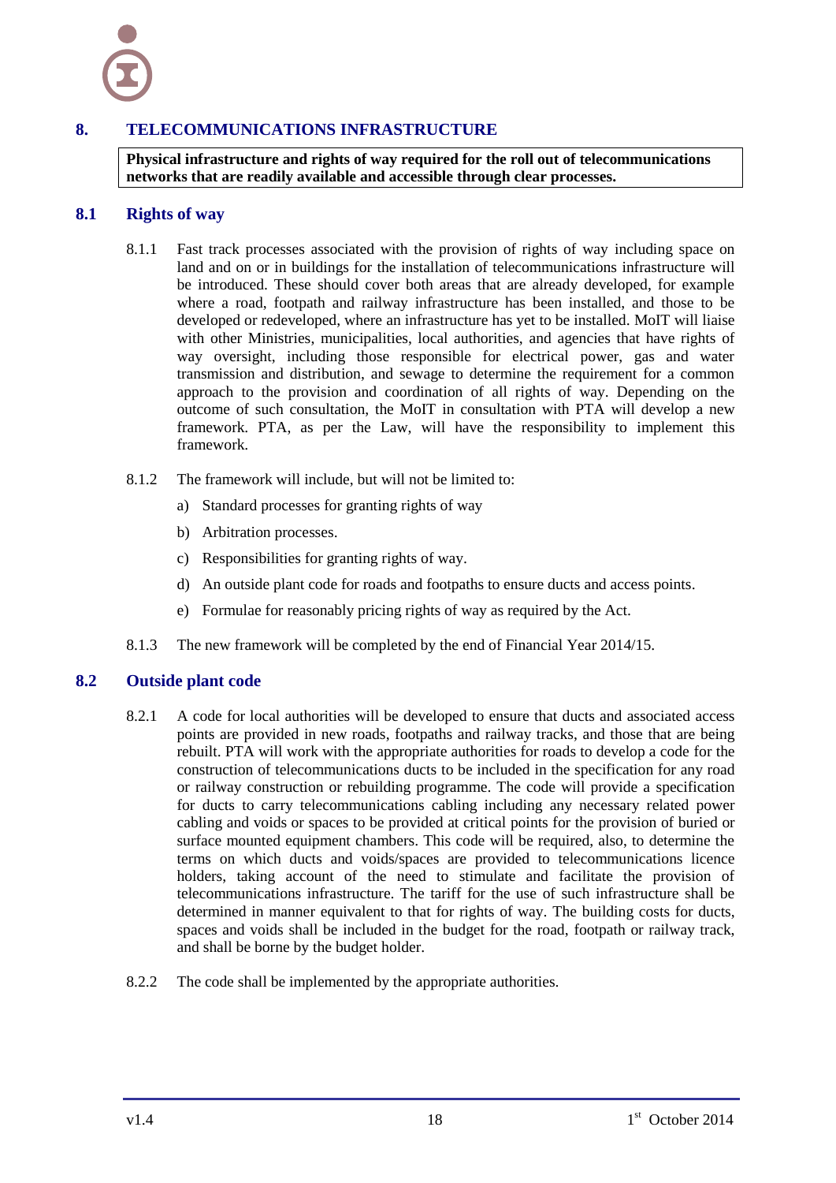## 8. TELECOMMUNICATIONS INFRASTRUCTURE

**Physical infrastructure and rights of way required for the roll out of telecommunications networks that are readily available and accessible through clear processes.**

### 8.1 Rights of way

8.1.1 Fast track processes associated with the provision of rights of way including space on land and on or in buildings for the installation of telecommunications infrastructure will be introduced. These should cover both areas that are already developed, for example where a road, footpath and railway infrastructure has been installed, and those to be developed or redeveloped, where an infrastructure has yet to be installed. MoIT will liaise with other Ministries, municipalities, local authorities, and agencies that have rights of way oversight, including those responsible for electrical power, gas and water transmission and distribution, and sewage to determine the requirement for a common approach to the provision and coordination of all rights of way. Depending on the outcome of such consultation, the MoIT in consultation with PTA will develop a new framework. PTA, as per the Law, will have the responsibility to implement this framework.

8.1.2 The framework will include, but will not be limited to:

a) Standard processes for granting rights of way

b) Arbitration processes.

c) Responsibilities for granting rights of way.

d) An outside plant code for roads and footpaths to ensure ducts and access points.

e) Formulae for reasonably pricing rights of way as required by the Act.

8.1.3 The new framework will be completed by the end of Financial Year 2014/15.

### 8.2 Outside plant code

8.2.1 A code for local authorities will be developed to ensure that ducts and associated access points are provided in new roads, footpaths and railway tracks, and those that are being rebuilt. PTA will work with the appropriate authorities for roads to develop a code for the construction of telecommunications ducts to be included in the specification for any road or railway construction or rebuilding programme. The code will provide a specification for ducts to carry telecommunications cabling including any necessary related power cabling and voids or spaces to be provided at critical points for the provision of buried or surface mounted equipment chambers. This code will be required, also, to determine the terms on which ducts and voids/spaces are provided to telecommunications licence holders, taking account of the need to stimulate and facilitate the provision of telecommunications infrastructure. The tariff for the use of such infrastructure shall be determined in manner equivalent to that for rights of way. The building costs for ducts, spaces and voids shall be included in the budget for the road, footpath or railway track, and shall be borne by the budget holder.

8.2.2 The code shall be implemented by the appropriate authorities.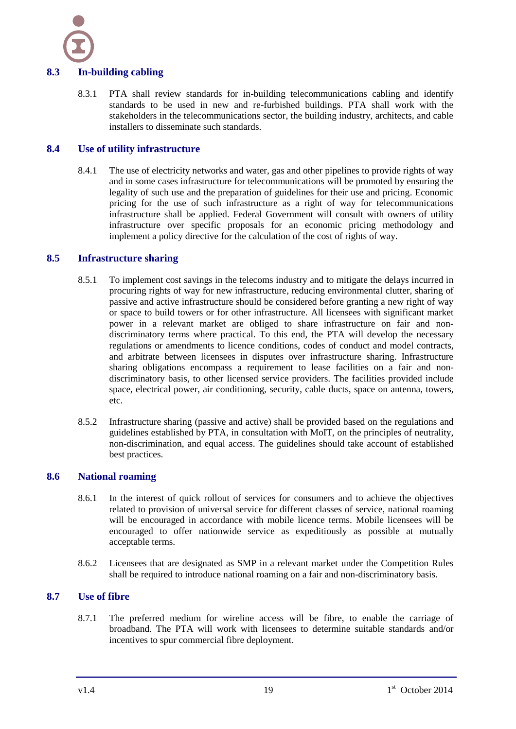## 8.3 In-building cabling

8.3.1 PTA shall review standards for in-building telecommunications cabling and identify standards to be used in new and re-furbished buildings. PTA shall work with the stakeholders in the telecommunications sector, the building industry, architects, and cable installers to disseminate such standards.

## 8.4 Use of utility infrastructure

8.4.1 The use of electricity networks and water, gas and other pipelines to provide rights of way and in some cases infrastructure for telecommunications will be promoted by ensuring the legality of such use and the preparation of guidelines for their use and pricing. Economic pricing for the use of such infrastructure as a right of way for telecommunications infrastructure shall be applied. Federal Government will consult with owners of utility infrastructure over specific proposals for an economic pricing methodology and implement a policy directive for the calculation of the cost of rights of way.

## 8.5 Infrastructure sharing

8.5.1 To implement cost savings in the telecoms industry and to mitigate the delays incurred in procuring rights of way for new infrastructure, reducing environmental clutter, sharing of passive and active infrastructure should be considered before granting a new right of way or space to build towers or for other infrastructure. All licensees with significant market power in a relevant market are obliged to share infrastructure on fair and non-discriminatory terms where practical. To this end, the PTA will develop the necessary regulations or amendments to licence conditions, codes of conduct and model contracts, and arbitrate between licensees in disputes over infrastructure sharing. Infrastructure sharing obligations encompass a requirement to lease facilities on a fair and non-discriminatory basis, to other licensed service providers. The facilities provided include space, electrical power, air conditioning, security, cable ducts, space on antenna, towers, etc.

8.5.2 Infrastructure sharing (passive and active) shall be provided based on the regulations and guidelines established by PTA, in consultation with MoIT, on the principles of neutrality, non-discrimination, and equal access. The guidelines should take account of established best practices.

## 8.6 National roaming

8.6.1 In the interest of quick rollout of services for consumers and to achieve the objectives related to provision of universal service for different classes of service, national roaming will be encouraged in accordance with mobile licence terms. Mobile licensees will be encouraged to offer nationwide service as expeditiously as possible at mutually acceptable terms.

8.6.2 Licensees that are designated as SMP in a relevant market under the Competition Rules shall be required to introduce national roaming on a fair and non-discriminatory basis.

## 8.7 Use of fibre

8.7.1 The preferred medium for wireline access will be fibre, to enable the carriage of broadband. The PTA will work with licensees to determine suitable standards and/or incentives to spur commercial fibre deployment.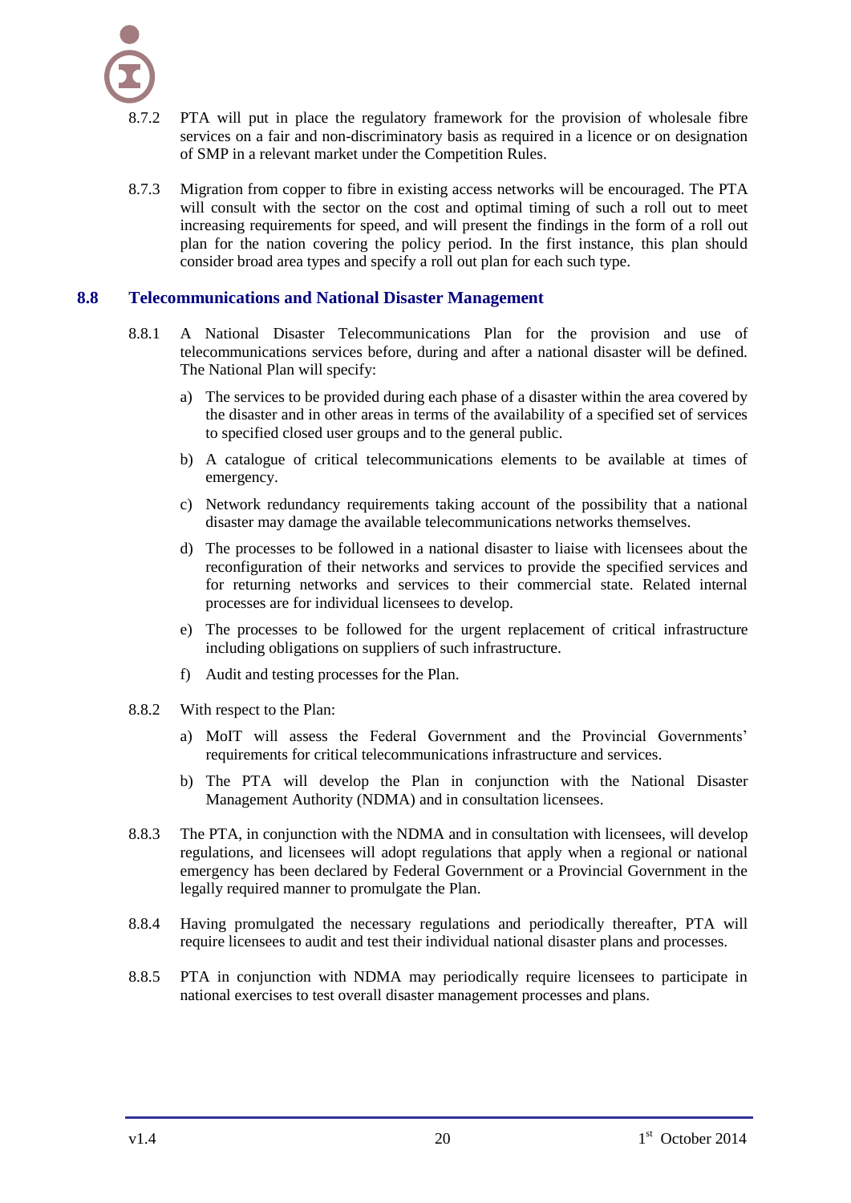8.7.2 PTA will put in place the regulatory framework for the provision of wholesale fibre services on a fair and non-discriminatory basis as required in a licence or on designation of SMP in a relevant market under the Competition Rules.

8.7.3 Migration from copper to fibre in existing access networks will be encouraged. The PTA will consult with the sector on the cost and optimal timing of such a roll out to meet increasing requirements for speed, and will present the findings in the form of a roll out plan for the nation covering the policy period. In the first instance, this plan should consider broad area types and specify a roll out plan for each such type.

## 8.8 Telecommunications and National Disaster Management

8.8.1 A National Disaster Telecommunications Plan for the provision and use of telecommunications services before, during and after a national disaster will be defined. The National Plan will specify:

a) The services to be provided during each phase of a disaster within the area covered by the disaster and in other areas in terms of the availability of a specified set of services to specified closed user groups and to the general public.

b) A catalogue of critical telecommunications elements to be available at times of emergency.

c) Network redundancy requirements taking account of the possibility that a national disaster may damage the available telecommunications networks themselves.

d) The processes to be followed in a national disaster to liaise with licensees about the reconfiguration of their networks and services to provide the specified services and for returning networks and services to their commercial state. Related internal processes are for individual licensees to develop.

e) The processes to be followed for the urgent replacement of critical infrastructure including obligations on suppliers of such infrastructure.

f) Audit and testing processes for the Plan.

8.8.2 With respect to the Plan:

a) MoIT will assess the Federal Government and the Provincial Governments' requirements for critical telecommunications infrastructure and services.

b) The PTA will develop the Plan in conjunction with the National Disaster Management Authority (NDMA) and in consultation licensees.

8.8.3 The PTA, in conjunction with the NDMA and in consultation with licensees, will develop regulations, and licensees will adopt regulations that apply when a regional or national emergency has been declared by Federal Government or a Provincial Government in the legally required manner to promulgate the Plan.

8.8.4 Having promulgated the necessary regulations and periodically thereafter, PTA will require licensees to audit and test their individual national disaster plans and processes.

8.8.5 PTA in conjunction with NDMA may periodically require licensees to participate in national exercises to test overall disaster management processes and plans.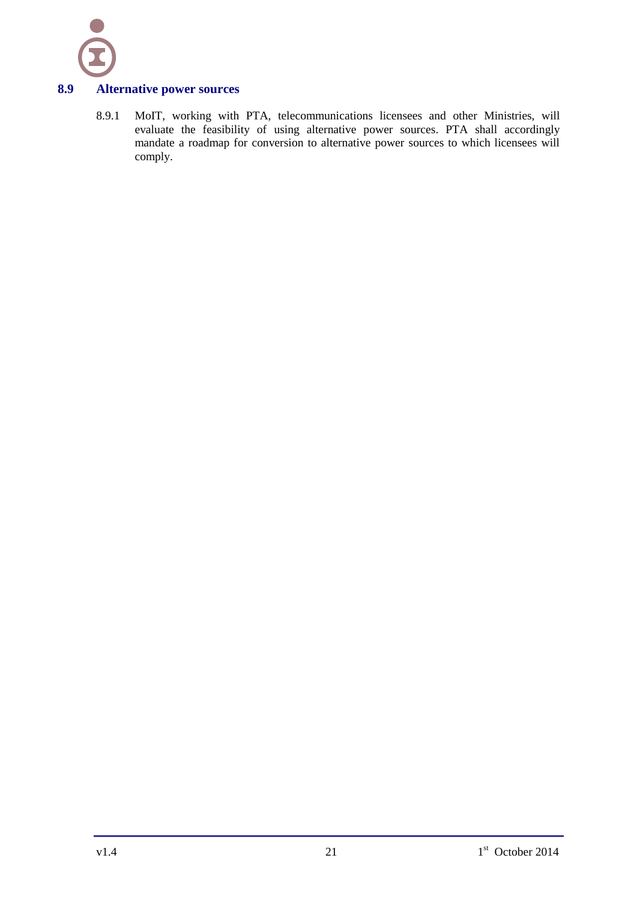## 8.9 Alternative power sources

8.9.1 MoIT, working with PTA, telecommunications licensees and other Ministries, will evaluate the feasibility of using alternative power sources. PTA shall accordingly mandate a roadmap for conversion to alternative power sources to which licensees will comply.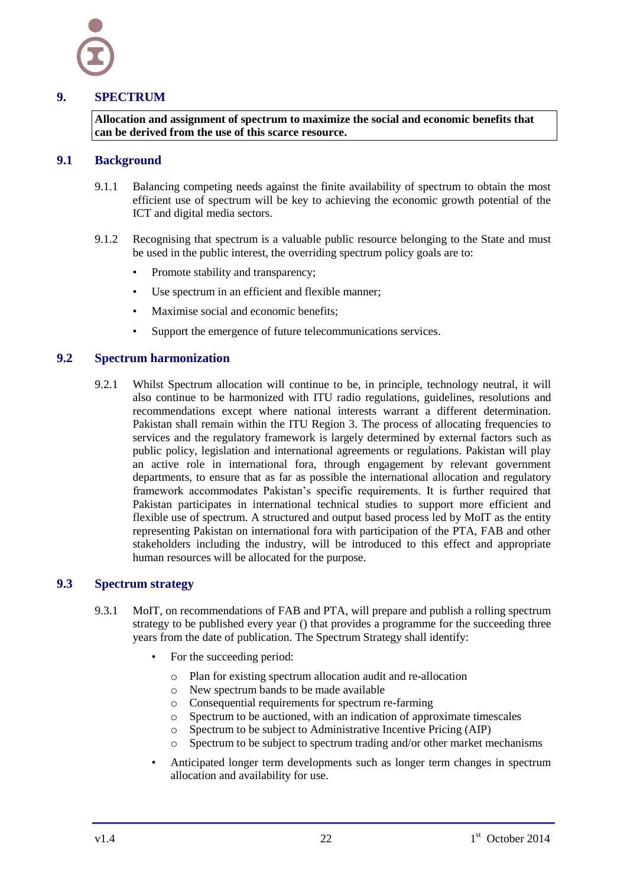# 9. SPECTRUM

**Allocation and assignment of spectrum to maximize the social and economic benefits that can be derived from the use of this scarce resource.**

## 9.1 Background

9.1.1 Balancing competing needs against the finite availability of spectrum to obtain the most efficient use of spectrum will be key to achieving the economic growth potential of the ICT and digital media sectors.

9.1.2 Recognising that spectrum is a valuable public resource belonging to the State and must be used in the public interest, the overriding spectrum policy goals are to:

- Promote stability and transparency;
- Use spectrum in an efficient and flexible manner;
- Maximise social and economic benefits;
- Support the emergence of future telecommunications services.

## 9.2 Spectrum harmonization

9.2.1 Whilst Spectrum allocation will continue to be, in principle, technology neutral, it will also continue to be harmonized with ITU radio regulations, guidelines, resolutions and recommendations except where national interests warrant a different determination. Pakistan shall remain within the ITU Region 3. The process of allocating frequencies to services and the regulatory framework is largely determined by external factors such as public policy, legislation and international agreements or regulations. Pakistan will play an active role in international fora, through engagement by relevant government departments, to ensure that as far as possible the international allocation and regulatory framework accommodates Pakistan's specific requirements. It is further required that Pakistan participates in international technical studies to support more efficient and flexible use of spectrum. A structured and output based process led by MoIT as the entity representing Pakistan on international fora with participation of the PTA, FAB and other stakeholders including the industry, will be introduced to this effect and appropriate human resources will be allocated for the purpose.

## 9.3 Spectrum strategy

9.3.1 MoIT, on recommendations of FAB and PTA, will prepare and publish a rolling spectrum strategy to be published every year () that provides a programme for the succeeding three years from the date of publication. The Spectrum Strategy shall identify:

- For the succeeding period:
  - Plan for existing spectrum allocation audit and re-allocation
  - New spectrum bands to be made available
  - Consequential requirements for spectrum re-farming
  - Spectrum to be auctioned, with an indication of approximate timescales
  - Spectrum to be subject to Administrative Incentive Pricing (AIP)
  - Spectrum to be subject to spectrum trading and/or other market mechanisms
- Anticipated longer term developments such as longer term changes in spectrum allocation and availability for use.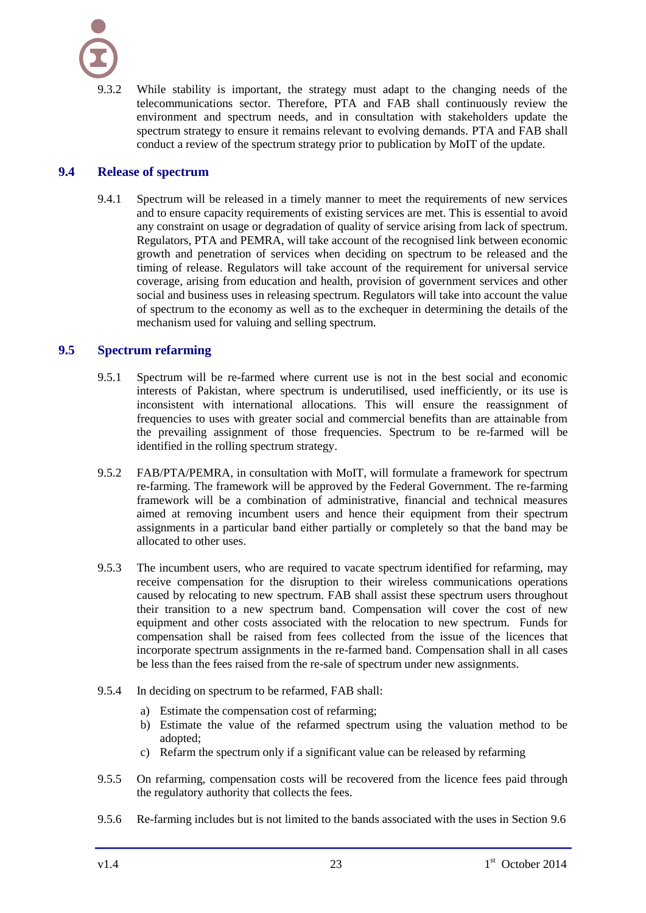9.3.2 While stability is important, the strategy must adapt to the changing needs of the telecommunications sector. Therefore, PTA and FAB shall continuously review the environment and spectrum needs, and in consultation with stakeholders update the spectrum strategy to ensure it remains relevant to evolving demands. PTA and FAB shall conduct a review of the spectrum strategy prior to publication by MoIT of the update.

## 9.4 Release of spectrum

9.4.1 Spectrum will be released in a timely manner to meet the requirements of new services and to ensure capacity requirements of existing services are met. This is essential to avoid any constraint on usage or degradation of quality of service arising from lack of spectrum. Regulators, PTA and PEMRA, will take account of the recognised link between economic growth and penetration of services when deciding on spectrum to be released and the timing of release. Regulators will take account of the requirement for universal service coverage, arising from education and health, provision of government services and other social and business uses in releasing spectrum. Regulators will take into account the value of spectrum to the economy as well as to the exchequer in determining the details of the mechanism used for valuing and selling spectrum.

## 9.5 Spectrum refarming

9.5.1 Spectrum will be re-farmed where current use is not in the best social and economic interests of Pakistan, where spectrum is underutilised, used inefficiently, or its use is inconsistent with international allocations. This will ensure the reassignment of frequencies to uses with greater social and commercial benefits than are attainable from the prevailing assignment of those frequencies. Spectrum to be re-farmed will be identified in the rolling spectrum strategy.

9.5.2 FAB/PTA/PEMRA, in consultation with MoIT, will formulate a framework for spectrum re-farming. The framework will be approved by the Federal Government. The re-farming framework will be a combination of administrative, financial and technical measures aimed at removing incumbent users and hence their equipment from their spectrum assignments in a particular band either partially or completely so that the band may be allocated to other uses.

9.5.3 The incumbent users, who are required to vacate spectrum identified for refarming, may receive compensation for the disruption to their wireless communications operations caused by relocating to new spectrum. FAB shall assist these spectrum users throughout their transition to a new spectrum band. Compensation will cover the cost of new equipment and other costs associated with the relocation to new spectrum. Funds for compensation shall be raised from fees collected from the issue of the licences that incorporate spectrum assignments in the re-farmed band. Compensation shall in all cases be less than the fees raised from the re-sale of spectrum under new assignments.

9.5.4 In deciding on spectrum to be refarmed, FAB shall:

a) Estimate the compensation cost of refarming;
b) Estimate the value of the refarmed spectrum using the valuation method to be adopted;
c) Refarm the spectrum only if a significant value can be released by refarming

9.5.5 On refarming, compensation costs will be recovered from the licence fees paid through the regulatory authority that collects the fees.

9.5.6 Re-farming includes but is not limited to the bands associated with the uses in Section 9.6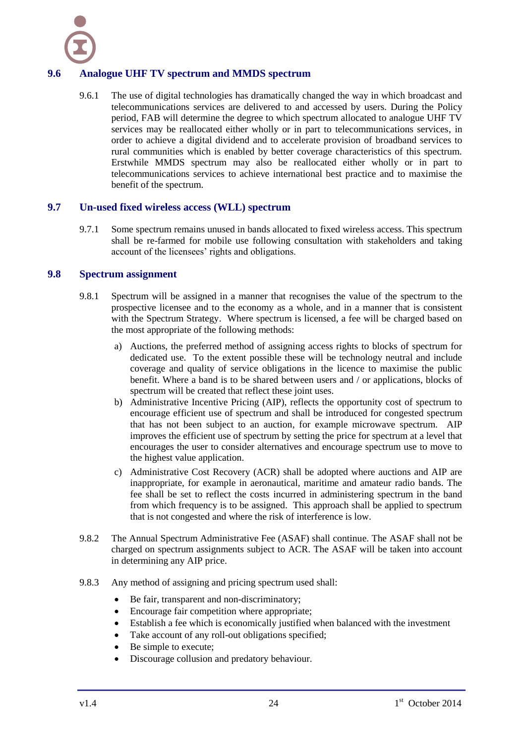## 9.6 Analogue UHF TV spectrum and MMDS spectrum

9.6.1 The use of digital technologies has dramatically changed the way in which broadcast and telecommunications services are delivered to and accessed by users. During the Policy period, FAB will determine the degree to which spectrum allocated to analogue UHF TV services may be reallocated either wholly or in part to telecommunications services, in order to achieve a digital dividend and to accelerate provision of broadband services to rural communities which is enabled by better coverage characteristics of this spectrum. Erstwhile MMDS spectrum may also be reallocated either wholly or in part to telecommunications services to achieve international best practice and to maximise the benefit of the spectrum.

## 9.7 Un-used fixed wireless access (WLL) spectrum

9.7.1 Some spectrum remains unused in bands allocated to fixed wireless access. This spectrum shall be re-farmed for mobile use following consultation with stakeholders and taking account of the licensees' rights and obligations.

## 9.8 Spectrum assignment

9.8.1 Spectrum will be assigned in a manner that recognises the value of the spectrum to the prospective licensee and to the economy as a whole, and in a manner that is consistent with the Spectrum Strategy. Where spectrum is licensed, a fee will be charged based on the most appropriate of the following methods:

a) Auctions, the preferred method of assigning access rights to blocks of spectrum for dedicated use. To the extent possible these will be technology neutral and include coverage and quality of service obligations in the licence to maximise the public benefit. Where a band is to be shared between users and / or applications, blocks of spectrum will be created that reflect these joint uses.

b) Administrative Incentive Pricing (AIP), reflects the opportunity cost of spectrum to encourage efficient use of spectrum and shall be introduced for congested spectrum that has not been subject to an auction, for example microwave spectrum. AIP improves the efficient use of spectrum by setting the price for spectrum at a level that encourages the user to consider alternatives and encourage spectrum use to move to the highest value application.

c) Administrative Cost Recovery (ACR) shall be adopted where auctions and AIP are inappropriate, for example in aeronautical, maritime and amateur radio bands. The fee shall be set to reflect the costs incurred in administering spectrum in the band from which frequency is to be assigned. This approach shall be applied to spectrum that is not congested and where the risk of interference is low.

9.8.2 The Annual Spectrum Administrative Fee (ASAF) shall continue. The ASAF shall not be charged on spectrum assignments subject to ACR. The ASAF will be taken into account in determining any AIP price.

9.8.3 Any method of assigning and pricing spectrum used shall:

- Be fair, transparent and non-discriminatory;
- Encourage fair competition where appropriate;
- Establish a fee which is economically justified when balanced with the investment
- Take account of any roll-out obligations specified;
- Be simple to execute;
- Discourage collusion and predatory behaviour.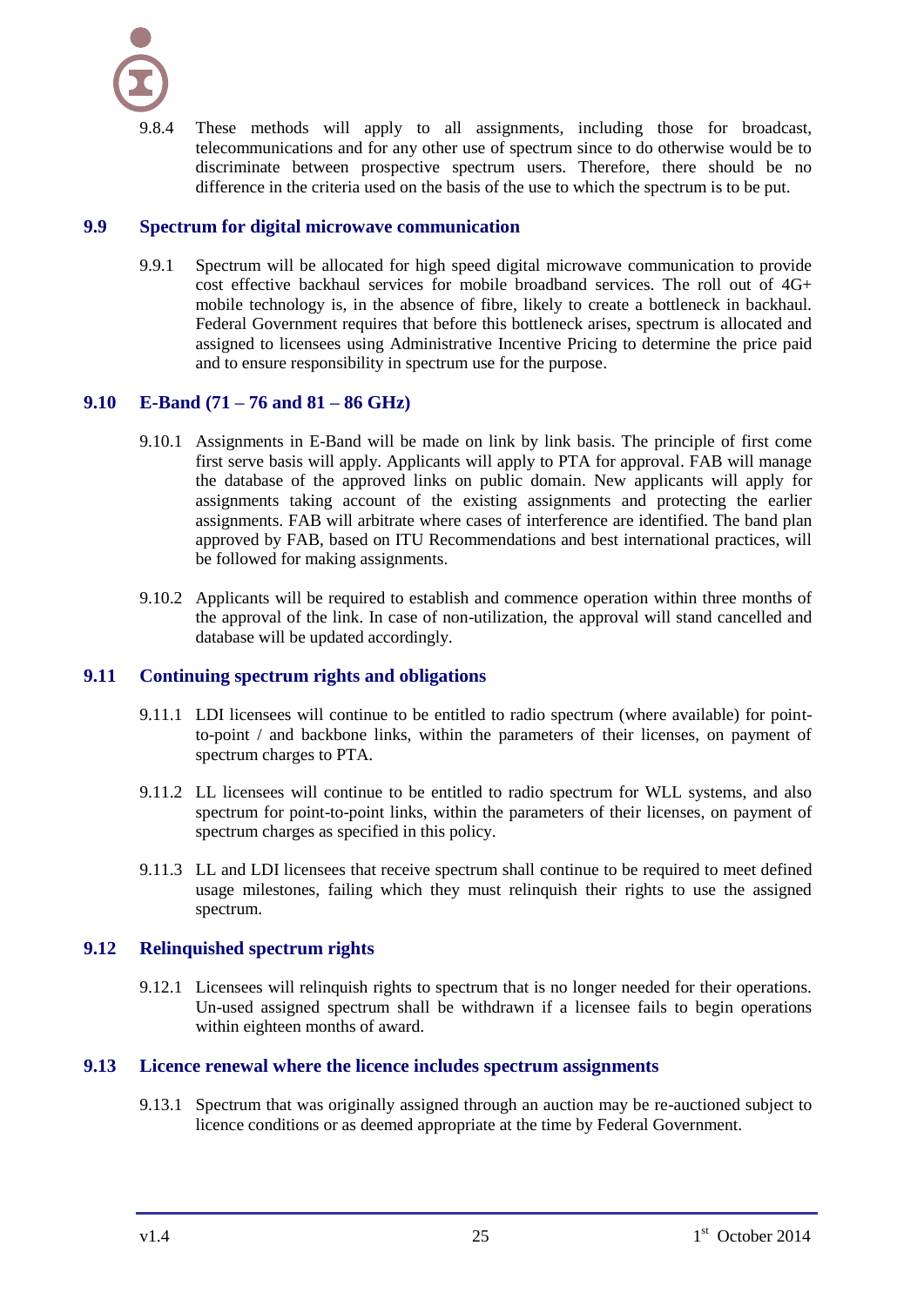9.8.4 These methods will apply to all assignments, including those for broadcast, telecommunications and for any other use of spectrum since to do otherwise would be to discriminate between prospective spectrum users. Therefore, there should be no difference in the criteria used on the basis of the use to which the spectrum is to be put.

## 9.9 Spectrum for digital microwave communication

9.9.1 Spectrum will be allocated for high speed digital microwave communication to provide cost effective backhaul services for mobile broadband services. The roll out of 4G+ mobile technology is, in the absence of fibre, likely to create a bottleneck in backhaul. Federal Government requires that before this bottleneck arises, spectrum is allocated and assigned to licensees using Administrative Incentive Pricing to determine the price paid and to ensure responsibility in spectrum use for the purpose.

## 9.10 E-Band (71 – 76 and 81 – 86 GHz)

9.10.1 Assignments in E-Band will be made on link by link basis. The principle of first come first serve basis will apply. Applicants will apply to PTA for approval. FAB will manage the database of the approved links on public domain. New applicants will apply for assignments taking account of the existing assignments and protecting the earlier assignments. FAB will arbitrate where cases of interference are identified. The band plan approved by FAB, based on ITU Recommendations and best international practices, will be followed for making assignments.

9.10.2 Applicants will be required to establish and commence operation within three months of the approval of the link. In case of non-utilization, the approval will stand cancelled and database will be updated accordingly.

## 9.11 Continuing spectrum rights and obligations

9.11.1 LDI licensees will continue to be entitled to radio spectrum (where available) for point-to-point / and backbone links, within the parameters of their licenses, on payment of spectrum charges to PTA.

9.11.2 LL licensees will continue to be entitled to radio spectrum for WLL systems, and also spectrum for point-to-point links, within the parameters of their licenses, on payment of spectrum charges as specified in this policy.

9.11.3 LL and LDI licensees that receive spectrum shall continue to be required to meet defined usage milestones, failing which they must relinquish their rights to use the assigned spectrum.

## 9.12 Relinquished spectrum rights

9.12.1 Licensees will relinquish rights to spectrum that is no longer needed for their operations. Un-used assigned spectrum shall be withdrawn if a licensee fails to begin operations within eighteen months of award.

## 9.13 Licence renewal where the licence includes spectrum assignments

9.13.1 Spectrum that was originally assigned through an auction may be re-auctioned subject to licence conditions or as deemed appropriate at the time by Federal Government.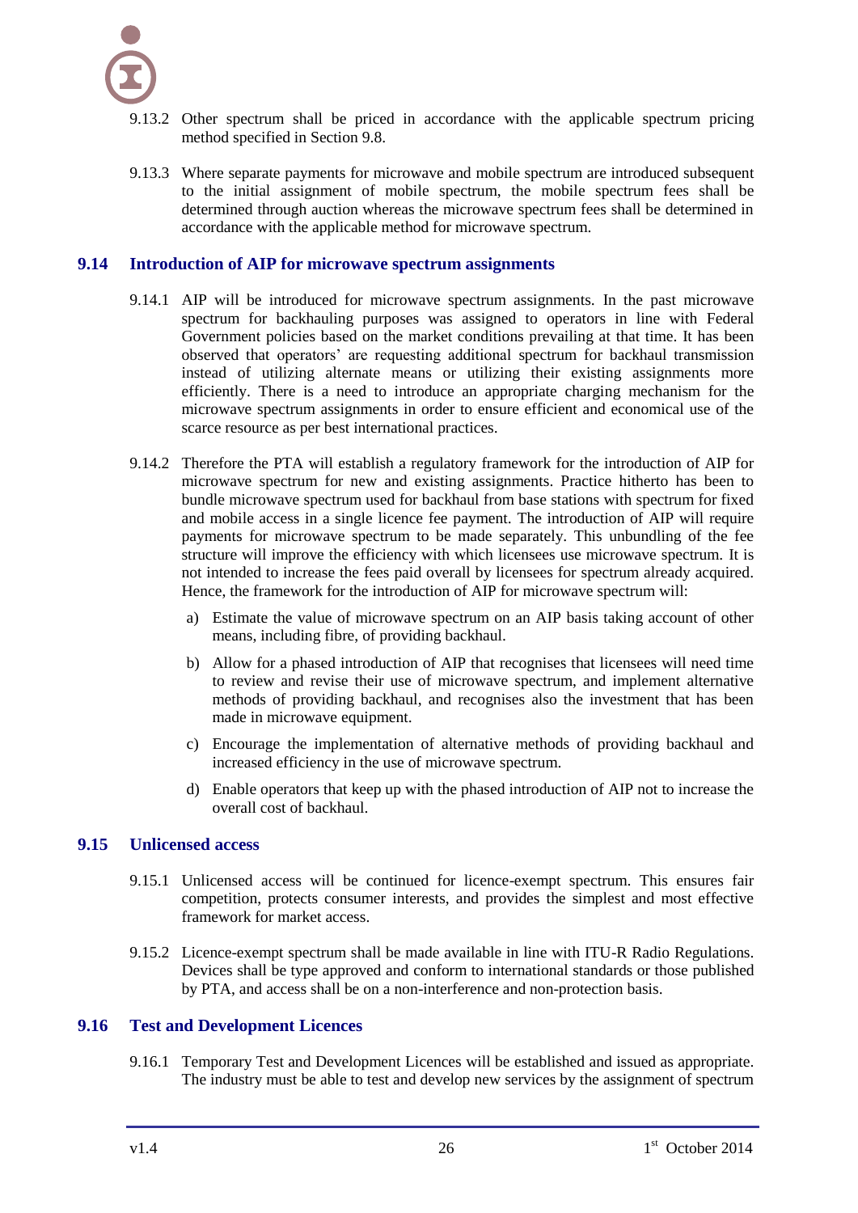9.13.2 Other spectrum shall be priced in accordance with the applicable spectrum pricing method specified in Section 9.8.

9.13.3 Where separate payments for microwave and mobile spectrum are introduced subsequent to the initial assignment of mobile spectrum, the mobile spectrum fees shall be determined through auction whereas the microwave spectrum fees shall be determined in accordance with the applicable method for microwave spectrum.

## 9.14 Introduction of AIP for microwave spectrum assignments

9.14.1 AIP will be introduced for microwave spectrum assignments. In the past microwave spectrum for backhauling purposes was assigned to operators in line with Federal Government policies based on the market conditions prevailing at that time. It has been observed that operators' are requesting additional spectrum for backhaul transmission instead of utilizing alternate means or utilizing their existing assignments more efficiently. There is a need to introduce an appropriate charging mechanism for the microwave spectrum assignments in order to ensure efficient and economical use of the scarce resource as per best international practices.

9.14.2 Therefore the PTA will establish a regulatory framework for the introduction of AIP for microwave spectrum for new and existing assignments. Practice hitherto has been to bundle microwave spectrum used for backhaul from base stations with spectrum for fixed and mobile access in a single licence fee payment. The introduction of AIP will require payments for microwave spectrum to be made separately. This unbundling of the fee structure will improve the efficiency with which licensees use microwave spectrum. It is not intended to increase the fees paid overall by licensees for spectrum already acquired. Hence, the framework for the introduction of AIP for microwave spectrum will:

a) Estimate the value of microwave spectrum on an AIP basis taking account of other means, including fibre, of providing backhaul.

b) Allow for a phased introduction of AIP that recognises that licensees will need time to review and revise their use of microwave spectrum, and implement alternative methods of providing backhaul, and recognises also the investment that has been made in microwave equipment.

c) Encourage the implementation of alternative methods of providing backhaul and increased efficiency in the use of microwave spectrum.

d) Enable operators that keep up with the phased introduction of AIP not to increase the overall cost of backhaul.

## 9.15 Unlicensed access

9.15.1 Unlicensed access will be continued for licence-exempt spectrum. This ensures fair competition, protects consumer interests, and provides the simplest and most effective framework for market access.

9.15.2 Licence-exempt spectrum shall be made available in line with ITU-R Radio Regulations. Devices shall be type approved and conform to international standards or those published by PTA, and access shall be on a non-interference and non-protection basis.

## 9.16 Test and Development Licences

9.16.1 Temporary Test and Development Licences will be established and issued as appropriate. The industry must be able to test and develop new services by the assignment of spectrum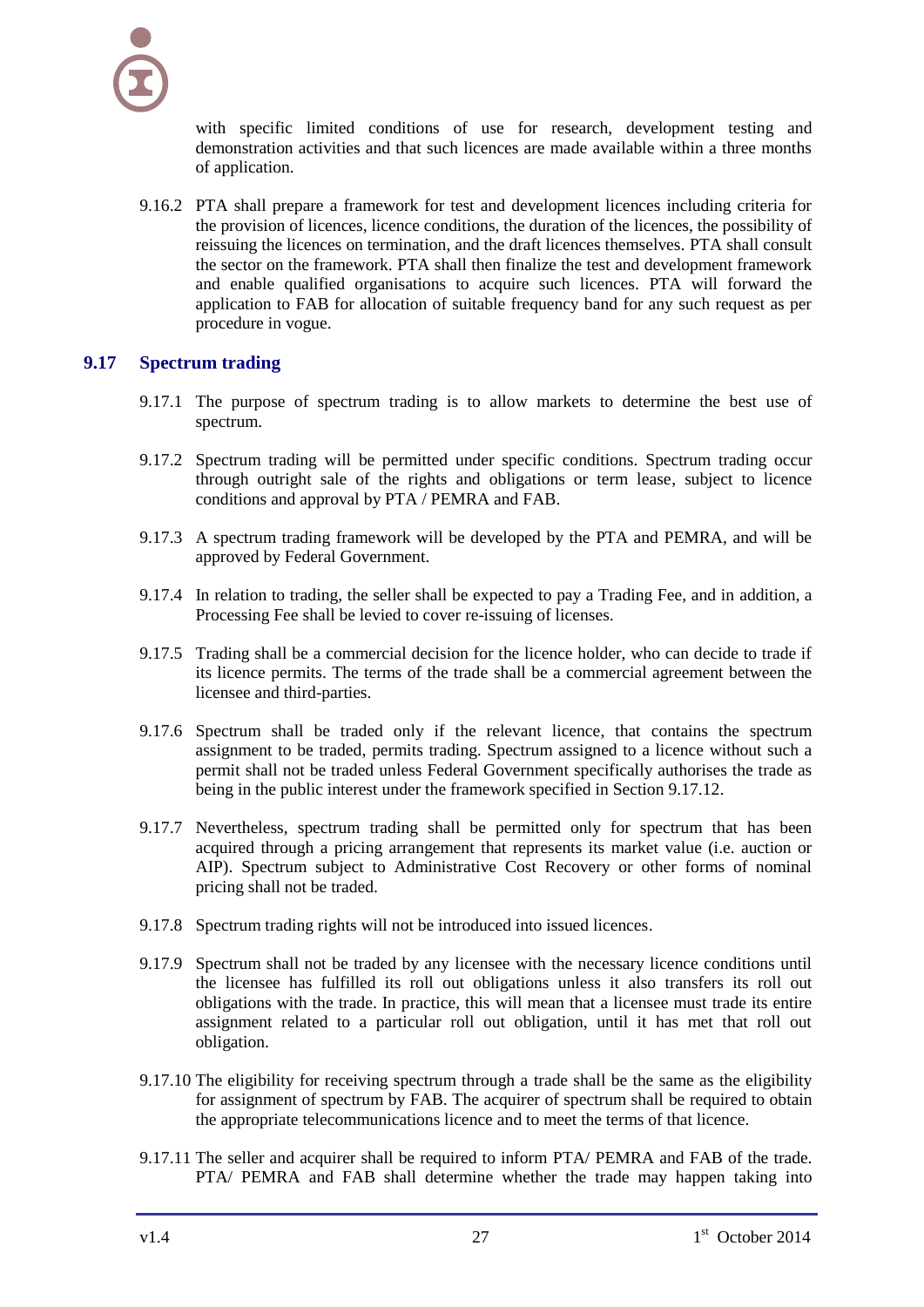with specific limited conditions of use for research, development testing and demonstration activities and that such licences are made available within a three months of application.

9.16.2 PTA shall prepare a framework for test and development licences including criteria for the provision of licences, licence conditions, the duration of the licences, the possibility of reissuing the licences on termination, and the draft licences themselves. PTA shall consult the sector on the framework. PTA shall then finalize the test and development framework and enable qualified organisations to acquire such licences. PTA will forward the application to FAB for allocation of suitable frequency band for any such request as per procedure in vogue.

## 9.17 Spectrum trading

9.17.1 The purpose of spectrum trading is to allow markets to determine the best use of spectrum.

9.17.2 Spectrum trading will be permitted under specific conditions. Spectrum trading occur through outright sale of the rights and obligations or term lease, subject to licence conditions and approval by PTA / PEMRA and FAB.

9.17.3 A spectrum trading framework will be developed by the PTA and PEMRA, and will be approved by Federal Government.

9.17.4 In relation to trading, the seller shall be expected to pay a Trading Fee, and in addition, a Processing Fee shall be levied to cover re-issuing of licenses.

9.17.5 Trading shall be a commercial decision for the licence holder, who can decide to trade if its licence permits. The terms of the trade shall be a commercial agreement between the licensee and third-parties.

9.17.6 Spectrum shall be traded only if the relevant licence, that contains the spectrum assignment to be traded, permits trading. Spectrum assigned to a licence without such a permit shall not be traded unless Federal Government specifically authorises the trade as being in the public interest under the framework specified in Section 9.17.12.

9.17.7 Nevertheless, spectrum trading shall be permitted only for spectrum that has been acquired through a pricing arrangement that represents its market value (i.e. auction or AIP). Spectrum subject to Administrative Cost Recovery or other forms of nominal pricing shall not be traded.

9.17.8 Spectrum trading rights will not be introduced into issued licences.

9.17.9 Spectrum shall not be traded by any licensee with the necessary licence conditions until the licensee has fulfilled its roll out obligations unless it also transfers its roll out obligations with the trade. In practice, this will mean that a licensee must trade its entire assignment related to a particular roll out obligation, until it has met that roll out obligation.

9.17.10 The eligibility for receiving spectrum through a trade shall be the same as the eligibility for assignment of spectrum by FAB. The acquirer of spectrum shall be required to obtain the appropriate telecommunications licence and to meet the terms of that licence.

9.17.11 The seller and acquirer shall be required to inform PTA/ PEMRA and FAB of the trade. PTA/ PEMRA and FAB shall determine whether the trade may happen taking into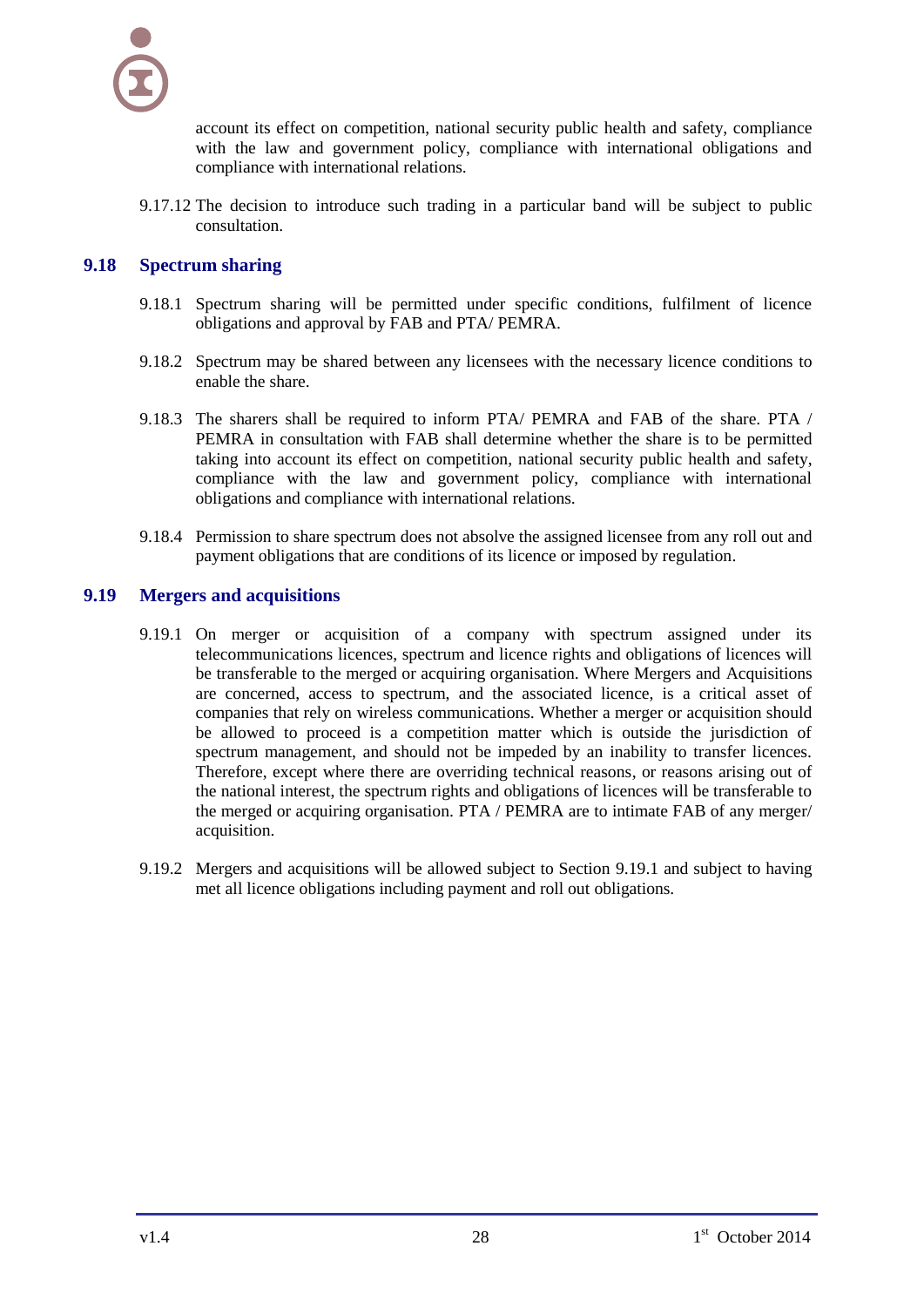account its effect on competition, national security public health and safety, compliance with the law and government policy, compliance with international obligations and compliance with international relations.

9.17.12 The decision to introduce such trading in a particular band will be subject to public consultation.

## 9.18 Spectrum sharing

9.18.1 Spectrum sharing will be permitted under specific conditions, fulfilment of licence obligations and approval by FAB and PTA/ PEMRA.

9.18.2 Spectrum may be shared between any licensees with the necessary licence conditions to enable the share.

9.18.3 The sharers shall be required to inform PTA/ PEMRA and FAB of the share. PTA / PEMRA in consultation with FAB shall determine whether the share is to be permitted taking into account its effect on competition, national security public health and safety, compliance with the law and government policy, compliance with international obligations and compliance with international relations.

9.18.4 Permission to share spectrum does not absolve the assigned licensee from any roll out and payment obligations that are conditions of its licence or imposed by regulation.

## 9.19 Mergers and acquisitions

9.19.1 On merger or acquisition of a company with spectrum assigned under its telecommunications licences, spectrum and licence rights and obligations of licences will be transferable to the merged or acquiring organisation. Where Mergers and Acquisitions are concerned, access to spectrum, and the associated licence, is a critical asset of companies that rely on wireless communications. Whether a merger or acquisition should be allowed to proceed is a competition matter which is outside the jurisdiction of spectrum management, and should not be impeded by an inability to transfer licences. Therefore, except where there are overriding technical reasons, or reasons arising out of the national interest, the spectrum rights and obligations of licences will be transferable to the merged or acquiring organisation. PTA / PEMRA are to intimate FAB of any merger/ acquisition.

9.19.2 Mergers and acquisitions will be allowed subject to Section 9.19.1 and subject to having met all licence obligations including payment and roll out obligations.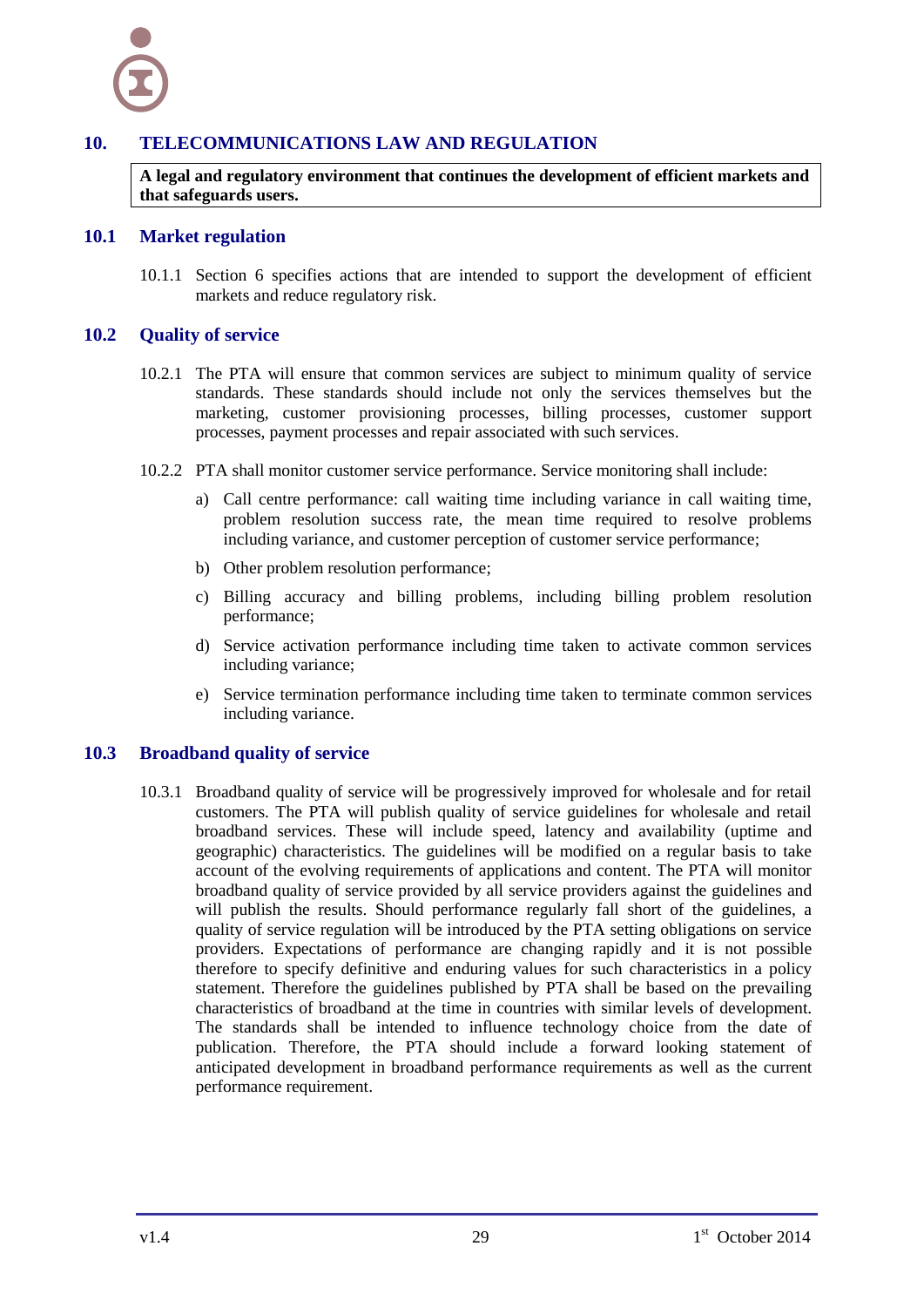## 10. TELECOMMUNICATIONS LAW AND REGULATION

**A legal and regulatory environment that continues the development of efficient markets and that safeguards users.**

### 10.1 Market regulation

10.1.1 Section 6 specifies actions that are intended to support the development of efficient markets and reduce regulatory risk.

### 10.2 Quality of service

10.2.1 The PTA will ensure that common services are subject to minimum quality of service standards. These standards should include not only the services themselves but the marketing, customer provisioning processes, billing processes, customer support processes, payment processes and repair associated with such services.

10.2.2 PTA shall monitor customer service performance. Service monitoring shall include:

a) Call centre performance: call waiting time including variance in call waiting time, problem resolution success rate, the mean time required to resolve problems including variance, and customer perception of customer service performance;

b) Other problem resolution performance;

c) Billing accuracy and billing problems, including billing problem resolution performance;

d) Service activation performance including time taken to activate common services including variance;

e) Service termination performance including time taken to terminate common services including variance.

### 10.3 Broadband quality of service

10.3.1 Broadband quality of service will be progressively improved for wholesale and for retail customers. The PTA will publish quality of service guidelines for wholesale and retail broadband services. These will include speed, latency and availability (uptime and geographic) characteristics. The guidelines will be modified on a regular basis to take account of the evolving requirements of applications and content. The PTA will monitor broadband quality of service provided by all service providers against the guidelines and will publish the results. Should performance regularly fall short of the guidelines, a quality of service regulation will be introduced by the PTA setting obligations on service providers. Expectations of performance are changing rapidly and it is not possible therefore to specify definitive and enduring values for such characteristics in a policy statement. Therefore the guidelines published by PTA shall be based on the prevailing characteristics of broadband at the time in countries with similar levels of development. The standards shall be intended to influence technology choice from the date of publication. Therefore, the PTA should include a forward looking statement of anticipated development in broadband performance requirements as well as the current performance requirement.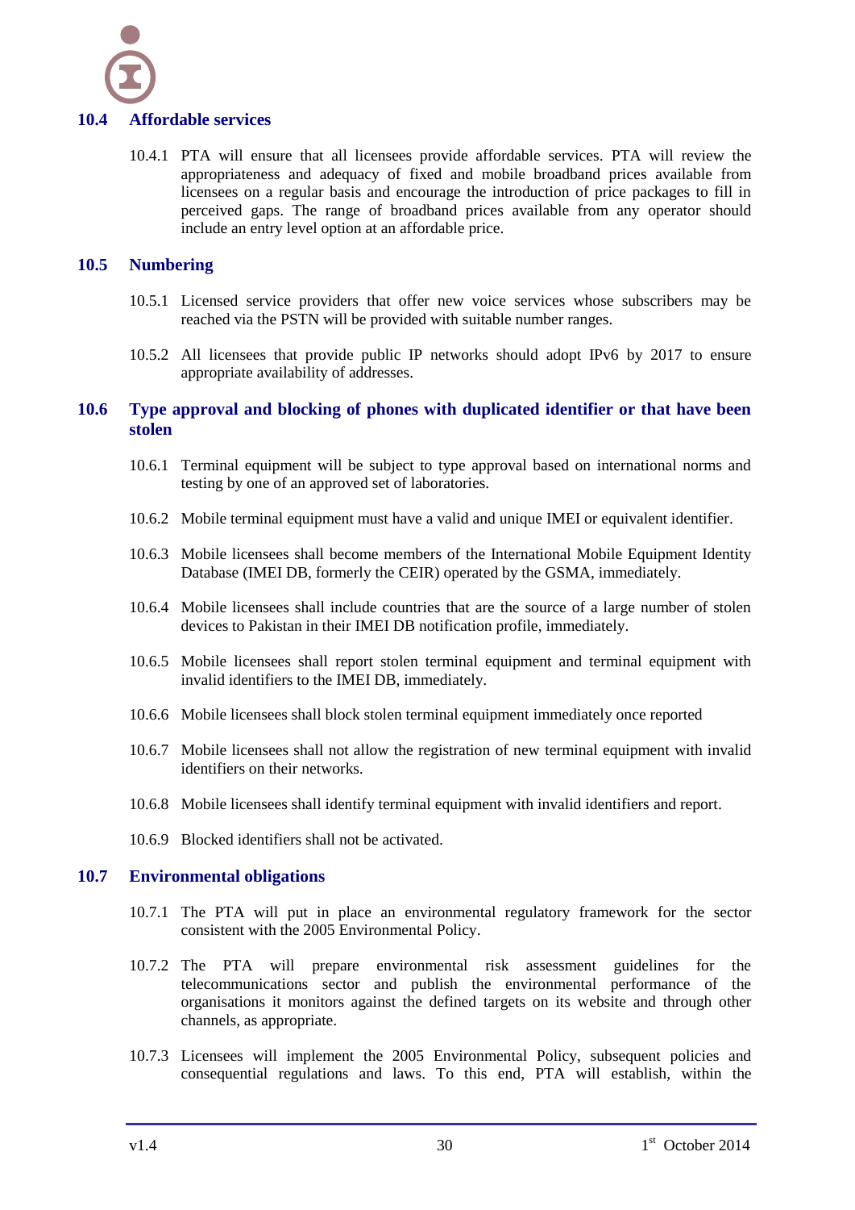## 10.4 Affordable services

10.4.1 PTA will ensure that all licensees provide affordable services. PTA will review the appropriateness and adequacy of fixed and mobile broadband prices available from licensees on a regular basis and encourage the introduction of price packages to fill in perceived gaps. The range of broadband prices available from any operator should include an entry level option at an affordable price.

## 10.5 Numbering

10.5.1 Licensed service providers that offer new voice services whose subscribers may be reached via the PSTN will be provided with suitable number ranges.

10.5.2 All licensees that provide public IP networks should adopt IPv6 by 2017 to ensure appropriate availability of addresses.

## 10.6 Type approval and blocking of phones with duplicated identifier or that have been stolen

10.6.1 Terminal equipment will be subject to type approval based on international norms and testing by one of an approved set of laboratories.

10.6.2 Mobile terminal equipment must have a valid and unique IMEI or equivalent identifier.

10.6.3 Mobile licensees shall become members of the International Mobile Equipment Identity Database (IMEI DB, formerly the CEIR) operated by the GSMA, immediately.

10.6.4 Mobile licensees shall include countries that are the source of a large number of stolen devices to Pakistan in their IMEI DB notification profile, immediately.

10.6.5 Mobile licensees shall report stolen terminal equipment and terminal equipment with invalid identifiers to the IMEI DB, immediately.

10.6.6 Mobile licensees shall block stolen terminal equipment immediately once reported

10.6.7 Mobile licensees shall not allow the registration of new terminal equipment with invalid identifiers on their networks.

10.6.8 Mobile licensees shall identify terminal equipment with invalid identifiers and report.

10.6.9 Blocked identifiers shall not be activated.

## 10.7 Environmental obligations

10.7.1 The PTA will put in place an environmental regulatory framework for the sector consistent with the 2005 Environmental Policy.

10.7.2 The PTA will prepare environmental risk assessment guidelines for the telecommunications sector and publish the environmental performance of the organisations it monitors against the defined targets on its website and through other channels, as appropriate.

10.7.3 Licensees will implement the 2005 Environmental Policy, subsequent policies and consequential regulations and laws. To this end, PTA will establish, within the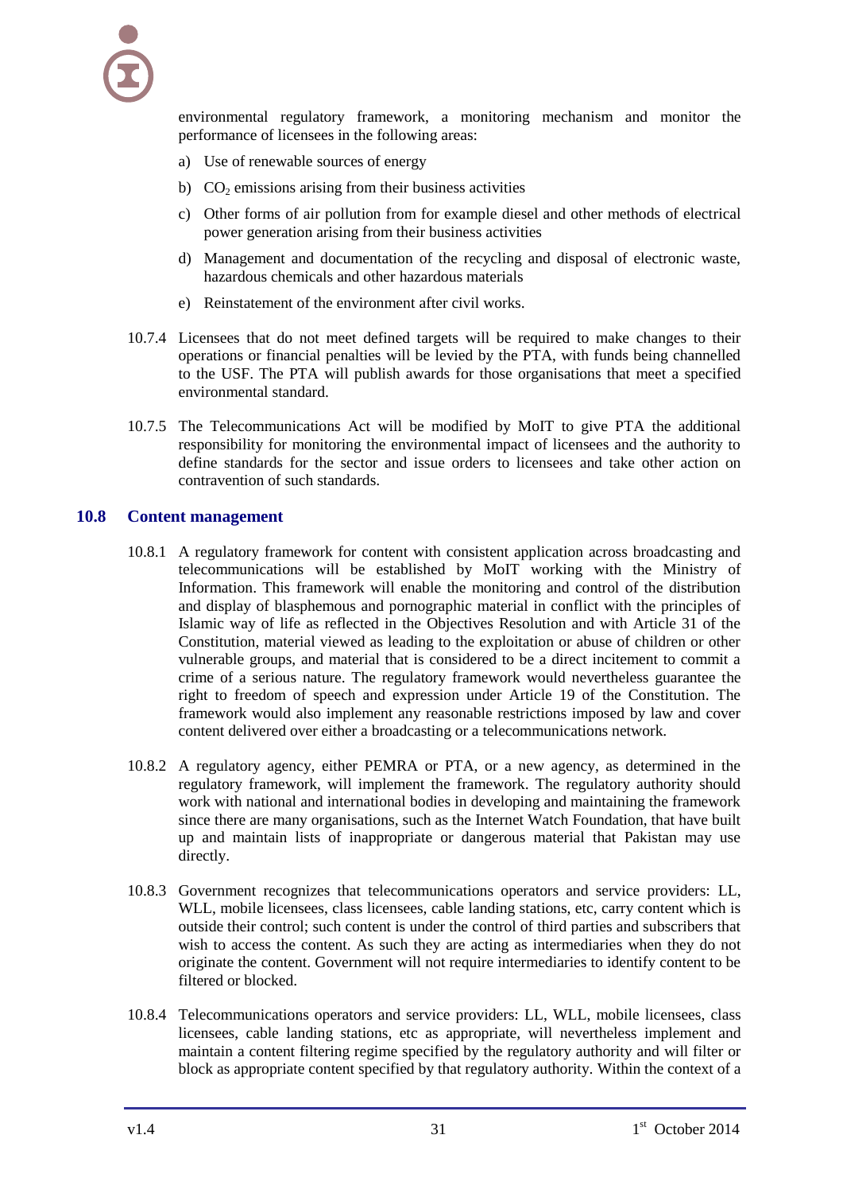environmental regulatory framework, a monitoring mechanism and monitor the performance of licensees in the following areas:

a) Use of renewable sources of energy

b) $CO_2$ emissions arising from their business activities

c) Other forms of air pollution from for example diesel and other methods of electrical power generation arising from their business activities

d) Management and documentation of the recycling and disposal of electronic waste, hazardous chemicals and other hazardous materials

e) Reinstatement of the environment after civil works.

10.7.4 Licensees that do not meet defined targets will be required to make changes to their operations or financial penalties will be levied by the PTA, with funds being channelled to the USF. The PTA will publish awards for those organisations that meet a specified environmental standard.

10.7.5 The Telecommunications Act will be modified by MoIT to give PTA the additional responsibility for monitoring the environmental impact of licensees and the authority to define standards for the sector and issue orders to licensees and take other action on contravention of such standards.

## 10.8 Content management

10.8.1 A regulatory framework for content with consistent application across broadcasting and telecommunications will be established by MoIT working with the Ministry of Information. This framework will enable the monitoring and control of the distribution and display of blasphemous and pornographic material in conflict with the principles of Islamic way of life as reflected in the Objectives Resolution and with Article 31 of the Constitution, material viewed as leading to the exploitation or abuse of children or other vulnerable groups, and material that is considered to be a direct incitement to commit a crime of a serious nature. The regulatory framework would nevertheless guarantee the right to freedom of speech and expression under Article 19 of the Constitution. The framework would also implement any reasonable restrictions imposed by law and cover content delivered over either a broadcasting or a telecommunications network.

10.8.2 A regulatory agency, either PEMRA or PTA, or a new agency, as determined in the regulatory framework, will implement the framework. The regulatory authority should work with national and international bodies in developing and maintaining the framework since there are many organisations, such as the Internet Watch Foundation, that have built up and maintain lists of inappropriate or dangerous material that Pakistan may use directly.

10.8.3 Government recognizes that telecommunications operators and service providers: LL, WLL, mobile licensees, class licensees, cable landing stations, etc, carry content which is outside their control; such content is under the control of third parties and subscribers that wish to access the content. As such they are acting as intermediaries when they do not originate the content. Government will not require intermediaries to identify content to be filtered or blocked.

10.8.4 Telecommunications operators and service providers: LL, WLL, mobile licensees, class licensees, cable landing stations, etc as appropriate, will nevertheless implement and maintain a content filtering regime specified by the regulatory authority and will filter or block as appropriate content specified by that regulatory authority. Within the context of a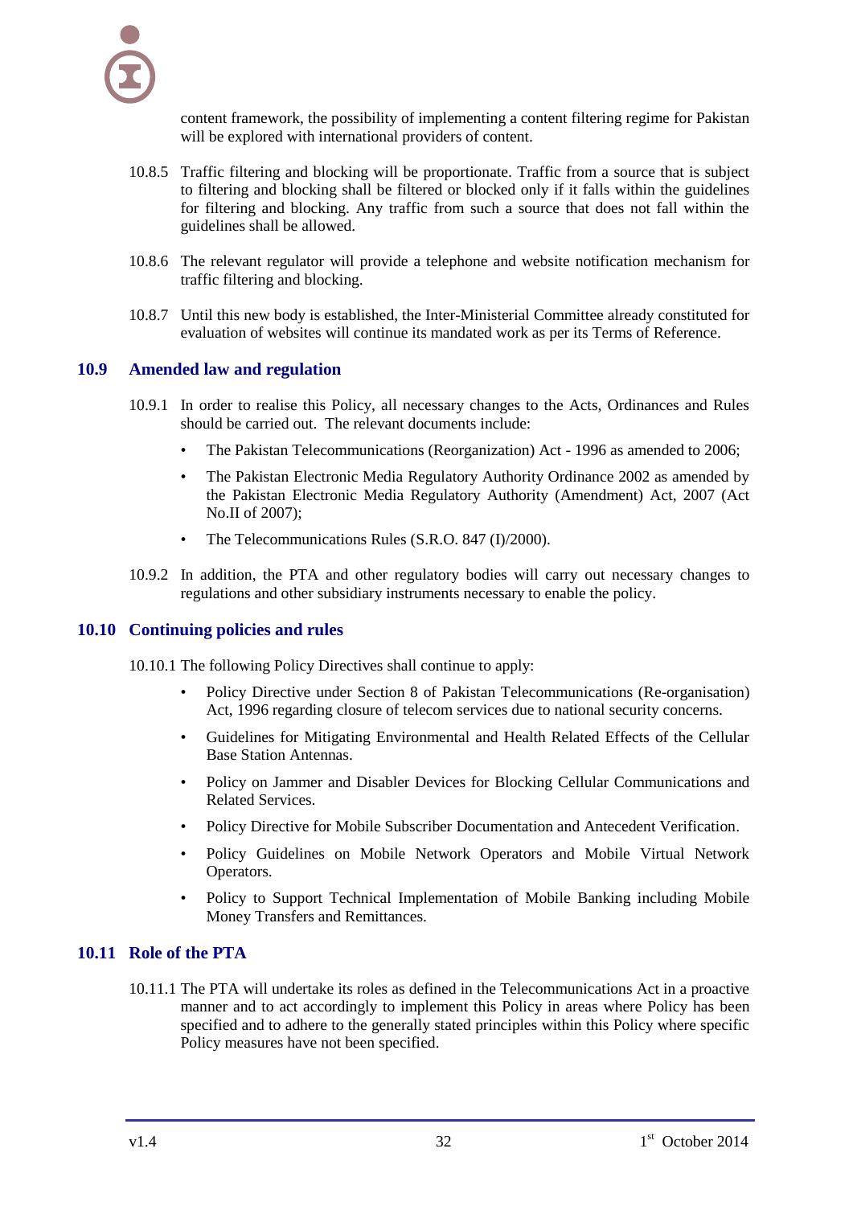content framework, the possibility of implementing a content filtering regime for Pakistan will be explored with international providers of content.

10.8.5 Traffic filtering and blocking will be proportionate. Traffic from a source that is subject to filtering and blocking shall be filtered or blocked only if it falls within the guidelines for filtering and blocking. Any traffic from such a source that does not fall within the guidelines shall be allowed.

10.8.6 The relevant regulator will provide a telephone and website notification mechanism for traffic filtering and blocking.

10.8.7 Until this new body is established, the Inter-Ministerial Committee already constituted for evaluation of websites will continue its mandated work as per its Terms of Reference.

## 10.9 Amended law and regulation

10.9.1 In order to realise this Policy, all necessary changes to the Acts, Ordinances and Rules should be carried out. The relevant documents include:

- The Pakistan Telecommunications (Reorganization) Act - 1996 as amended to 2006;
- The Pakistan Electronic Media Regulatory Authority Ordinance 2002 as amended by the Pakistan Electronic Media Regulatory Authority (Amendment) Act, 2007 (Act No.II of 2007);
- The Telecommunications Rules (S.R.O. 847 (I)/2000).

10.9.2 In addition, the PTA and other regulatory bodies will carry out necessary changes to regulations and other subsidiary instruments necessary to enable the policy.

## 10.10 Continuing policies and rules

10.10.1 The following Policy Directives shall continue to apply:

- Policy Directive under Section 8 of Pakistan Telecommunications (Re-organisation) Act, 1996 regarding closure of telecom services due to national security concerns.
- Guidelines for Mitigating Environmental and Health Related Effects of the Cellular Base Station Antennas.
- Policy on Jammer and Disabler Devices for Blocking Cellular Communications and Related Services.
- Policy Directive for Mobile Subscriber Documentation and Antecedent Verification.
- Policy Guidelines on Mobile Network Operators and Mobile Virtual Network Operators.
- Policy to Support Technical Implementation of Mobile Banking including Mobile Money Transfers and Remittances.

## 10.11 Role of the PTA

10.11.1 The PTA will undertake its roles as defined in the Telecommunications Act in a proactive manner and to act accordingly to implement this Policy in areas where Policy has been specified and to adhere to the generally stated principles within this Policy where specific Policy measures have not been specified.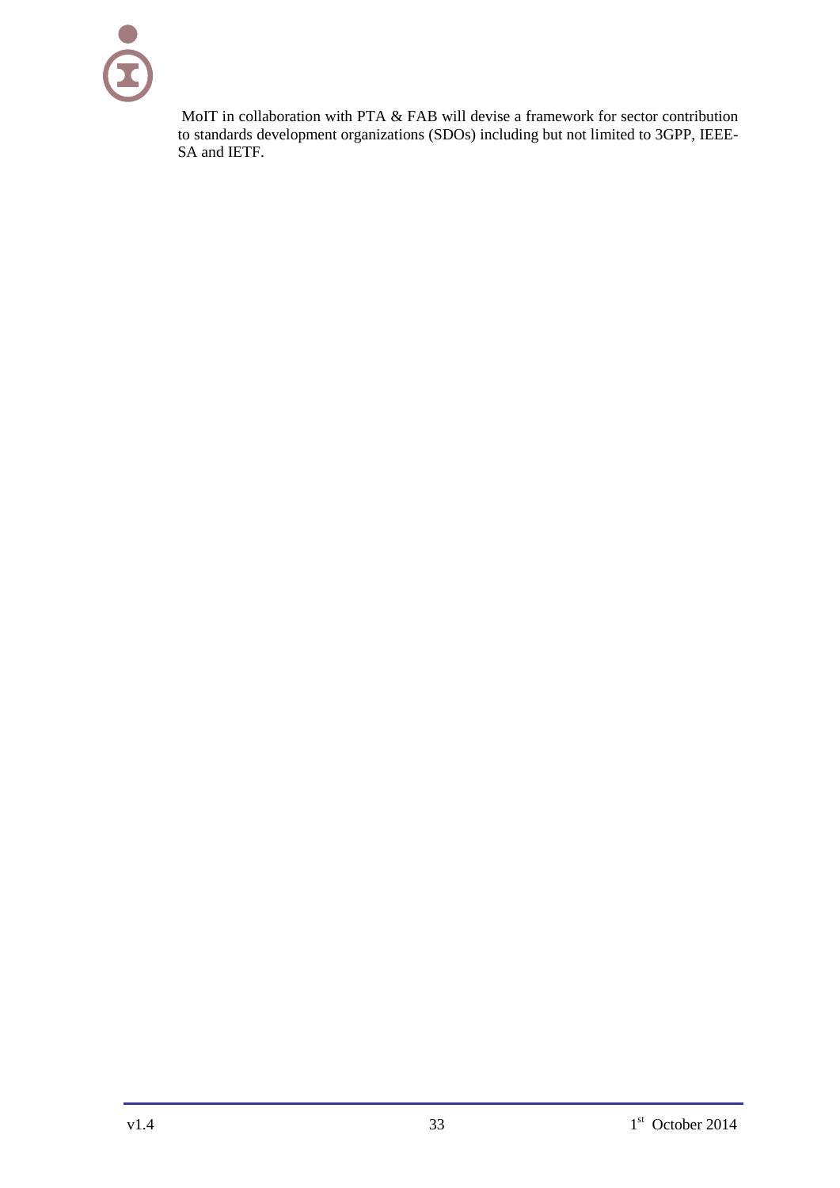MoIT in collaboration with PTA & FAB will devise a framework for sector contribution to standards development organizations (SDOs) including but not limited to 3GPP, IEEE-SA and IETF.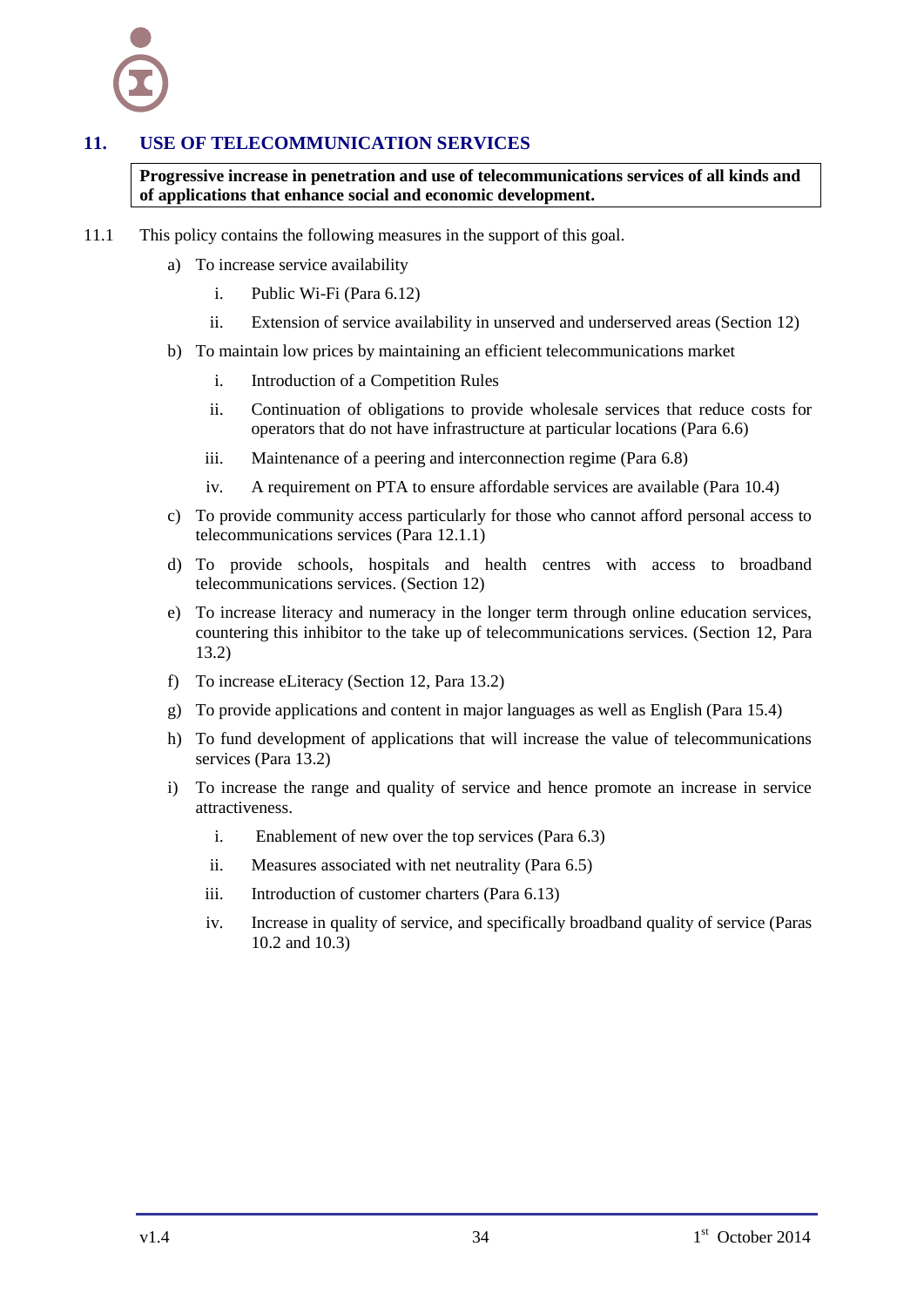## 11. USE OF TELECOMMUNICATION SERVICES

**Progressive increase in penetration and use of telecommunications services of all kinds and of applications that enhance social and economic development.**

11.1 This policy contains the following measures in the support of this goal.

a) To increase service availability

   i. Public Wi-Fi (Para 6.12)

   ii. Extension of service availability in unserved and underserved areas (Section 12)

b) To maintain low prices by maintaining an efficient telecommunications market

   i. Introduction of a Competition Rules

   ii. Continuation of obligations to provide wholesale services that reduce costs for operators that do not have infrastructure at particular locations (Para 6.6)

   iii. Maintenance of a peering and interconnection regime (Para 6.8)

   iv. A requirement on PTA to ensure affordable services are available (Para 10.4)

c) To provide community access particularly for those who cannot afford personal access to telecommunications services (Para 12.1.1)

d) To provide schools, hospitals and health centres with access to broadband telecommunications services. (Section 12)

e) To increase literacy and numeracy in the longer term through online education services, countering this inhibitor to the take up of telecommunications services. (Section 12, Para 13.2)

f) To increase eLiteracy (Section 12, Para 13.2)

g) To provide applications and content in major languages as well as English (Para 15.4)

h) To fund development of applications that will increase the value of telecommunications services (Para 13.2)

i) To increase the range and quality of service and hence promote an increase in service attractiveness.

   i. Enablement of new over the top services (Para 6.3)

   ii. Measures associated with net neutrality (Para 6.5)

   iii. Introduction of customer charters (Para 6.13)

   iv. Increase in quality of service, and specifically broadband quality of service (Paras 10.2 and 10.3)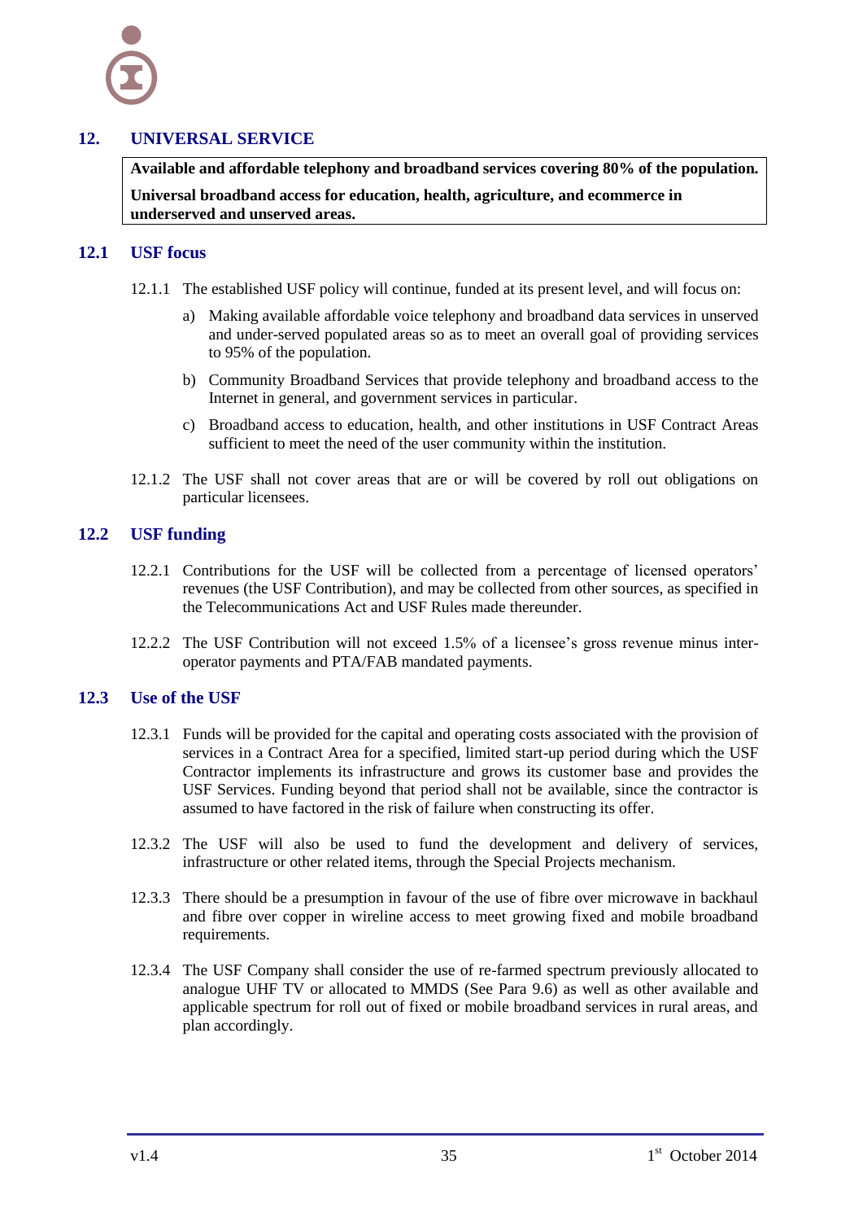## 12. UNIVERSAL SERVICE

**Available and affordable telephony and broadband services covering 80% of the population.**

**Universal broadband access for education, health, agriculture, and ecommerce in underserved and unserved areas.**

### 12.1 USF focus

12.1.1 The established USF policy will continue, funded at its present level, and will focus on:

a) Making available affordable voice telephony and broadband data services in unserved and under-served populated areas so as to meet an overall goal of providing services to 95% of the population.

b) Community Broadband Services that provide telephony and broadband access to the Internet in general, and government services in particular.

c) Broadband access to education, health, and other institutions in USF Contract Areas sufficient to meet the need of the user community within the institution.

12.1.2 The USF shall not cover areas that are or will be covered by roll out obligations on particular licensees.

### 12.2 USF funding

12.2.1 Contributions for the USF will be collected from a percentage of licensed operators' revenues (the USF Contribution), and may be collected from other sources, as specified in the Telecommunications Act and USF Rules made thereunder.

12.2.2 The USF Contribution will not exceed 1.5% of a licensee's gross revenue minus inter-operator payments and PTA/FAB mandated payments.

### 12.3 Use of the USF

12.3.1 Funds will be provided for the capital and operating costs associated with the provision of services in a Contract Area for a specified, limited start-up period during which the USF Contractor implements its infrastructure and grows its customer base and provides the USF Services. Funding beyond that period shall not be available, since the contractor is assumed to have factored in the risk of failure when constructing its offer.

12.3.2 The USF will also be used to fund the development and delivery of services, infrastructure or other related items, through the Special Projects mechanism.

12.3.3 There should be a presumption in favour of the use of fibre over microwave in backhaul and fibre over copper in wireline access to meet growing fixed and mobile broadband requirements.

12.3.4 The USF Company shall consider the use of re-farmed spectrum previously allocated to analogue UHF TV or allocated to MMDS (See Para 9.6) as well as other available and applicable spectrum for roll out of fixed or mobile broadband services in rural areas, and plan accordingly.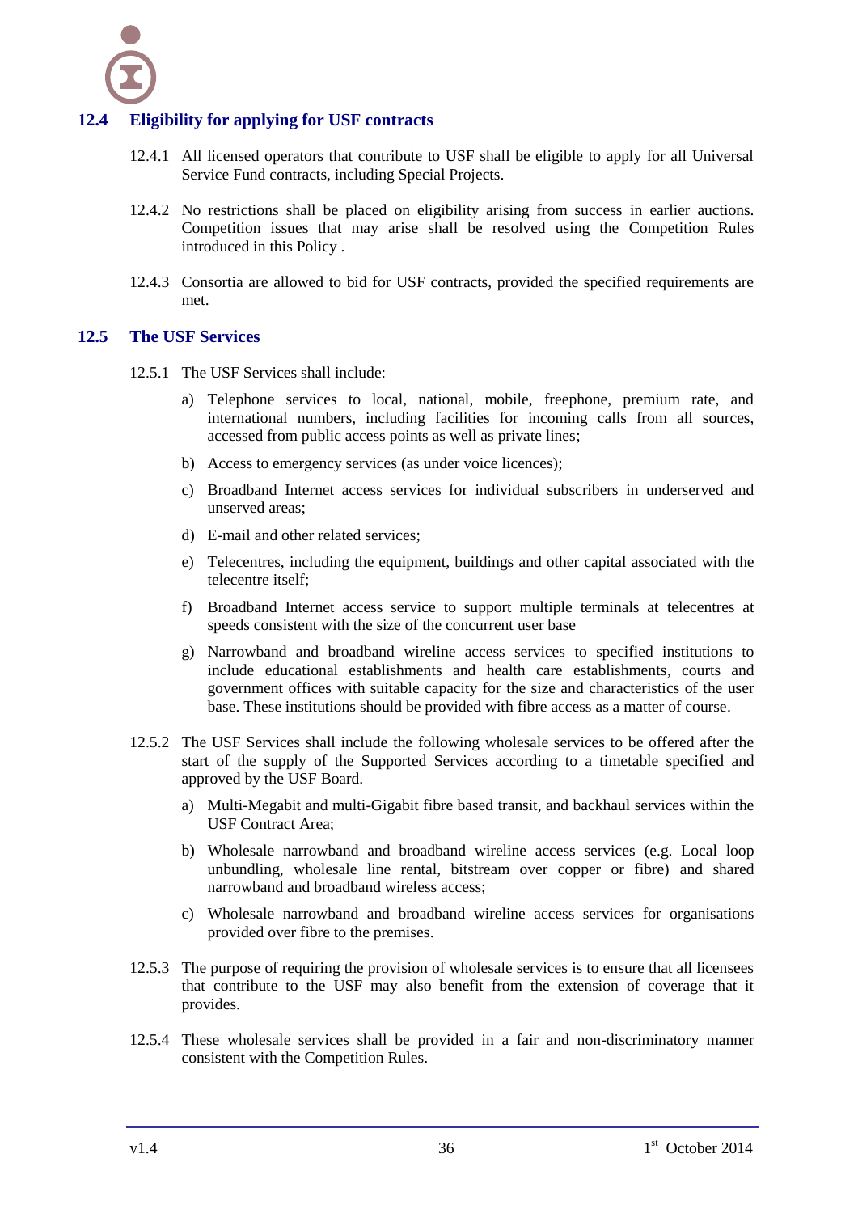## 12.4 Eligibility for applying for USF contracts

12.4.1 All licensed operators that contribute to USF shall be eligible to apply for all Universal Service Fund contracts, including Special Projects.

12.4.2 No restrictions shall be placed on eligibility arising from success in earlier auctions. Competition issues that may arise shall be resolved using the Competition Rules introduced in this Policy .

12.4.3 Consortia are allowed to bid for USF contracts, provided the specified requirements are met.

## 12.5 The USF Services

12.5.1 The USF Services shall include:

a) Telephone services to local, national, mobile, freephone, premium rate, and international numbers, including facilities for incoming calls from all sources, accessed from public access points as well as private lines;

b) Access to emergency services (as under voice licences);

c) Broadband Internet access services for individual subscribers in underserved and unserved areas;

d) E-mail and other related services;

e) Telecentres, including the equipment, buildings and other capital associated with the telecentre itself;

f) Broadband Internet access service to support multiple terminals at telecentres at speeds consistent with the size of the concurrent user base

g) Narrowband and broadband wireline access services to specified institutions to include educational establishments and health care establishments, courts and government offices with suitable capacity for the size and characteristics of the user base. These institutions should be provided with fibre access as a matter of course.

12.5.2 The USF Services shall include the following wholesale services to be offered after the start of the supply of the Supported Services according to a timetable specified and approved by the USF Board.

a) Multi-Megabit and multi-Gigabit fibre based transit, and backhaul services within the USF Contract Area;

b) Wholesale narrowband and broadband wireline access services (e.g. Local loop unbundling, wholesale line rental, bitstream over copper or fibre) and shared narrowband and broadband wireless access;

c) Wholesale narrowband and broadband wireline access services for organisations provided over fibre to the premises.

12.5.3 The purpose of requiring the provision of wholesale services is to ensure that all licensees that contribute to the USF may also benefit from the extension of coverage that it provides.

12.5.4 These wholesale services shall be provided in a fair and non-discriminatory manner consistent with the Competition Rules.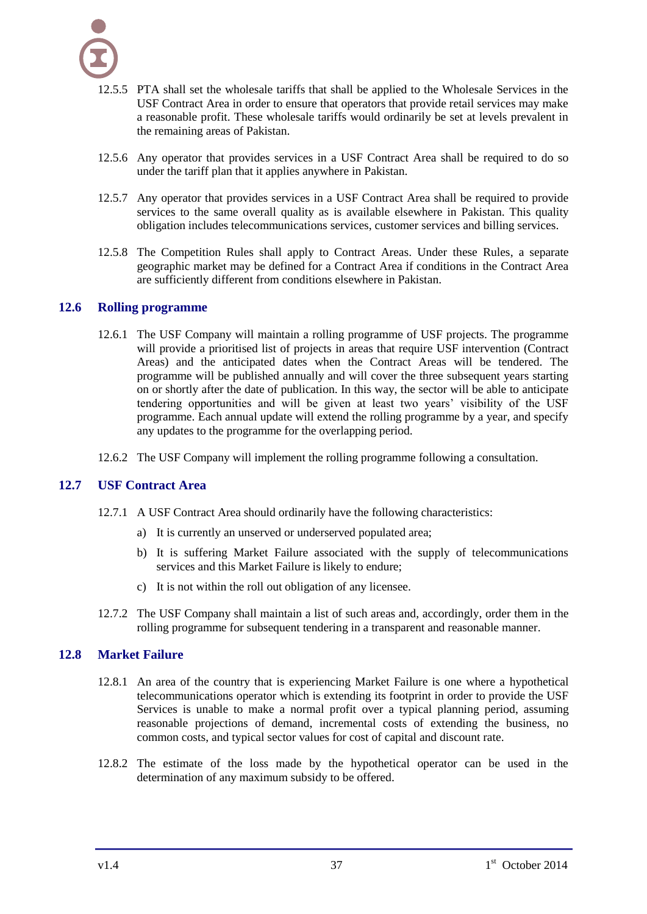12.5.5 PTA shall set the wholesale tariffs that shall be applied to the Wholesale Services in the USF Contract Area in order to ensure that operators that provide retail services may make a reasonable profit. These wholesale tariffs would ordinarily be set at levels prevalent in the remaining areas of Pakistan.

12.5.6 Any operator that provides services in a USF Contract Area shall be required to do so under the tariff plan that it applies anywhere in Pakistan.

12.5.7 Any operator that provides services in a USF Contract Area shall be required to provide services to the same overall quality as is available elsewhere in Pakistan. This quality obligation includes telecommunications services, customer services and billing services.

12.5.8 The Competition Rules shall apply to Contract Areas. Under these Rules, a separate geographic market may be defined for a Contract Area if conditions in the Contract Area are sufficiently different from conditions elsewhere in Pakistan.

## 12.6 Rolling programme

12.6.1 The USF Company will maintain a rolling programme of USF projects. The programme will provide a prioritised list of projects in areas that require USF intervention (Contract Areas) and the anticipated dates when the Contract Areas will be tendered. The programme will be published annually and will cover the three subsequent years starting on or shortly after the date of publication. In this way, the sector will be able to anticipate tendering opportunities and will be given at least two years' visibility of the USF programme. Each annual update will extend the rolling programme by a year, and specify any updates to the programme for the overlapping period.

12.6.2 The USF Company will implement the rolling programme following a consultation.

## 12.7 USF Contract Area

12.7.1 A USF Contract Area should ordinarily have the following characteristics:

a) It is currently an unserved or underserved populated area;

b) It is suffering Market Failure associated with the supply of telecommunications services and this Market Failure is likely to endure;

c) It is not within the roll out obligation of any licensee.

12.7.2 The USF Company shall maintain a list of such areas and, accordingly, order them in the rolling programme for subsequent tendering in a transparent and reasonable manner.

## 12.8 Market Failure

12.8.1 An area of the country that is experiencing Market Failure is one where a hypothetical telecommunications operator which is extending its footprint in order to provide the USF Services is unable to make a normal profit over a typical planning period, assuming reasonable projections of demand, incremental costs of extending the business, no common costs, and typical sector values for cost of capital and discount rate.

12.8.2 The estimate of the loss made by the hypothetical operator can be used in the determination of any maximum subsidy to be offered.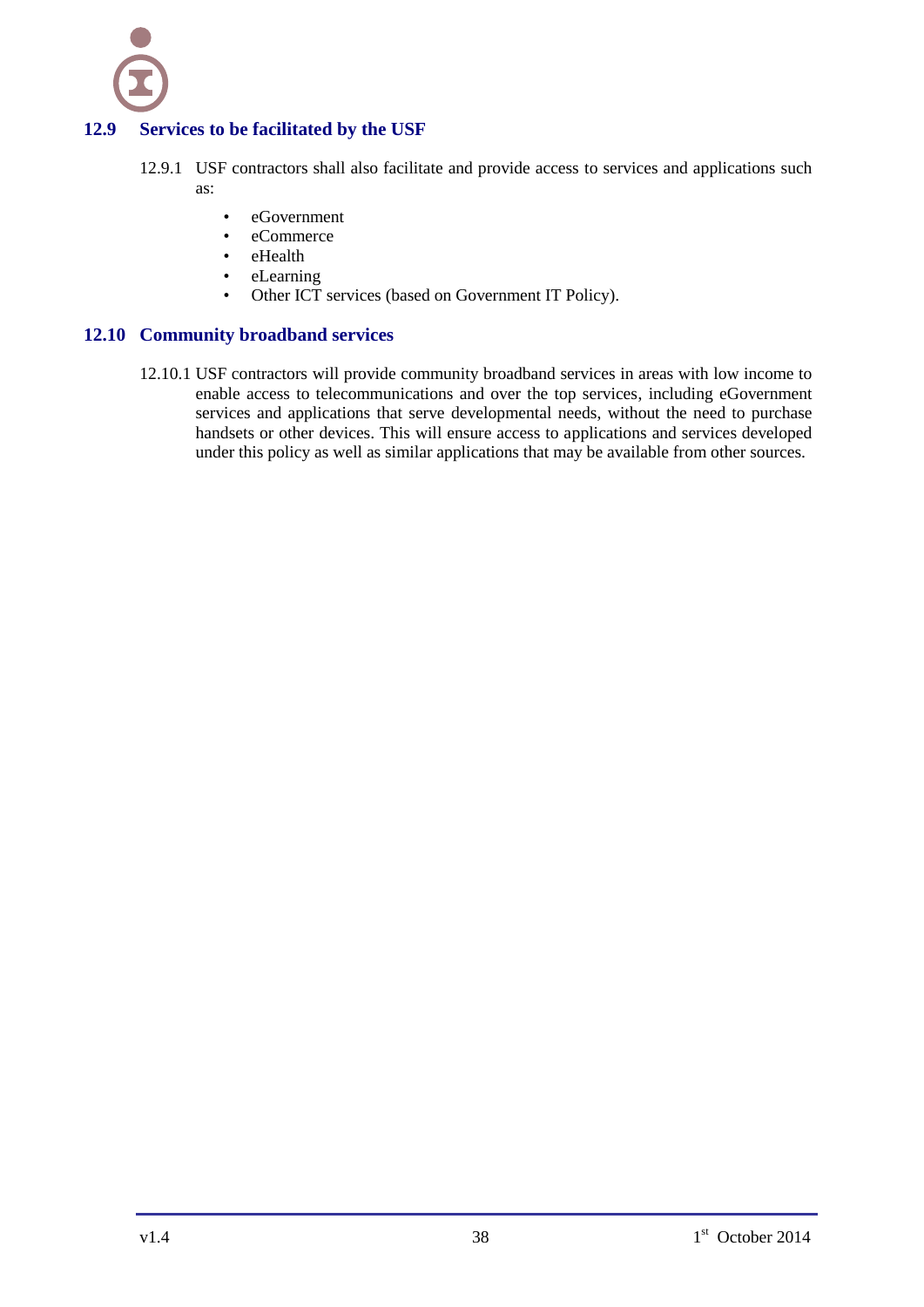## 12.9 Services to be facilitated by the USF

12.9.1 USF contractors shall also facilitate and provide access to services and applications such as:

- eGovernment
- eCommerce
- eHealth
- eLearning
- Other ICT services (based on Government IT Policy).

## 12.10 Community broadband services

12.10.1 USF contractors will provide community broadband services in areas with low income to enable access to telecommunications and over the top services, including eGovernment services and applications that serve developmental needs, without the need to purchase handsets or other devices. This will ensure access to applications and services developed under this policy as well as similar applications that may be available from other sources.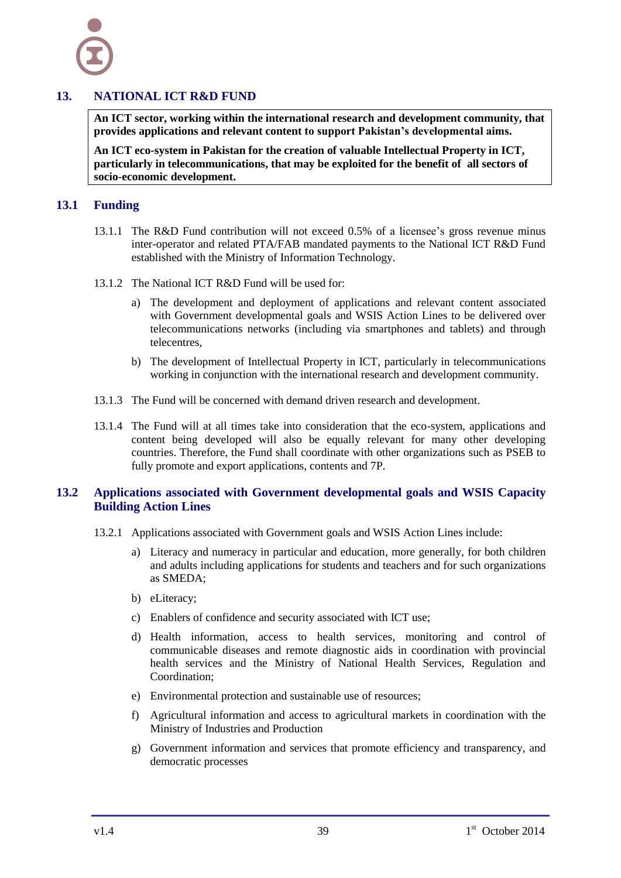## 13. NATIONAL ICT R&D FUND

**An ICT sector, working within the international research and development community, that provides applications and relevant content to support Pakistan's developmental aims.**

**An ICT eco-system in Pakistan for the creation of valuable Intellectual Property in ICT, particularly in telecommunications, that may be exploited for the benefit of all sectors of socio-economic development.**

### 13.1 Funding

13.1.1 The R&D Fund contribution will not exceed 0.5% of a licensee's gross revenue minus inter-operator and related PTA/FAB mandated payments to the National ICT R&D Fund established with the Ministry of Information Technology.

13.1.2 The National ICT R&D Fund will be used for:

a) The development and deployment of applications and relevant content associated with Government developmental goals and WSIS Action Lines to be delivered over telecommunications networks (including via smartphones and tablets) and through telecentres,

b) The development of Intellectual Property in ICT, particularly in telecommunications working in conjunction with the international research and development community.

13.1.3 The Fund will be concerned with demand driven research and development.

13.1.4 The Fund will at all times take into consideration that the eco-system, applications and content being developed will also be equally relevant for many other developing countries. Therefore, the Fund shall coordinate with other organizations such as PSEB to fully promote and export applications, contents and 7P.

### 13.2 Applications associated with Government developmental goals and WSIS Capacity Building Action Lines

13.2.1 Applications associated with Government goals and WSIS Action Lines include:

a) Literacy and numeracy in particular and education, more generally, for both children and adults including applications for students and teachers and for such organizations as SMEDA;

b) eLiteracy;

c) Enablers of confidence and security associated with ICT use;

d) Health information, access to health services, monitoring and control of communicable diseases and remote diagnostic aids in coordination with provincial health services and the Ministry of National Health Services, Regulation and Coordination;

e) Environmental protection and sustainable use of resources;

f) Agricultural information and access to agricultural markets in coordination with the Ministry of Industries and Production

g) Government information and services that promote efficiency and transparency, and democratic processes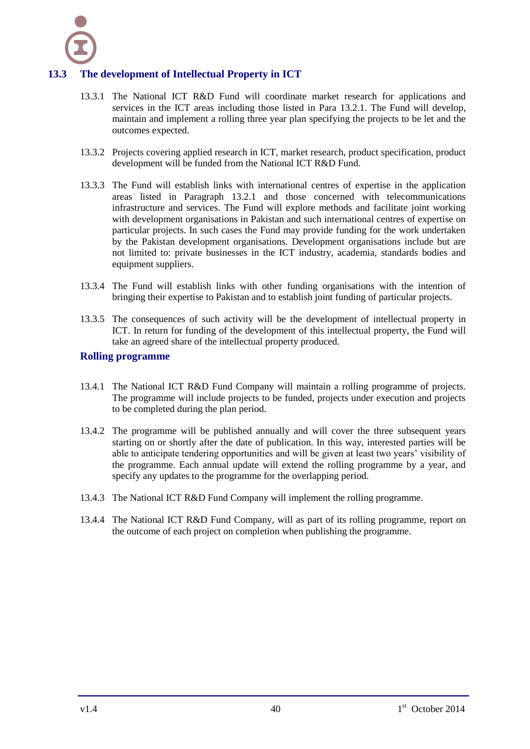## 13.3 The development of Intellectual Property in ICT

13.3.1 The National ICT R&D Fund will coordinate market research for applications and services in the ICT areas including those listed in Para 13.2.1. The Fund will develop, maintain and implement a rolling three year plan specifying the projects to be let and the outcomes expected.

13.3.2 Projects covering applied research in ICT, market research, product specification, product development will be funded from the National ICT R&D Fund.

13.3.3 The Fund will establish links with international centres of expertise in the application areas listed in Paragraph 13.2.1 and those concerned with telecommunications infrastructure and services. The Fund will explore methods and facilitate joint working with development organisations in Pakistan and such international centres of expertise on particular projects. In such cases the Fund may provide funding for the work undertaken by the Pakistan development organisations. Development organisations include but are not limited to: private businesses in the ICT industry, academia, standards bodies and equipment suppliers.

13.3.4 The Fund will establish links with other funding organisations with the intention of bringing their expertise to Pakistan and to establish joint funding of particular projects.

13.3.5 The consequences of such activity will be the development of intellectual property in ICT. In return for funding of the development of this intellectual property, the Fund will take an agreed share of the intellectual property produced.

### Rolling programme

13.4.1 The National ICT R&D Fund Company will maintain a rolling programme of projects. The programme will include projects to be funded, projects under execution and projects to be completed during the plan period.

13.4.2 The programme will be published annually and will cover the three subsequent years starting on or shortly after the date of publication. In this way, interested parties will be able to anticipate tendering opportunities and will be given at least two years' visibility of the programme. Each annual update will extend the rolling programme by a year, and specify any updates to the programme for the overlapping period.

13.4.3 The National ICT R&D Fund Company will implement the rolling programme.

13.4.4 The National ICT R&D Fund Company, will as part of its rolling programme, report on the outcome of each project on completion when publishing the programme.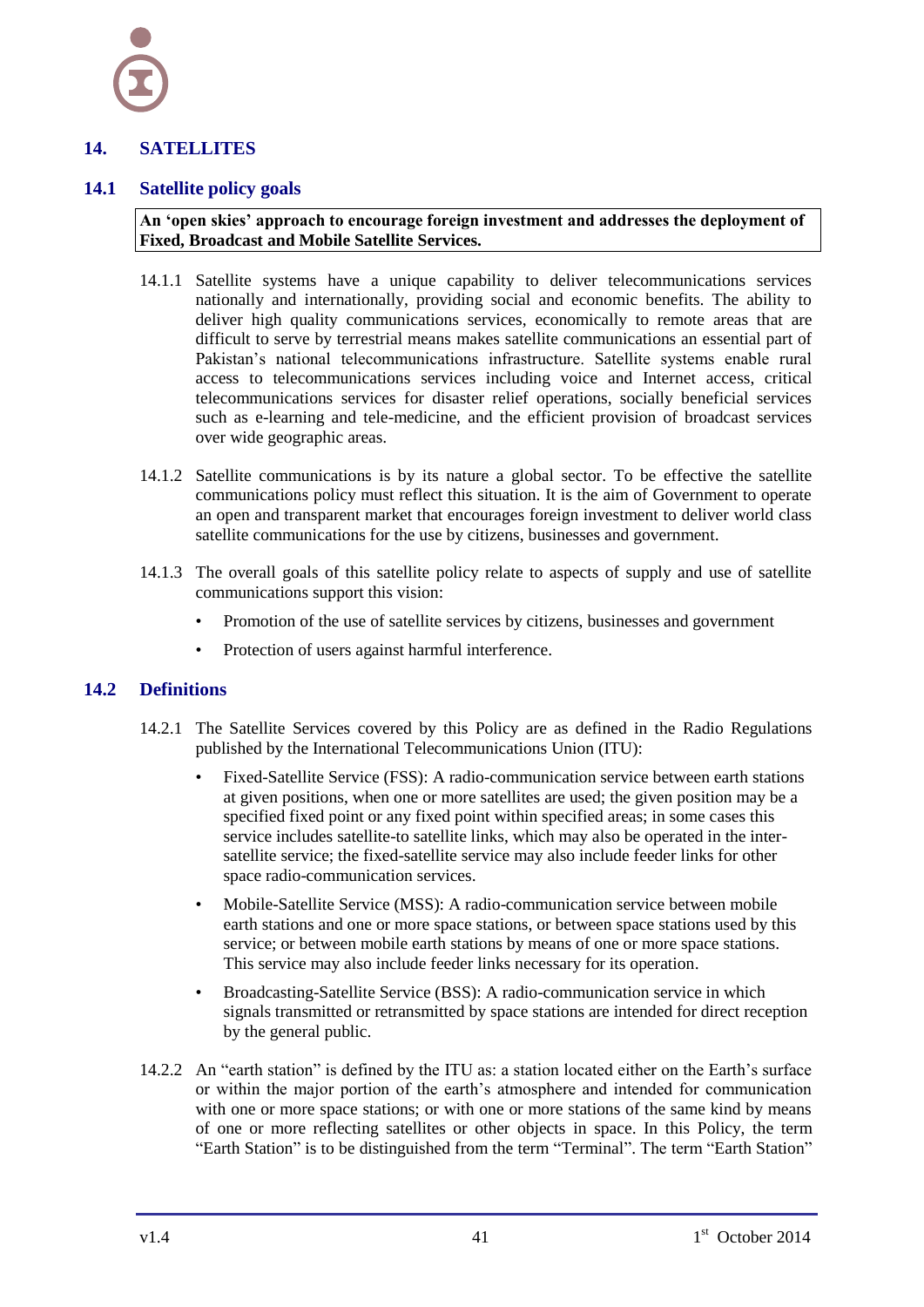# 14. SATELLITES

## 14.1 Satellite policy goals

**An 'open skies' approach to encourage foreign investment and addresses the deployment of Fixed, Broadcast and Mobile Satellite Services.**

14.1.1 Satellite systems have a unique capability to deliver telecommunications services nationally and internationally, providing social and economic benefits. The ability to deliver high quality communications services, economically to remote areas that are difficult to serve by terrestrial means makes satellite communications an essential part of Pakistan's national telecommunications infrastructure. Satellite systems enable rural access to telecommunications services including voice and Internet access, critical telecommunications services for disaster relief operations, socially beneficial services such as e-learning and tele-medicine, and the efficient provision of broadcast services over wide geographic areas.

14.1.2 Satellite communications is by its nature a global sector. To be effective the satellite communications policy must reflect this situation. It is the aim of Government to operate an open and transparent market that encourages foreign investment to deliver world class satellite communications for the use by citizens, businesses and government.

14.1.3 The overall goals of this satellite policy relate to aspects of supply and use of satellite communications support this vision:

- Promotion of the use of satellite services by citizens, businesses and government
- Protection of users against harmful interference.

## 14.2 Definitions

14.2.1 The Satellite Services covered by this Policy are as defined in the Radio Regulations published by the International Telecommunications Union (ITU):

- Fixed-Satellite Service (FSS): A radio-communication service between earth stations at given positions, when one or more satellites are used; the given position may be a specified fixed point or any fixed point within specified areas; in some cases this service includes satellite-to satellite links, which may also be operated in the inter-satellite service; the fixed-satellite service may also include feeder links for other space radio-communication services.
- Mobile-Satellite Service (MSS): A radio-communication service between mobile earth stations and one or more space stations, or between space stations used by this service; or between mobile earth stations by means of one or more space stations. This service may also include feeder links necessary for its operation.
- Broadcasting-Satellite Service (BSS): A radio-communication service in which signals transmitted or retransmitted by space stations are intended for direct reception by the general public.

14.2.2 An "earth station" is defined by the ITU as: a station located either on the Earth's surface or within the major portion of the earth's atmosphere and intended for communication with one or more space stations; or with one or more stations of the same kind by means of one or more reflecting satellites or other objects in space. In this Policy, the term "Earth Station" is to be distinguished from the term "Terminal". The term "Earth Station"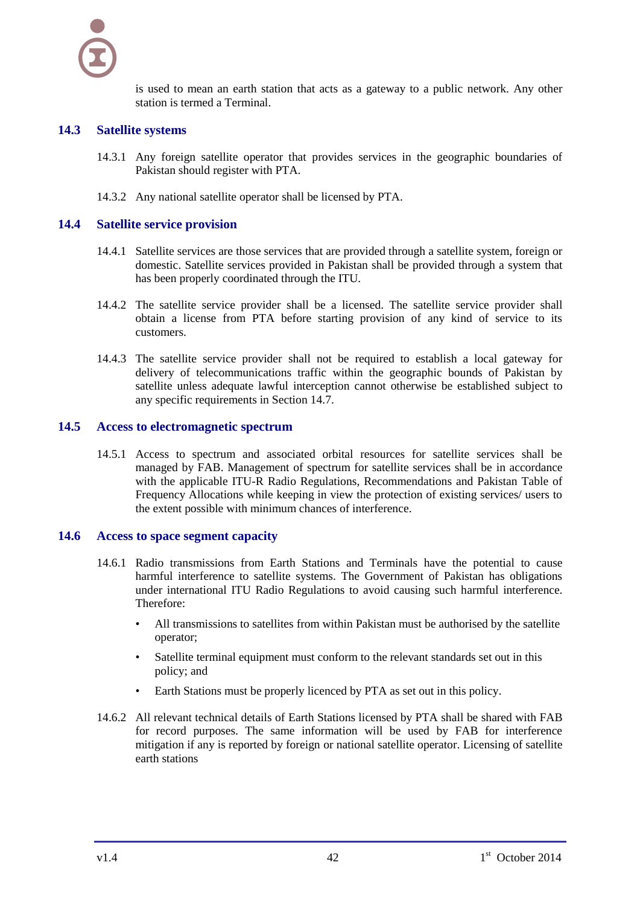is used to mean an earth station that acts as a gateway to a public network. Any other station is termed a Terminal.

## 14.3 Satellite systems

14.3.1 Any foreign satellite operator that provides services in the geographic boundaries of Pakistan should register with PTA.

14.3.2 Any national satellite operator shall be licensed by PTA.

## 14.4 Satellite service provision

14.4.1 Satellite services are those services that are provided through a satellite system, foreign or domestic. Satellite services provided in Pakistan shall be provided through a system that has been properly coordinated through the ITU.

14.4.2 The satellite service provider shall be a licensed. The satellite service provider shall obtain a license from PTA before starting provision of any kind of service to its customers.

14.4.3 The satellite service provider shall not be required to establish a local gateway for delivery of telecommunications traffic within the geographic bounds of Pakistan by satellite unless adequate lawful interception cannot otherwise be established subject to any specific requirements in Section 14.7.

## 14.5 Access to electromagnetic spectrum

14.5.1 Access to spectrum and associated orbital resources for satellite services shall be managed by FAB. Management of spectrum for satellite services shall be in accordance with the applicable ITU-R Radio Regulations, Recommendations and Pakistan Table of Frequency Allocations while keeping in view the protection of existing services/ users to the extent possible with minimum chances of interference.

## 14.6 Access to space segment capacity

14.6.1 Radio transmissions from Earth Stations and Terminals have the potential to cause harmful interference to satellite systems. The Government of Pakistan has obligations under international ITU Radio Regulations to avoid causing such harmful interference. Therefore:

- All transmissions to satellites from within Pakistan must be authorised by the satellite operator;
- Satellite terminal equipment must conform to the relevant standards set out in this policy; and
- Earth Stations must be properly licenced by PTA as set out in this policy.

14.6.2 All relevant technical details of Earth Stations licensed by PTA shall be shared with FAB for record purposes. The same information will be used by FAB for interference mitigation if any is reported by foreign or national satellite operator. Licensing of satellite earth stations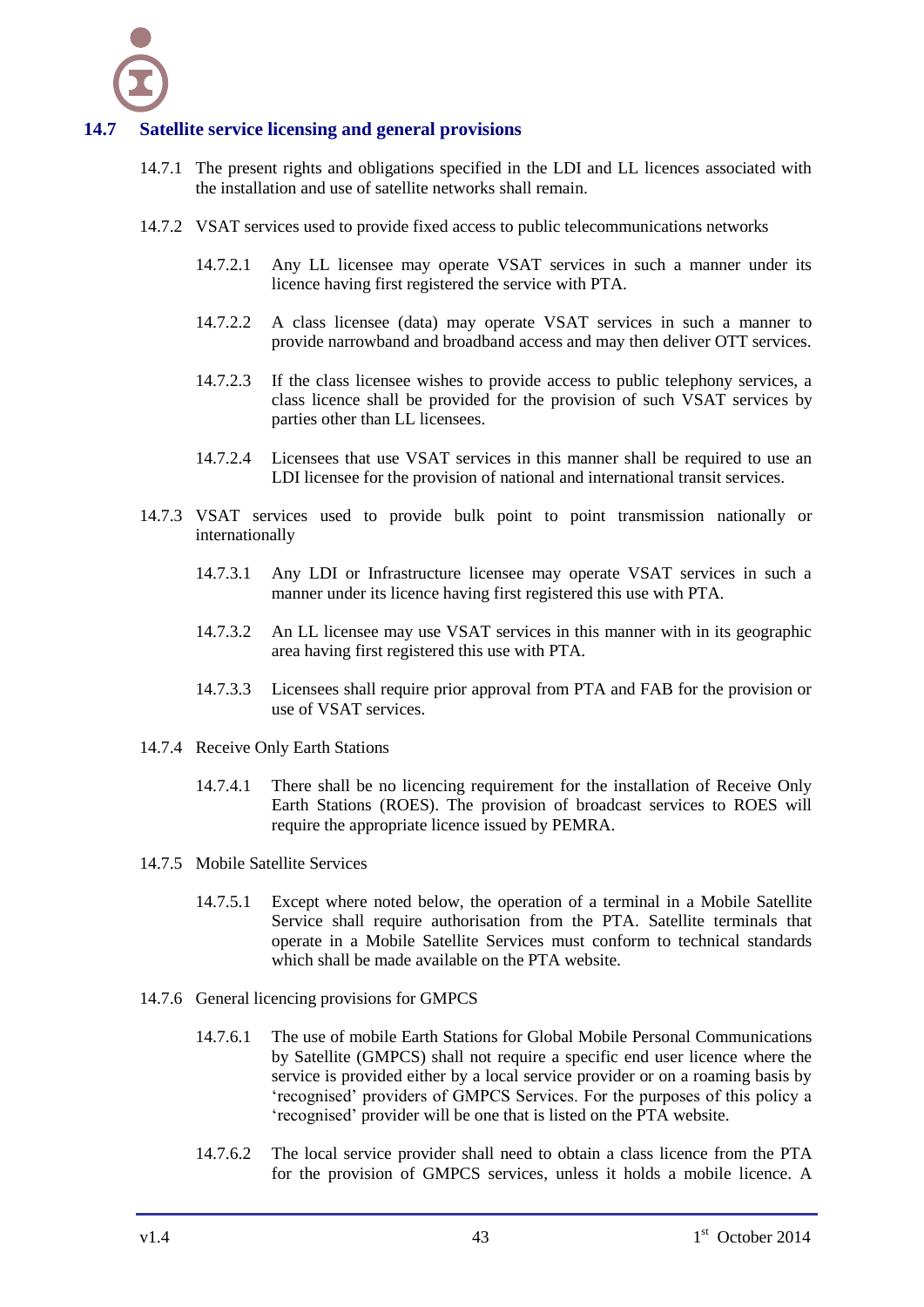## 14.7 Satellite service licensing and general provisions

14.7.1 The present rights and obligations specified in the LDI and LL licences associated with the installation and use of satellite networks shall remain.

14.7.2 VSAT services used to provide fixed access to public telecommunications networks

14.7.2.1 Any LL licensee may operate VSAT services in such a manner under its licence having first registered the service with PTA.

14.7.2.2 A class licensee (data) may operate VSAT services in such a manner to provide narrowband and broadband access and may then deliver OTT services.

14.7.2.3 If the class licensee wishes to provide access to public telephony services, a class licence shall be provided for the provision of such VSAT services by parties other than LL licensees.

14.7.2.4 Licensees that use VSAT services in this manner shall be required to use an LDI licensee for the provision of national and international transit services.

14.7.3 VSAT services used to provide bulk point to point transmission nationally or internationally

14.7.3.1 Any LDI or Infrastructure licensee may operate VSAT services in such a manner under its licence having first registered this use with PTA.

14.7.3.2 An LL licensee may use VSAT services in this manner with in its geographic area having first registered this use with PTA.

14.7.3.3 Licensees shall require prior approval from PTA and FAB for the provision or use of VSAT services.

14.7.4 Receive Only Earth Stations

14.7.4.1 There shall be no licencing requirement for the installation of Receive Only Earth Stations (ROES). The provision of broadcast services to ROES will require the appropriate licence issued by PEMRA.

14.7.5 Mobile Satellite Services

14.7.5.1 Except where noted below, the operation of a terminal in a Mobile Satellite Service shall require authorisation from the PTA. Satellite terminals that operate in a Mobile Satellite Services must conform to technical standards which shall be made available on the PTA website.

14.7.6 General licencing provisions for GMPCS

14.7.6.1 The use of mobile Earth Stations for Global Mobile Personal Communications by Satellite (GMPCS) shall not require a specific end user licence where the service is provided either by a local service provider or on a roaming basis by 'recognised' providers of GMPCS Services. For the purposes of this policy a 'recognised' provider will be one that is listed on the PTA website.

14.7.6.2 The local service provider shall need to obtain a class licence from the PTA for the provision of GMPCS services, unless it holds a mobile licence. A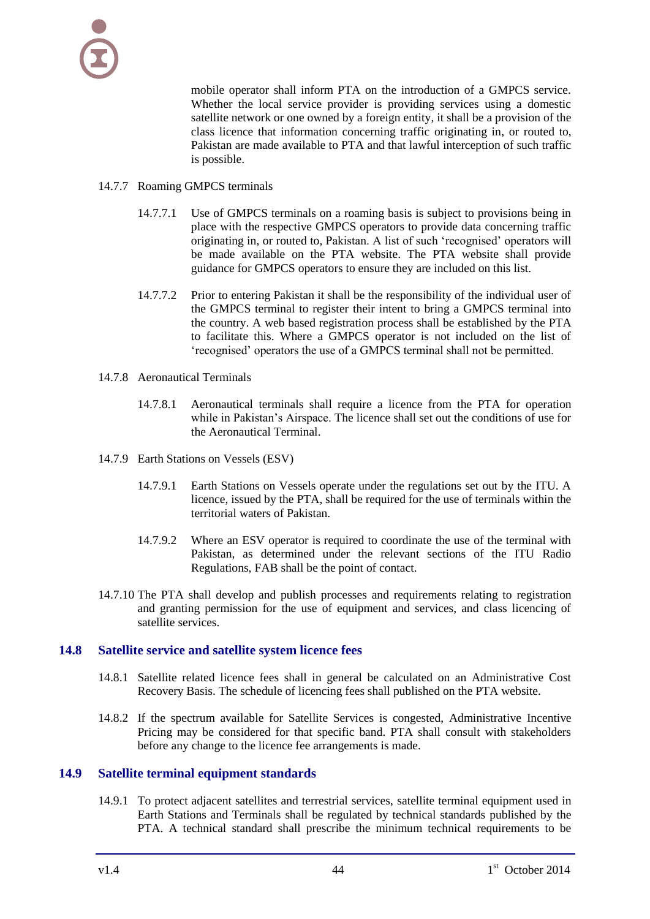mobile operator shall inform PTA on the introduction of a GMPCS service. Whether the local service provider is providing services using a domestic satellite network or one owned by a foreign entity, it shall be a provision of the class licence that information concerning traffic originating in, or routed to, Pakistan are made available to PTA and that lawful interception of such traffic is possible.

14.7.7 Roaming GMPCS terminals

14.7.7.1 Use of GMPCS terminals on a roaming basis is subject to provisions being in place with the respective GMPCS operators to provide data concerning traffic originating in, or routed to, Pakistan. A list of such 'recognised' operators will be made available on the PTA website. The PTA website shall provide guidance for GMPCS operators to ensure they are included on this list.

14.7.7.2 Prior to entering Pakistan it shall be the responsibility of the individual user of the GMPCS terminal to register their intent to bring a GMPCS terminal into the country. A web based registration process shall be established by the PTA to facilitate this. Where a GMPCS operator is not included on the list of 'recognised' operators the use of a GMPCS terminal shall not be permitted.

14.7.8 Aeronautical Terminals

14.7.8.1 Aeronautical terminals shall require a licence from the PTA for operation while in Pakistan's Airspace. The licence shall set out the conditions of use for the Aeronautical Terminal.

14.7.9 Earth Stations on Vessels (ESV)

14.7.9.1 Earth Stations on Vessels operate under the regulations set out by the ITU. A licence, issued by the PTA, shall be required for the use of terminals within the territorial waters of Pakistan.

14.7.9.2 Where an ESV operator is required to coordinate the use of the terminal with Pakistan, as determined under the relevant sections of the ITU Radio Regulations, FAB shall be the point of contact.

14.7.10 The PTA shall develop and publish processes and requirements relating to registration and granting permission for the use of equipment and services, and class licencing of satellite services.

## 14.8 Satellite service and satellite system licence fees

14.8.1 Satellite related licence fees shall in general be calculated on an Administrative Cost Recovery Basis. The schedule of licencing fees shall published on the PTA website.

14.8.2 If the spectrum available for Satellite Services is congested, Administrative Incentive Pricing may be considered for that specific band. PTA shall consult with stakeholders before any change to the licence fee arrangements is made.

## 14.9 Satellite terminal equipment standards

14.9.1 To protect adjacent satellites and terrestrial services, satellite terminal equipment used in Earth Stations and Terminals shall be regulated by technical standards published by the PTA. A technical standard shall prescribe the minimum technical requirements to be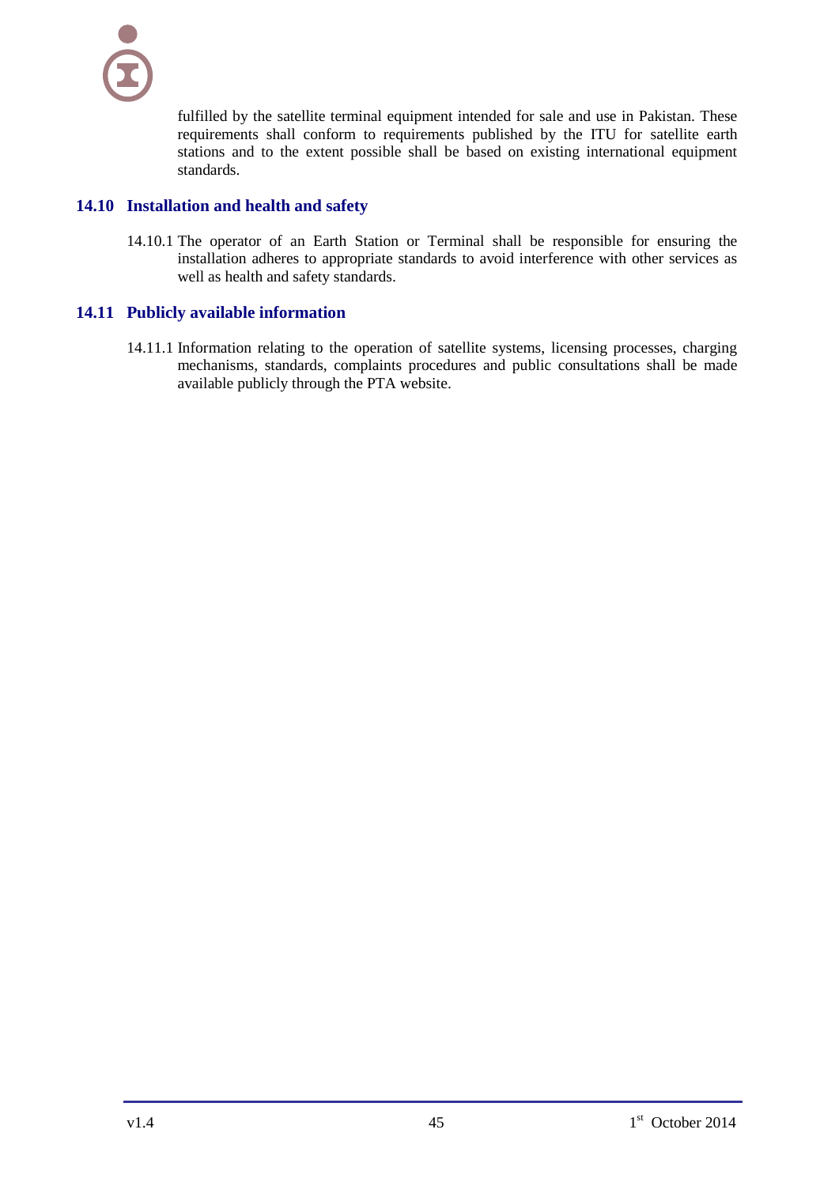fulfilled by the satellite terminal equipment intended for sale and use in Pakistan. These requirements shall conform to requirements published by the ITU for satellite earth stations and to the extent possible shall be based on existing international equipment standards.

### 14.10 Installation and health and safety

14.10.1 The operator of an Earth Station or Terminal shall be responsible for ensuring the installation adheres to appropriate standards to avoid interference with other services as well as health and safety standards.

### 14.11 Publicly available information

14.11.1 Information relating to the operation of satellite systems, licensing processes, charging mechanisms, standards, complaints procedures and public consultations shall be made available publicly through the PTA website.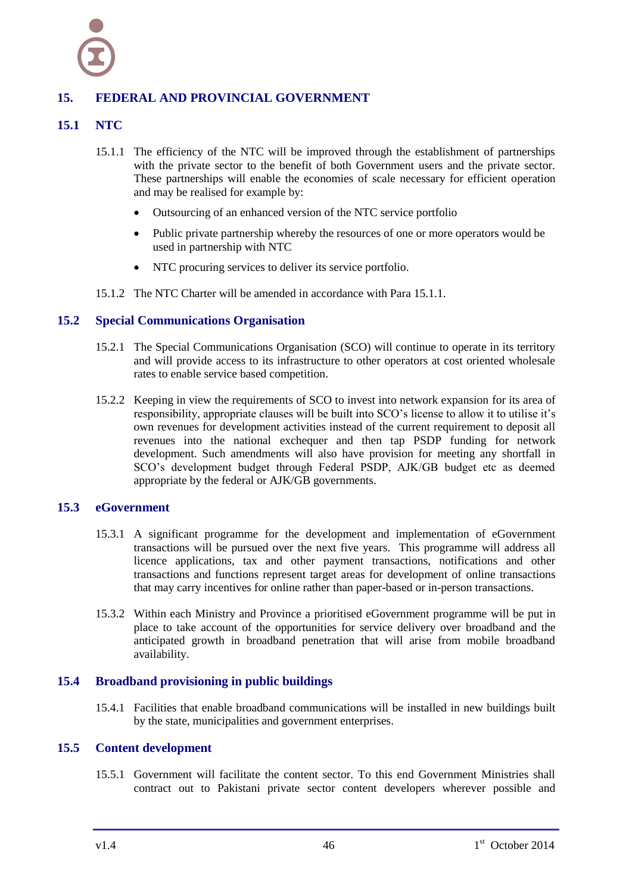## 15. FEDERAL AND PROVINCIAL GOVERNMENT

### 15.1 NTC

15.1.1 The efficiency of the NTC will be improved through the establishment of partnerships with the private sector to the benefit of both Government users and the private sector. These partnerships will enable the economies of scale necessary for efficient operation and may be realised for example by:

- Outsourcing of an enhanced version of the NTC service portfolio
- Public private partnership whereby the resources of one or more operators would be used in partnership with NTC
- NTC procuring services to deliver its service portfolio.

15.1.2 The NTC Charter will be amended in accordance with Para 15.1.1.

### 15.2 Special Communications Organisation

15.2.1 The Special Communications Organisation (SCO) will continue to operate in its territory and will provide access to its infrastructure to other operators at cost oriented wholesale rates to enable service based competition.

15.2.2 Keeping in view the requirements of SCO to invest into network expansion for its area of responsibility, appropriate clauses will be built into SCO's license to allow it to utilise it's own revenues for development activities instead of the current requirement to deposit all revenues into the national exchequer and then tap PSDP funding for network development. Such amendments will also have provision for meeting any shortfall in SCO's development budget through Federal PSDP, AJK/GB budget etc as deemed appropriate by the federal or AJK/GB governments.

### 15.3 eGovernment

15.3.1 A significant programme for the development and implementation of eGovernment transactions will be pursued over the next five years. This programme will address all licence applications, tax and other payment transactions, notifications and other transactions and functions represent target areas for development of online transactions that may carry incentives for online rather than paper-based or in-person transactions.

15.3.2 Within each Ministry and Province a prioritised eGovernment programme will be put in place to take account of the opportunities for service delivery over broadband and the anticipated growth in broadband penetration that will arise from mobile broadband availability.

### 15.4 Broadband provisioning in public buildings

15.4.1 Facilities that enable broadband communications will be installed in new buildings built by the state, municipalities and government enterprises.

### 15.5 Content development

15.5.1 Government will facilitate the content sector. To this end Government Ministries shall contract out to Pakistani private sector content developers wherever possible and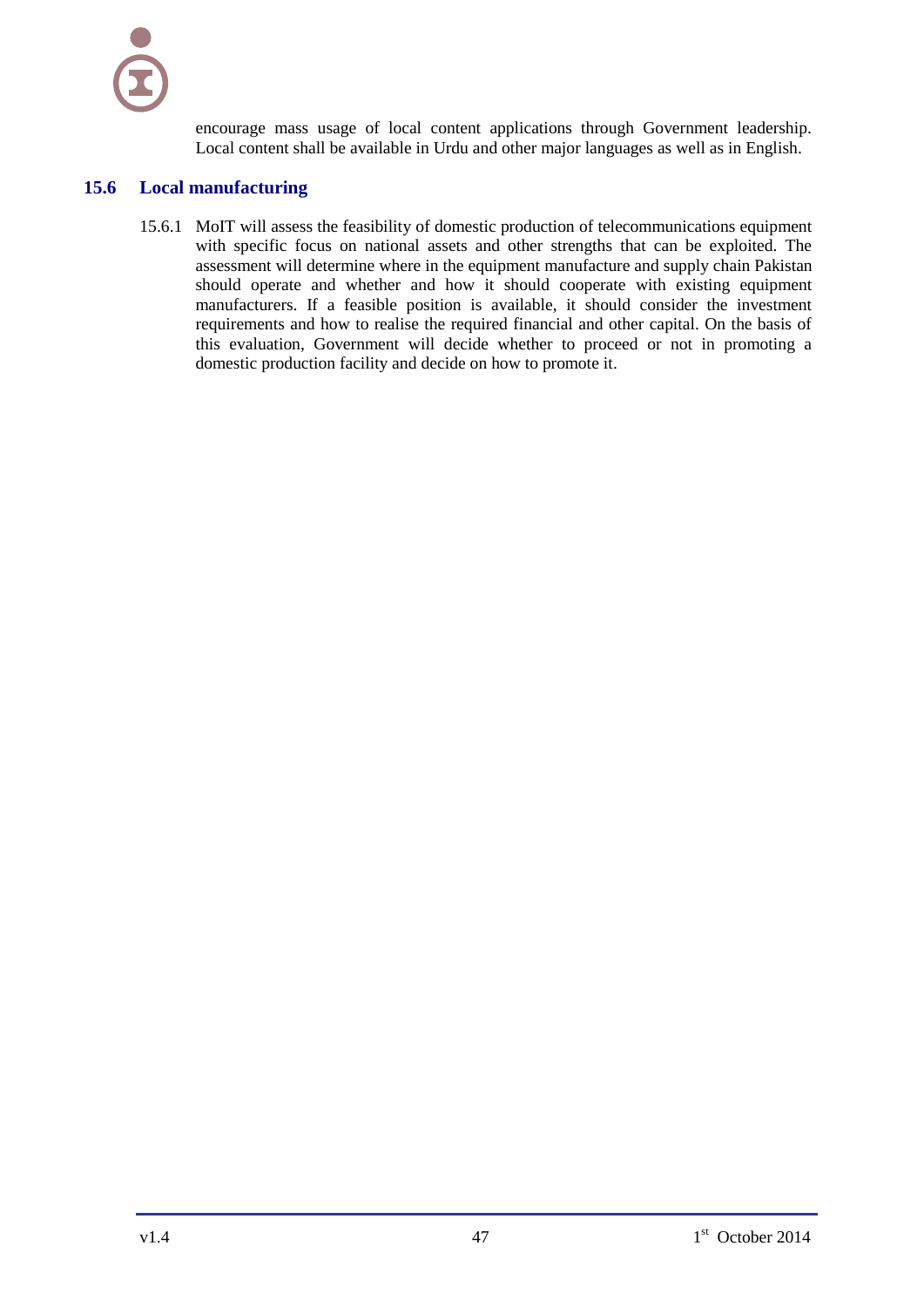encourage mass usage of local content applications through Government leadership. Local content shall be available in Urdu and other major languages as well as in English.

## 15.6 Local manufacturing

15.6.1 MoIT will assess the feasibility of domestic production of telecommunications equipment with specific focus on national assets and other strengths that can be exploited. The assessment will determine where in the equipment manufacture and supply chain Pakistan should operate and whether and how it should cooperate with existing equipment manufacturers. If a feasible position is available, it should consider the investment requirements and how to realise the required financial and other capital. On the basis of this evaluation, Government will decide whether to proceed or not in promoting a domestic production facility and decide on how to promote it.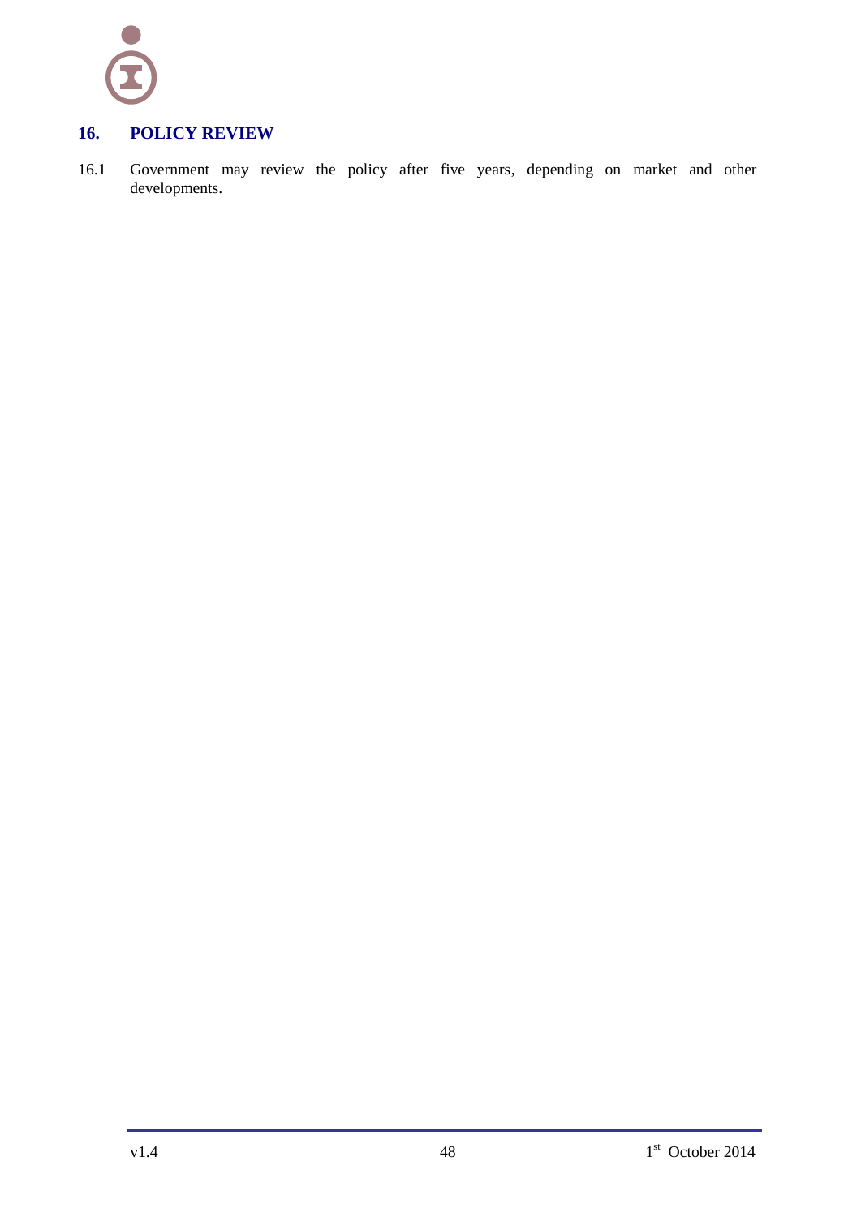## 16. POLICY REVIEW

16.1 Government may review the policy after five years, depending on market and other developments.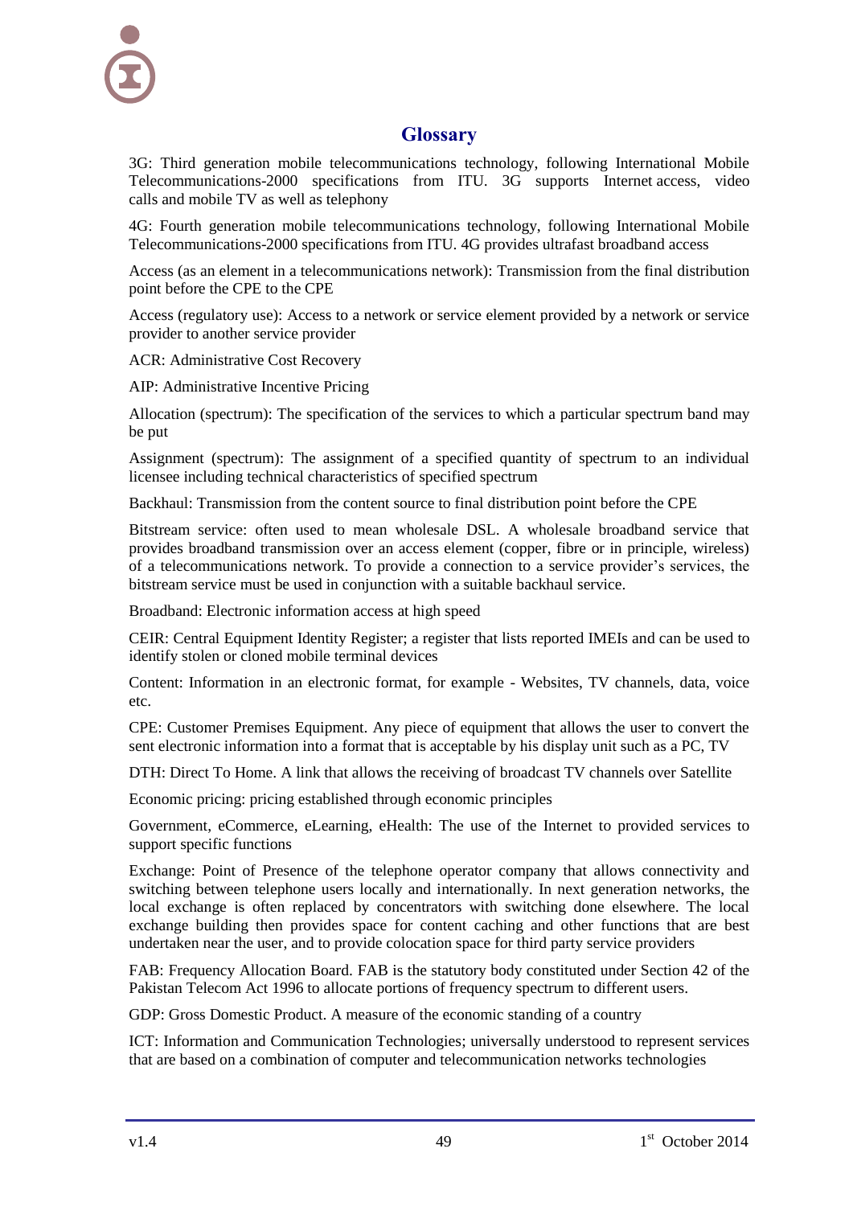# Glossary

3G: Third generation mobile telecommunications technology, following International Mobile Telecommunications-2000 specifications from ITU. 3G supports Internet access, video calls and mobile TV as well as telephony

4G: Fourth generation mobile telecommunications technology, following International Mobile Telecommunications-2000 specifications from ITU. 4G provides ultrafast broadband access

Access (as an element in a telecommunications network): Transmission from the final distribution point before the CPE to the CPE

Access (regulatory use): Access to a network or service element provided by a network or service provider to another service provider

ACR: Administrative Cost Recovery

AIP: Administrative Incentive Pricing

Allocation (spectrum): The specification of the services to which a particular spectrum band may be put

Assignment (spectrum): The assignment of a specified quantity of spectrum to an individual licensee including technical characteristics of specified spectrum

Backhaul: Transmission from the content source to final distribution point before the CPE

Bitstream service: often used to mean wholesale DSL. A wholesale broadband service that provides broadband transmission over an access element (copper, fibre or in principle, wireless) of a telecommunications network. To provide a connection to a service provider's services, the bitstream service must be used in conjunction with a suitable backhaul service.

Broadband: Electronic information access at high speed

CEIR: Central Equipment Identity Register; a register that lists reported IMEIs and can be used to identify stolen or cloned mobile terminal devices

Content: Information in an electronic format, for example - Websites, TV channels, data, voice etc.

CPE: Customer Premises Equipment. Any piece of equipment that allows the user to convert the sent electronic information into a format that is acceptable by his display unit such as a PC, TV

DTH: Direct To Home. A link that allows the receiving of broadcast TV channels over Satellite

Economic pricing: pricing established through economic principles

Government, eCommerce, eLearning, eHealth: The use of the Internet to provided services to support specific functions

Exchange: Point of Presence of the telephone operator company that allows connectivity and switching between telephone users locally and internationally. In next generation networks, the local exchange is often replaced by concentrators with switching done elsewhere. The local exchange building then provides space for content caching and other functions that are best undertaken near the user, and to provide colocation space for third party service providers

FAB: Frequency Allocation Board. FAB is the statutory body constituted under Section 42 of the Pakistan Telecom Act 1996 to allocate portions of frequency spectrum to different users.

GDP: Gross Domestic Product. A measure of the economic standing of a country

ICT: Information and Communication Technologies; universally understood to represent services that are based on a combination of computer and telecommunication networks technologies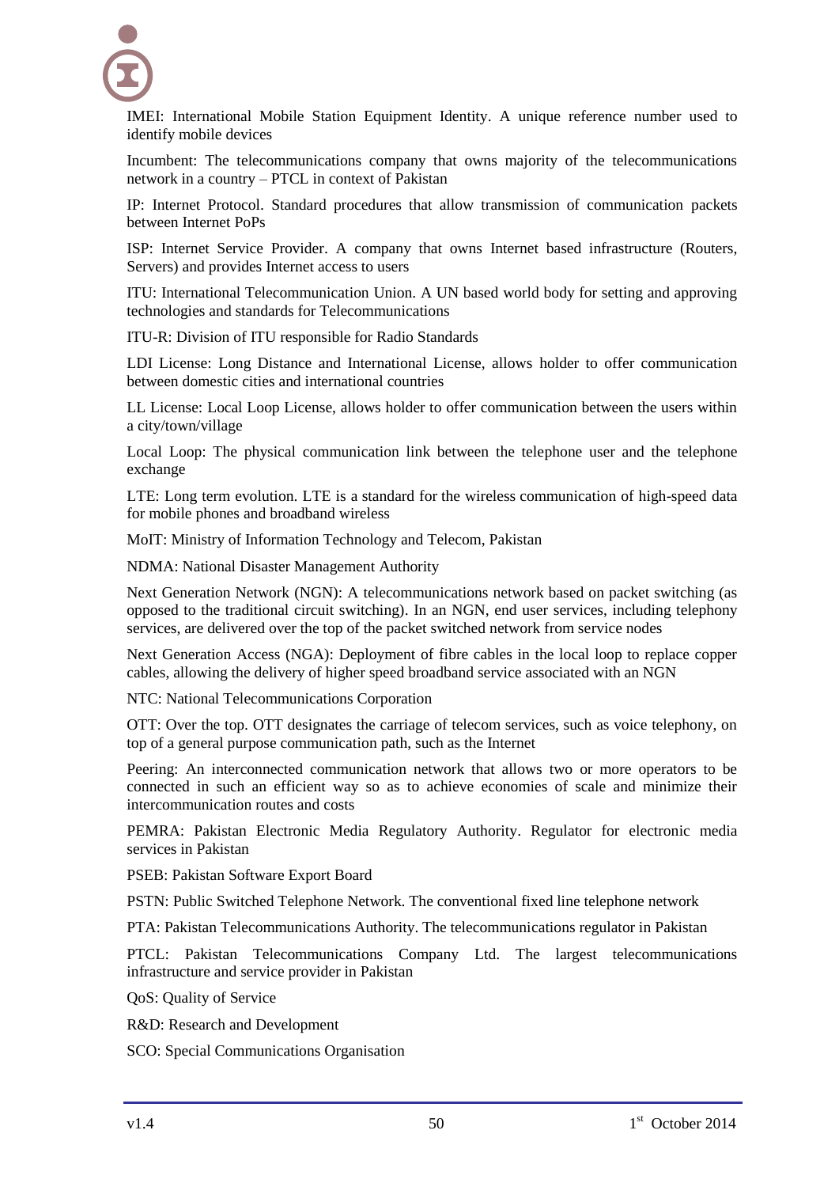IMEI: International Mobile Station Equipment Identity. A unique reference number used to identify mobile devices

Incumbent: The telecommunications company that owns majority of the telecommunications network in a country – PTCL in context of Pakistan

IP: Internet Protocol. Standard procedures that allow transmission of communication packets between Internet PoPs

ISP: Internet Service Provider. A company that owns Internet based infrastructure (Routers, Servers) and provides Internet access to users

ITU: International Telecommunication Union. A UN based world body for setting and approving technologies and standards for Telecommunications

ITU-R: Division of ITU responsible for Radio Standards

LDI License: Long Distance and International License, allows holder to offer communication between domestic cities and international countries

LL License: Local Loop License, allows holder to offer communication between the users within a city/town/village

Local Loop: The physical communication link between the telephone user and the telephone exchange

LTE: Long term evolution. LTE is a standard for the wireless communication of high-speed data for mobile phones and broadband wireless

MoIT: Ministry of Information Technology and Telecom, Pakistan

NDMA: National Disaster Management Authority

Next Generation Network (NGN): A telecommunications network based on packet switching (as opposed to the traditional circuit switching). In an NGN, end user services, including telephony services, are delivered over the top of the packet switched network from service nodes

Next Generation Access (NGA): Deployment of fibre cables in the local loop to replace copper cables, allowing the delivery of higher speed broadband service associated with an NGN

NTC: National Telecommunications Corporation

OTT: Over the top. OTT designates the carriage of telecom services, such as voice telephony, on top of a general purpose communication path, such as the Internet

Peering: An interconnected communication network that allows two or more operators to be connected in such an efficient way so as to achieve economies of scale and minimize their intercommunication routes and costs

PEMRA: Pakistan Electronic Media Regulatory Authority. Regulator for electronic media services in Pakistan

PSEB: Pakistan Software Export Board

PSTN: Public Switched Telephone Network. The conventional fixed line telephone network

PTA: Pakistan Telecommunications Authority. The telecommunications regulator in Pakistan

PTCL: Pakistan Telecommunications Company Ltd. The largest telecommunications infrastructure and service provider in Pakistan

QoS: Quality of Service

R&D: Research and Development

SCO: Special Communications Organisation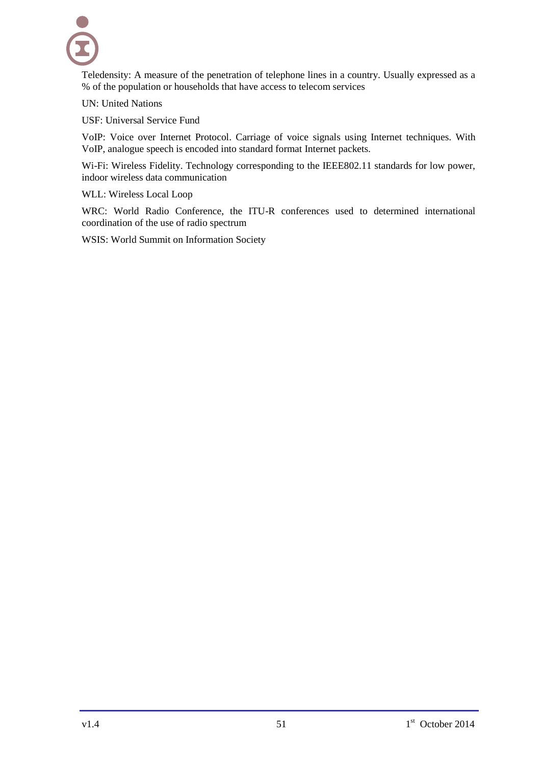Teledensity: A measure of the penetration of telephone lines in a country. Usually expressed as a % of the population or households that have access to telecom services

UN: United Nations

USF: Universal Service Fund

VoIP: Voice over Internet Protocol. Carriage of voice signals using Internet techniques. With VoIP, analogue speech is encoded into standard format Internet packets.

Wi-Fi: Wireless Fidelity. Technology corresponding to the IEEE802.11 standards for low power, indoor wireless data communication

WLL: Wireless Local Loop

WRC: World Radio Conference, the ITU-R conferences used to determined international coordination of the use of radio spectrum

WSIS: World Summit on Information Society